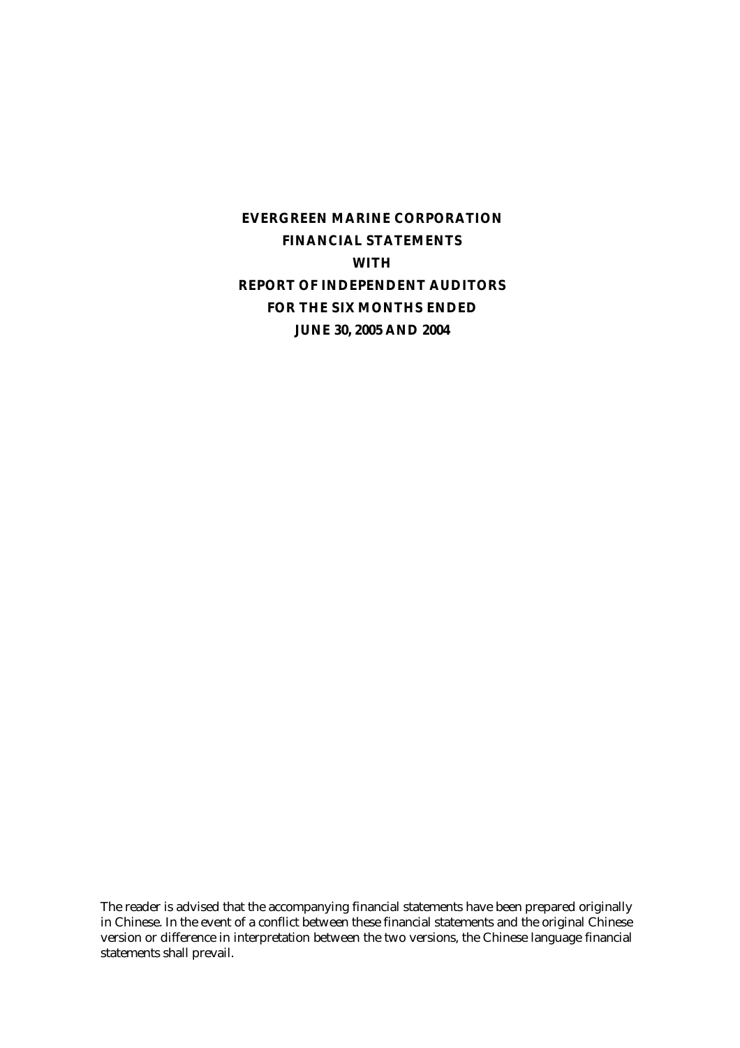# EVERGREEN MARINE CORPORATION
# FINANCIAL STATEMENTS
# WITH
# REPORT OF INDEPENDENT AUDITORS
# FOR THE SIX MONTHS ENDED
# JUNE 30, 2005 AND 2004

The reader is advised that the accompanying financial statements have been prepared originally in Chinese. In the event of a conflict between these financial statements and the original Chinese version or difference in interpretation between the two versions, the Chinese language financial statements shall prevail.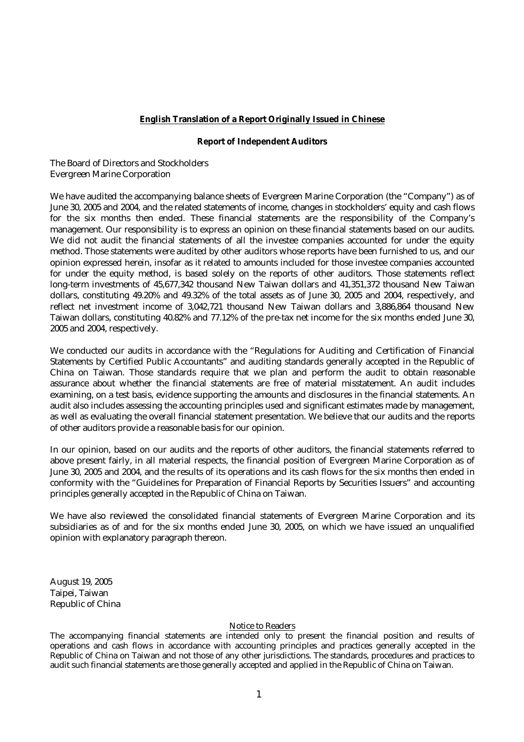**English Translation of a Report Originally Issued in Chinese**

**Report of Independent Auditors**

The Board of Directors and Stockholders
Evergreen Marine Corporation

We have audited the accompanying balance sheets of Evergreen Marine Corporation (the "Company") as of June 30, 2005 and 2004, and the related statements of income, changes in stockholders' equity and cash flows for the six months then ended. These financial statements are the responsibility of the Company's management. Our responsibility is to express an opinion on these financial statements based on our audits. We did not audit the financial statements of all the investee companies accounted for under the equity method. Those statements were audited by other auditors whose reports have been furnished to us, and our opinion expressed herein, insofar as it related to amounts included for those investee companies accounted for under the equity method, is based solely on the reports of other auditors. Those statements reflect long-term investments of 45,677,342 thousand New Taiwan dollars and 41,351,372 thousand New Taiwan dollars, constituting 49.20% and 49.32% of the total assets as of June 30, 2005 and 2004, respectively, and reflect net investment income of 3,042,721 thousand New Taiwan dollars and 3,886,864 thousand New Taiwan dollars, constituting 40.82% and 77.12% of the pre-tax net income for the six months ended June 30, 2005 and 2004, respectively.

We conducted our audits in accordance with the "Regulations for Auditing and Certification of Financial Statements by Certified Public Accountants" and auditing standards generally accepted in the Republic of China on Taiwan. Those standards require that we plan and perform the audit to obtain reasonable assurance about whether the financial statements are free of material misstatement. An audit includes examining, on a test basis, evidence supporting the amounts and disclosures in the financial statements. An audit also includes assessing the accounting principles used and significant estimates made by management, as well as evaluating the overall financial statement presentation. We believe that our audits and the reports of other auditors provide a reasonable basis for our opinion.

In our opinion, based on our audits and the reports of other auditors, the financial statements referred to above present fairly, in all material respects, the financial position of Evergreen Marine Corporation as of June 30, 2005 and 2004, and the results of its operations and its cash flows for the six months then ended in conformity with the "Guidelines for Preparation of Financial Reports by Securities Issuers" and accounting principles generally accepted in the Republic of China on Taiwan.

We have also reviewed the consolidated financial statements of Evergreen Marine Corporation and its subsidiaries as of and for the six months ended June 30, 2005, on which we have issued an unqualified opinion with explanatory paragraph thereon.

August 19, 2005
Taipei, Taiwan
Republic of China

Notice to Readers

The accompanying financial statements are intended only to present the financial position and results of operations and cash flows in accordance with accounting principles and practices generally accepted in the Republic of China on Taiwan and not those of any other jurisdictions. The standards, procedures and practices to audit such financial statements are those generally accepted and applied in the Republic of China on Taiwan.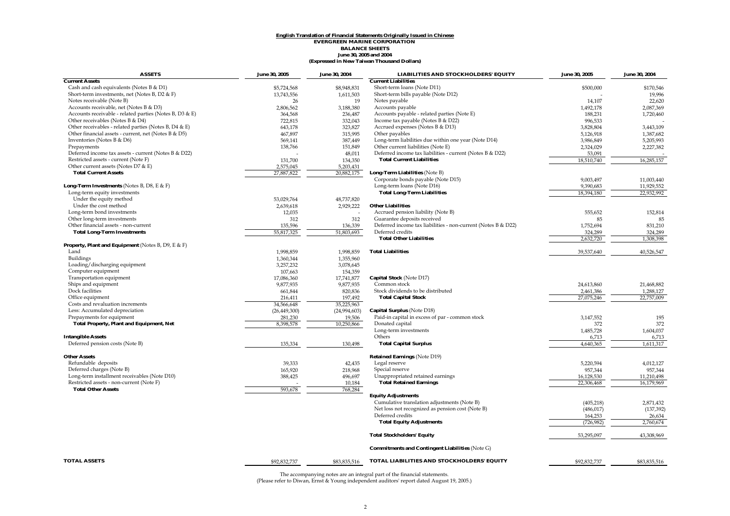**English Translation of Financial Statements Originally Issued in Chinese**

**EVERGREEN MARINE CORPORATION**

**BALANCE SHEETS**

**June 30, 2005 and 2004**

**(Expressed in New Taiwan Thousand Dollars)**

| ASSETS | June 30, 2005 | June 30, 2004 |
|---|---|---|
| **Current Assets** | | |
| Cash and cash equivalents (Notes B & D1) | $5,724,568 | $8,948,831 |
| Short-term investments, net (Notes B, D2 & F) | 13,743,556 | 1,611,503 |
| Notes receivable (Note B) | 26 | 19 |
| Accounts receivable, net (Notes B & D3) | 2,806,562 | 3,188,380 |
| Accounts receivable - related parties (Notes B, D3 & E) | 364,568 | 236,487 |
| Other receivables (Notes B & D4) | 722,815 | 332,043 |
| Other receivables - related parties (Notes B, D4 & E) | 643,178 | 323,827 |
| Other financial assets - current, net (Notes B & D5) | 467,897 | 315,995 |
| Inventories (Notes B & D6) | 569,141 | 387,449 |
| Prepayments | 138,766 | 151,849 |
| Deferred income tax assets - current (Notes B & D22) | - | 48,011 |
| Restricted assets - current (Note F) | 131,700 | 134,350 |
| Other current assets (Notes D7 & E) | 2,575,045 | 5,203,431 |
| **Total Current Assets** | 27,887,822 | 20,882,175 |
| **Long-Term Investments** (Notes B, D8, E & F) | | |
| Long-term equity investments | | |
| Under the equity method | 53,029,764 | 48,737,820 |
| Under the cost method | 2,639,618 | 2,929,222 |
| Long-term bond investments | 12,035 | - |
| Other long-term investments | 312 | 312 |
| Other financial assets - non-current | 135,596 | 136,339 |
| **Total Long-Term Investments** | 55,817,325 | 51,803,693 |
| **Property, Plant and Equipment** (Notes B, D9, E & F) | | |
| Land | 1,998,859 | 1,998,859 |
| Buildings | 1,360,344 | 1,355,960 |
| Loading/discharging equipment | 3,257,232 | 3,078,645 |
| Computer equipment | 107,663 | 154,359 |
| Transportation equipment | 17,086,360 | 17,741,877 |
| Ships and equipment | 9,877,935 | 9,877,935 |
| Dock facilities | 661,844 | 820,836 |
| Office equipment | 216,411 | 197,492 |
| Costs and revaluation increments | 34,566,648 | 35,225,963 |
| Less: Accumulated depreciation | (26,449,300) | (24,994,603) |
| Prepayments for equipment | 281,230 | 19,506 |
| **Total Property, Plant and Equipment, Net** | 8,398,578 | 10,250,866 |
| **Intangible Assets** | | |
| Deferred pension costs (Note B) | 135,334 | 130,498 |
| **Other Assets** | | |
| Refundable deposits | 39,333 | 42,435 |
| Deferred charges (Note B) | 165,920 | 218,968 |
| Long-term installment receivables (Note D10) | 388,425 | 496,697 |
| Restricted assets - non-current (Note F) | - | 10,184 |
| **Total Other Assets** | 593,678 | 768,284 |
| **TOTAL ASSETS** | $92,832,737 | $83,835,516 |

| LIABILITIES AND STOCKHOLDERS' EQUITY | June 30, 2005 | June 30, 2004 |
|---|---|---|
| **Current Liabilities** | | |
| Short-term loans (Note D11) | $500,000 | $170,546 |
| Short-term bills payable (Note D12) | - | 19,996 |
| Notes payable | 14,107 | 22,620 |
| Accounts payable | 1,492,178 | 2,087,369 |
| Accounts payable - related parties (Note E) | 188,231 | 1,720,460 |
| Income tax payable (Notes B & D22) | 996,533 | - |
| Accrued expenses (Notes B & D13) | 3,828,804 | 3,443,109 |
| Other payables | 5,126,918 | 1,387,682 |
| Long-term liabilities due within one year (Note D14) | 3,986,849 | 5,205,993 |
| Other current liabilities (Note E) | 2,324,029 | 2,227,382 |
| Deferred income tax liabilities - current (Notes B & D22) | 53,091 | - |
| **Total Current Liabilities** | 18,510,740 | 16,285,157 |
| **Long-Term Liabilities** (Note B) | | |
| Corporate bonds payable (Note D15) | 9,003,497 | 11,003,440 |
| Long-term loans (Note D16) | 9,390,683 | 11,929,552 |
| **Total Long-Term Liabilities** | 18,394,180 | 22,932,992 |
| **Other Liabilities** | | |
| Accrued pension liability (Note B) | 555,652 | 152,814 |
| Guarantee deposits received | 85 | 85 |
| Deferred income tax liabilities - non-current (Notes B & D22) | 1,752,694 | 831,210 |
| Deferred credits | 324,289 | 324,289 |
| **Total Other Liabilities** | 2,632,720 | 1,308,398 |
| **Total Liabilities** | 39,537,640 | 40,526,547 |
| **Capital Stock** (Note D17) | | |
| Common stock | 24,613,860 | 21,468,882 |
| Stock dividends to be distributed | 2,461,386 | 1,288,127 |
| **Total Capital Stock** | 27,075,246 | 22,757,009 |
| **Capital Surplus** (Note D18) | | |
| Paid-in capital in excess of par - common stock | 3,147,552 | 195 |
| Donated capital | 372 | 372 |
| Long-term investments | 1,485,728 | 1,604,037 |
| Others | 6,713 | 6,713 |
| **Total Capital Surplus** | 4,640,365 | 1,611,317 |
| **Retained Earnings** (Note D19) | | |
| Legal reserve | 5,220,594 | 4,012,127 |
| Special reserve | 957,344 | 957,344 |
| Unappropriated retained earnings | 16,128,530 | 11,210,498 |
| **Total Retained Earnings** | 22,306,468 | 16,179,969 |
| **Equity Adjustments** | | |
| Cumulative translation adjustments (Note B) | (405,218) | 2,871,432 |
| Net loss not recognized as pension cost (Note B) | (486,017) | (137,392) |
| Deferred credits | 164,253 | 26,634 |
| **Total Equity Adjustments** | (726,982) | 2,760,674 |
| **Total Stockholders' Equity** | 53,295,097 | 43,308,969 |
| **Commitments and Contingent Liabilities** (Note G) | | |
| **TOTAL LIABILITIES AND STOCKHOLDERS' EQUITY** | $92,832,737 | $83,835,516 |

The accompanying notes are an integral part of the financial statements.
(Please refer to Diwan, Ernst & Young independent auditors' report dated August 19, 2005.)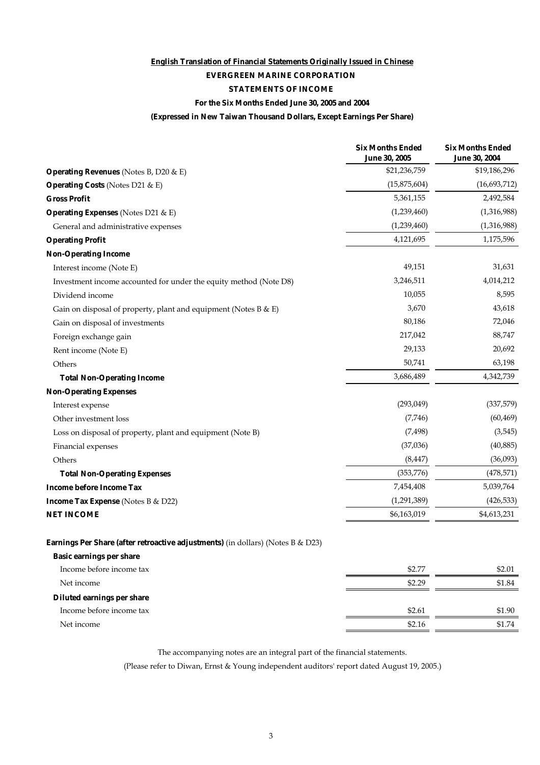**English Translation of Financial Statements Originally Issued in Chinese**

**EVERGREEN MARINE CORPORATION**

**STATEMENTS OF INCOME**

**For the Six Months Ended June 30, 2005 and 2004**

**(Expressed in New Taiwan Thousand Dollars, Except Earnings Per Share)**

| | Six Months Ended June 30, 2005 | Six Months Ended June 30, 2004 |
|---|---|---|
| **Operating Revenues** (Notes B, D20 & E) | $21,236,759 | $19,186,296 |
| **Operating Costs** (Notes D21 & E) | (15,875,604) | (16,693,712) |
| **Gross Profit** | 5,361,155 | 2,492,584 |
| **Operating Expenses** (Notes D21 & E) | (1,239,460) | (1,316,988) |
| General and administrative expenses | (1,239,460) | (1,316,988) |
| **Operating Profit** | 4,121,695 | 1,175,596 |
| **Non-Operating Income** | | |
| Interest income (Note E) | 49,151 | 31,631 |
| Investment income accounted for under the equity method (Note D8) | 3,246,511 | 4,014,212 |
| Dividend income | 10,055 | 8,595 |
| Gain on disposal of property, plant and equipment (Notes B & E) | 3,670 | 43,618 |
| Gain on disposal of investments | 80,186 | 72,046 |
| Foreign exchange gain | 217,042 | 88,747 |
| Rent income (Note E) | 29,133 | 20,692 |
| Others | 50,741 | 63,198 |
| **Total Non-Operating Income** | 3,686,489 | 4,342,739 |
| **Non-Operating Expenses** | | |
| Interest expense | (293,049) | (337,579) |
| Other investment loss | (7,746) | (60,469) |
| Loss on disposal of property, plant and equipment (Note B) | (7,498) | (3,545) |
| Financial expenses | (37,036) | (40,885) |
| Others | (8,447) | (36,093) |
| **Total Non-Operating Expenses** | (353,776) | (478,571) |
| **Income before Income Tax** | 7,454,408 | 5,039,764 |
| **Income Tax Expense** (Notes B & D22) | (1,291,389) | (426,533) |
| **NET INCOME** | $6,163,019 | $4,613,231 |
| | | |
| **Earnings Per Share (after retroactive adjustments)** (in dollars) (Notes B & D23) | | |
| **Basic earnings per share** | | |
| Income before income tax | $2.77 | $2.01 |
| Net income | $2.29 | $1.84 |
| **Diluted earnings per share** | | |
| Income before income tax | $2.61 | $1.90 |
| Net income | $2.16 | $1.74 |

The accompanying notes are an integral part of the financial statements.

(Please refer to Diwan, Ernst & Young independent auditors' report dated August 19, 2005.)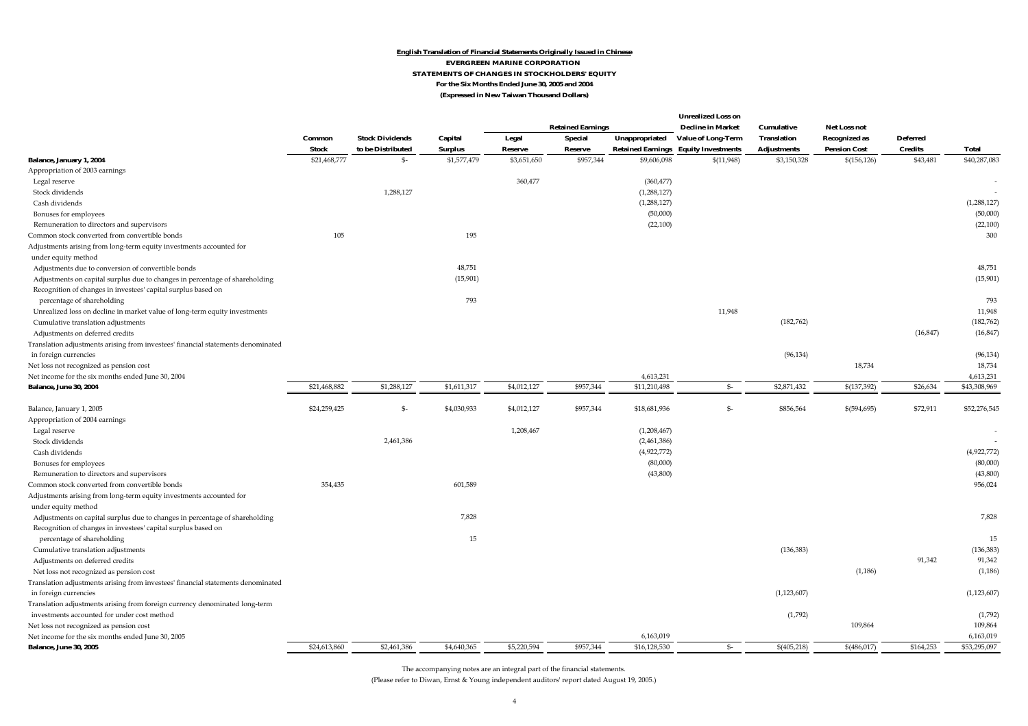English Translation of Financial Statements Originally Issued in Chinese

**EVERGREEN MARINE CORPORATION**

**STATEMENTS OF CHANGES IN STOCKHOLDERS' EQUITY**

**For the Six Months Ended June 30, 2005 and 2004**

**(Expressed in New Taiwan Thousand Dollars)**

| | Common Stock | Stock Dividends to be Distributed | Capital Surplus | Retained Earnings | | | Unrealized Loss on Decline in Market Value of Long-Term Equity Investments | Cumulative Translation Adjustments | Net Loss not Recognized as Pension Cost | Deferred Credits | Total |
|---|---|---|---|---|---|---|---|---|---|---|---|
| | | | | Legal Reserve | Special Reserve | Unappropriated Retained Earnings | | | | | |
| **Balance, January 1, 2004** | $21,468,777 | $- | $1,577,479 | $3,651,650 | $957,344 | $9,606,098 | $(11,948) | $3,150,328 | $(156,126) | $43,481 | $40,287,083 |
| Appropriation of 2003 earnings | | | | | | | | | | | |
| Legal reserve | | | | 360,477 | | (360,477) | | | | | - |
| Stock dividends | | 1,288,127 | | | | (1,288,127) | | | | | - |
| Cash dividends | | | | | | (1,288,127) | | | | | (1,288,127) |
| Bonuses for employees | | | | | | (50,000) | | | | | (50,000) |
| Remuneration to directors and supervisors | | | | | | (22,100) | | | | | (22,100) |
| Common stock converted from convertible bonds | 105 | | 195 | | | | | | | | 300 |
| Adjustments arising from long-term equity investments accounted for under equity method | | | | | | | | | | | |
| Adjustments due to conversion of convertible bonds | | | 48,751 | | | | | | | | 48,751 |
| Adjustments on capital surplus due to changes in percentage of shareholding | | | (15,901) | | | | | | | | (15,901) |
| Recognition of changes in investees' capital surplus based on percentage of shareholding | | | 793 | | | | | | | | 793 |
| Unrealized loss on decline in market value of long-term equity investments | | | | | | | 11,948 | | | | 11,948 |
| Cumulative translation adjustments | | | | | | | | (182,762) | | | (182,762) |
| Adjustments on deferred credits | | | | | | | | | | (16,847) | (16,847) |
| Translation adjustments arising from investees' financial statements denominated in foreign currencies | | | | | | | | (96,134) | | | (96,134) |
| Net loss not recognized as pension cost | | | | | | | | | 18,734 | | 18,734 |
| Net income for the six months ended June 30, 2004 | | | | | | 4,613,231 | | | | | 4,613,231 |
| **Balance, June 30, 2004** | $21,468,882 | $1,288,127 | $1,611,317 | $4,012,127 | $957,344 | $11,210,498 | $- | $2,871,432 | $(137,392) | $26,634 | $43,308,969 |
| | | | | | | | | | | | |
| Balance, January 1, 2005 | $24,259,425 | $- | $4,030,933 | $4,012,127 | $957,344 | $18,681,936 | $- | $856,564 | $(594,695) | $72,911 | $52,276,545 |
| Appropriation of 2004 earnings | | | | | | | | | | | |
| Legal reserve | | | | 1,208,467 | | (1,208,467) | | | | | - |
| Stock dividends | | 2,461,386 | | | | (2,461,386) | | | | | - |
| Cash dividends | | | | | | (4,922,772) | | | | | (4,922,772) |
| Bonuses for employees | | | | | | (80,000) | | | | | (80,000) |
| Remuneration to directors and supervisors | | | | | | (43,800) | | | | | (43,800) |
| Common stock converted from convertible bonds | 354,435 | | 601,589 | | | | | | | | 956,024 |
| Adjustments arising from long-term equity investments accounted for under equity method | | | | | | | | | | | |
| Adjustments on capital surplus due to changes in percentage of shareholding | | | 7,828 | | | | | | | | 7,828 |
| Recognition of changes in investees' capital surplus based on percentage of shareholding | | | 15 | | | | | | | | 15 |
| Cumulative translation adjustments | | | | | | | | (136,383) | | | (136,383) |
| Adjustments on deferred credits | | | | | | | | | | 91,342 | 91,342 |
| Net loss not recognized as pension cost | | | | | | | | | (1,186) | | (1,186) |
| Translation adjustments arising from investees' financial statements denominated in foreign currencies | | | | | | | | (1,123,607) | | | (1,123,607) |
| Translation adjustments arising from foreign currency denominated long-term investments accounted for under cost method | | | | | | | | (1,792) | | | (1,792) |
| Net loss not recognized as pension cost | | | | | | | | | 109,864 | | 109,864 |
| Net income for the six months ended June 30, 2005 | | | | | | 6,163,019 | | | | | 6,163,019 |
| **Balance, June 30, 2005** | $24,613,860 | $2,461,386 | $4,640,365 | $5,220,594 | $957,344 | $16,128,530 | $- | $(405,218) | $(486,017) | $164,253 | $53,295,097 |

The accompanying notes are an integral part of the financial statements.

(Please refer to Diwan, Ernst & Young independent auditors' report dated August 19, 2005.)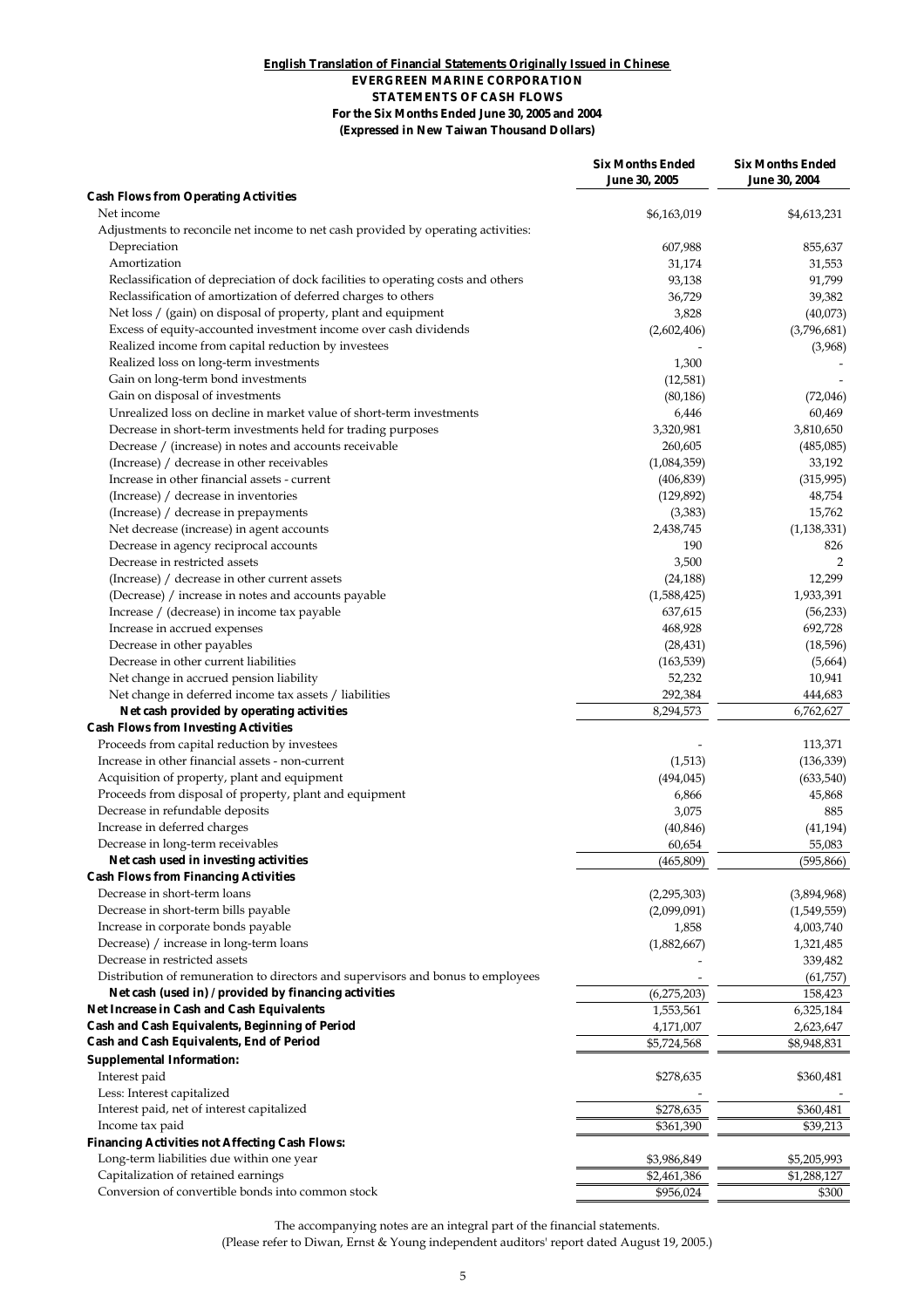**English Translation of Financial Statements Originally Issued in Chinese**

**EVERGREEN MARINE CORPORATION**

**STATEMENTS OF CASH FLOWS**

**For the Six Months Ended June 30, 2005 and 2004**

**(Expressed in New Taiwan Thousand Dollars)**

| | Six Months Ended June 30, 2005 | Six Months Ended June 30, 2004 |
|---|---|---|
| **Cash Flows from Operating Activities** | | |
| Net income | $6,163,019 | $4,613,231 |
| Adjustments to reconcile net income to net cash provided by operating activities: | | |
| Depreciation | 607,988 | 855,637 |
| Amortization | 31,174 | 31,553 |
| Reclassification of depreciation of dock facilities to operating costs and others | 93,138 | 91,799 |
| Reclassification of amortization of deferred charges to others | 36,729 | 39,382 |
| Net loss / (gain) on disposal of property, plant and equipment | 3,828 | (40,073) |
| Excess of equity-accounted investment income over cash dividends | (2,602,406) | (3,796,681) |
| Realized income from capital reduction by investees | - | (3,968) |
| Realized loss on long-term investments | 1,300 | - |
| Gain on long-term bond investments | (12,581) | - |
| Gain on disposal of investments | (80,186) | (72,046) |
| Unrealized loss on decline in market value of short-term investments | 6,446 | 60,469 |
| Decrease in short-term investments held for trading purposes | 3,320,981 | 3,810,650 |
| Decrease / (increase) in notes and accounts receivable | 260,605 | (485,085) |
| (Increase) / decrease in other receivables | (1,084,359) | 33,192 |
| Increase in other financial assets - current | (406,839) | (315,995) |
| (Increase) / decrease in inventories | (129,892) | 48,754 |
| (Increase) / decrease in prepayments | (3,383) | 15,762 |
| Net decrease (increase) in agent accounts | 2,438,745 | (1,138,331) |
| Decrease in agency reciprocal accounts | 190 | 826 |
| Decrease in restricted assets | 3,500 | 2 |
| (Increase) / decrease in other current assets | (24,188) | 12,299 |
| (Decrease) / increase in notes and accounts payable | (1,588,425) | 1,933,391 |
| Increase / (decrease) in income tax payable | 637,615 | (56,233) |
| Increase in accrued expenses | 468,928 | 692,728 |
| Decrease in other payables | (28,431) | (18,596) |
| Decrease in other current liabilities | (163,539) | (5,664) |
| Net change in accrued pension liability | 52,232 | 10,941 |
| Net change in deferred income tax assets / liabilities | 292,384 | 444,683 |
| **Net cash provided by operating activities** | 8,294,573 | 6,762,627 |
| **Cash Flows from Investing Activities** | | |
| Proceeds from capital reduction by investees | - | 113,371 |
| Increase in other financial assets - non-current | (1,513) | (136,339) |
| Acquisition of property, plant and equipment | (494,045) | (633,540) |
| Proceeds from disposal of property, plant and equipment | 6,866 | 45,868 |
| Decrease in refundable deposits | 3,075 | 885 |
| Increase in deferred charges | (40,846) | (41,194) |
| Decrease in long-term receivables | 60,654 | 55,083 |
| **Net cash used in investing activities** | (465,809) | (595,866) |
| **Cash Flows from Financing Activities** | | |
| Decrease in short-term loans | (2,295,303) | (3,894,968) |
| Decrease in short-term bills payable | (2,099,091) | (1,549,559) |
| Increase in corporate bonds payable | 1,858 | 4,003,740 |
| Decrease) / increase in long-term loans | (1,882,667) | 1,321,485 |
| Decrease in restricted assets | - | 339,482 |
| Distribution of remuneration to directors and supervisors and bonus to employees | - | (61,757) |
| **Net cash (used in) / provided by financing activities** | (6,275,203) | 158,423 |
| **Net Increase in Cash and Cash Equivalents** | 1,553,561 | 6,325,184 |
| **Cash and Cash Equivalents, Beginning of Period** | 4,171,007 | 2,623,647 |
| **Cash and Cash Equivalents, End of Period** | $5,724,568 | $8,948,831 |
| **Supplemental Information:** | | |
| Interest paid | $278,635 | $360,481 |
| Less: Interest capitalized | - | - |
| Interest paid, net of interest capitalized | $278,635 | $360,481 |
| Income tax paid | $361,390 | $39,213 |
| **Financing Activities not Affecting Cash Flows:** | | |
| Long-term liabilities due within one year | $3,986,849 | $5,205,993 |
| Capitalization of retained earnings | $2,461,386 | $1,288,127 |
| Conversion of convertible bonds into common stock | $956,024 | $300 |

The accompanying notes are an integral part of the financial statements.

(Please refer to Diwan, Ernst & Young independent auditors' report dated August 19, 2005.)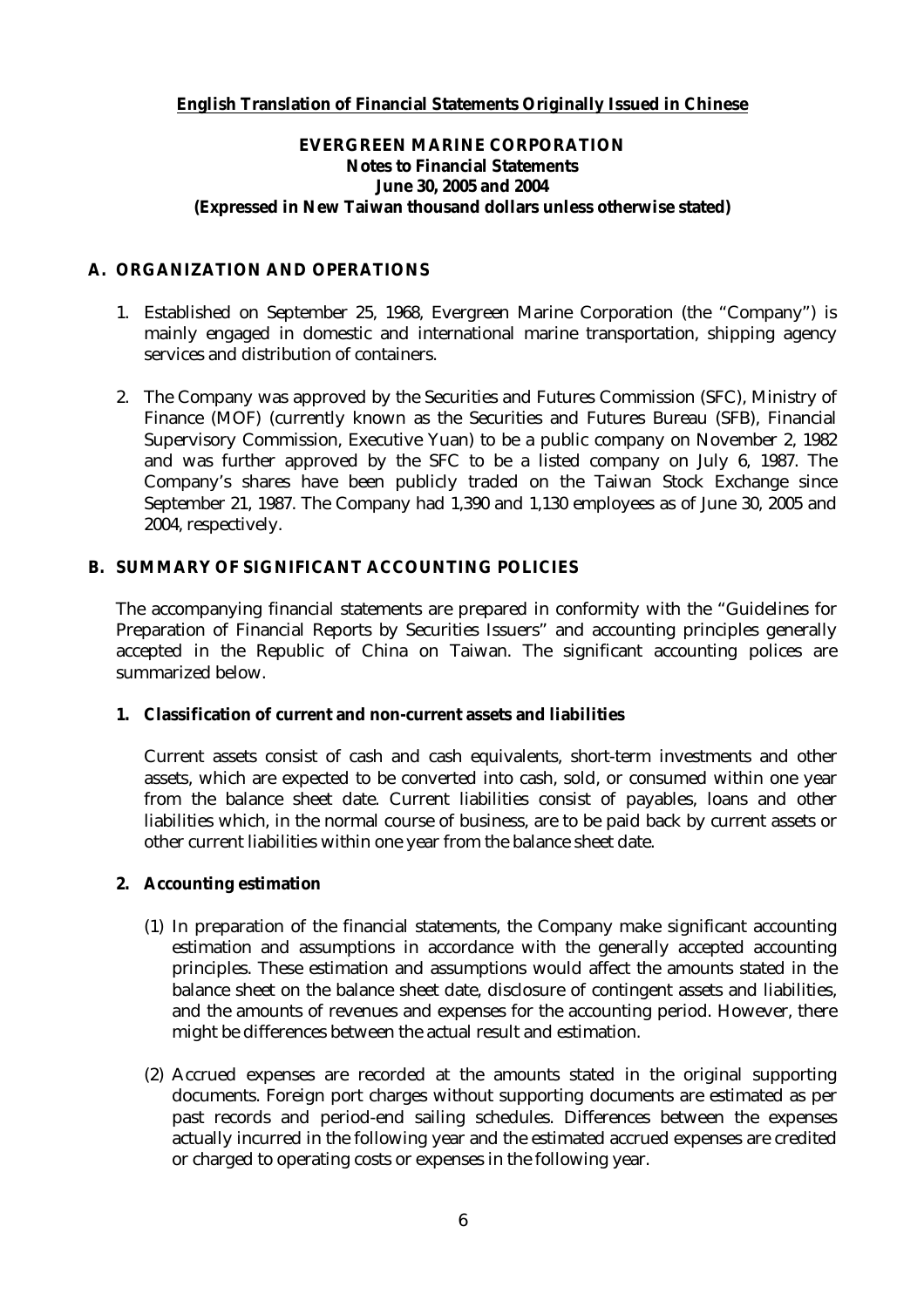**English Translation of Financial Statements Originally Issued in Chinese**

**EVERGREEN MARINE CORPORATION**
**Notes to Financial Statements**
**June 30, 2005 and 2004**
**(Expressed in New Taiwan thousand dollars unless otherwise stated)**

## A. ORGANIZATION AND OPERATIONS

1. Established on September 25, 1968, Evergreen Marine Corporation (the "Company") is mainly engaged in domestic and international marine transportation, shipping agency services and distribution of containers.

2. The Company was approved by the Securities and Futures Commission (SFC), Ministry of Finance (MOF) (currently known as the Securities and Futures Bureau (SFB), Financial Supervisory Commission, Executive Yuan) to be a public company on November 2, 1982 and was further approved by the SFC to be a listed company on July 6, 1987. The Company's shares have been publicly traded on the Taiwan Stock Exchange since September 21, 1987. The Company had 1,390 and 1,130 employees as of June 30, 2005 and 2004, respectively.

## B. SUMMARY OF SIGNIFICANT ACCOUNTING POLICIES

The accompanying financial statements are prepared in conformity with the "Guidelines for Preparation of Financial Reports by Securities Issuers" and accounting principles generally accepted in the Republic of China on Taiwan. The significant accounting polices are summarized below.

### 1. Classification of current and non-current assets and liabilities

Current assets consist of cash and cash equivalents, short-term investments and other assets, which are expected to be converted into cash, sold, or consumed within one year from the balance sheet date. Current liabilities consist of payables, loans and other liabilities which, in the normal course of business, are to be paid back by current assets or other current liabilities within one year from the balance sheet date.

### 2. Accounting estimation

(1) In preparation of the financial statements, the Company make significant accounting estimation and assumptions in accordance with the generally accepted accounting principles. These estimation and assumptions would affect the amounts stated in the balance sheet on the balance sheet date, disclosure of contingent assets and liabilities, and the amounts of revenues and expenses for the accounting period. However, there might be differences between the actual result and estimation.

(2) Accrued expenses are recorded at the amounts stated in the original supporting documents. Foreign port charges without supporting documents are estimated as per past records and period-end sailing schedules. Differences between the expenses actually incurred in the following year and the estimated accrued expenses are credited or charged to operating costs or expenses in the following year.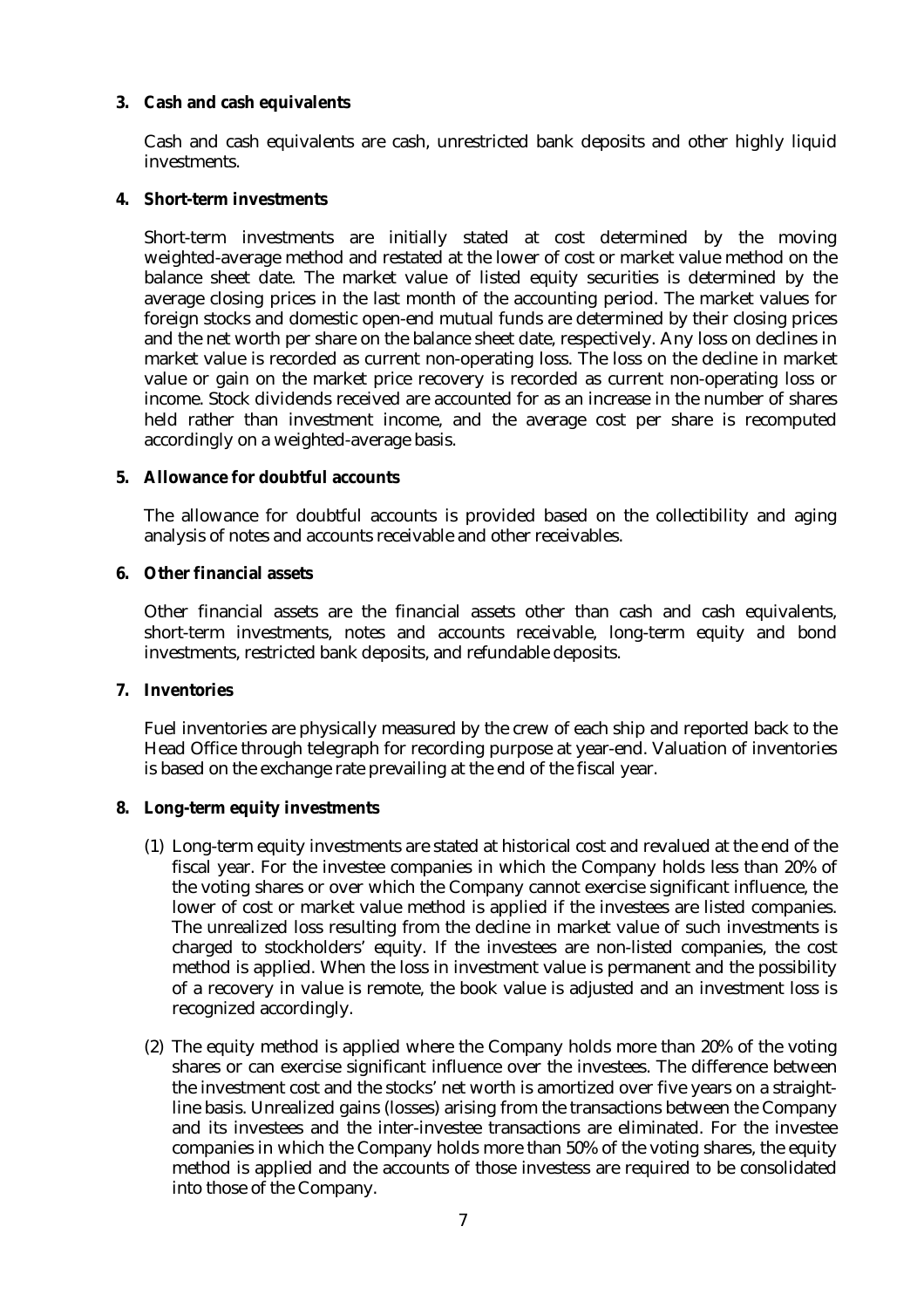**3. Cash and cash equivalents**

Cash and cash equivalents are cash, unrestricted bank deposits and other highly liquid investments.

**4. Short-term investments**

Short-term investments are initially stated at cost determined by the moving weighted-average method and restated at the lower of cost or market value method on the balance sheet date. The market value of listed equity securities is determined by the average closing prices in the last month of the accounting period. The market values for foreign stocks and domestic open-end mutual funds are determined by their closing prices and the net worth per share on the balance sheet date, respectively. Any loss on declines in market value is recorded as current non-operating loss. The loss on the decline in market value or gain on the market price recovery is recorded as current non-operating loss or income. Stock dividends received are accounted for as an increase in the number of shares held rather than investment income, and the average cost per share is recomputed accordingly on a weighted-average basis.

**5. Allowance for doubtful accounts**

The allowance for doubtful accounts is provided based on the collectibility and aging analysis of notes and accounts receivable and other receivables.

**6. Other financial assets**

Other financial assets are the financial assets other than cash and cash equivalents, short-term investments, notes and accounts receivable, long-term equity and bond investments, restricted bank deposits, and refundable deposits.

**7. Inventories**

Fuel inventories are physically measured by the crew of each ship and reported back to the Head Office through telegraph for recording purpose at year-end. Valuation of inventories is based on the exchange rate prevailing at the end of the fiscal year.

**8. Long-term equity investments**

(1) Long-term equity investments are stated at historical cost and revalued at the end of the fiscal year. For the investee companies in which the Company holds less than 20% of the voting shares or over which the Company cannot exercise significant influence, the lower of cost or market value method is applied if the investees are listed companies. The unrealized loss resulting from the decline in market value of such investments is charged to stockholders' equity. If the investees are non-listed companies, the cost method is applied. When the loss in investment value is permanent and the possibility of a recovery in value is remote, the book value is adjusted and an investment loss is recognized accordingly.

(2) The equity method is applied where the Company holds more than 20% of the voting shares or can exercise significant influence over the investees. The difference between the investment cost and the stocks' net worth is amortized over five years on a straight-line basis. Unrealized gains (losses) arising from the transactions between the Company and its investees and the inter-investee transactions are eliminated. For the investee companies in which the Company holds more than 50% of the voting shares, the equity method is applied and the accounts of those investess are required to be consolidated into those of the Company.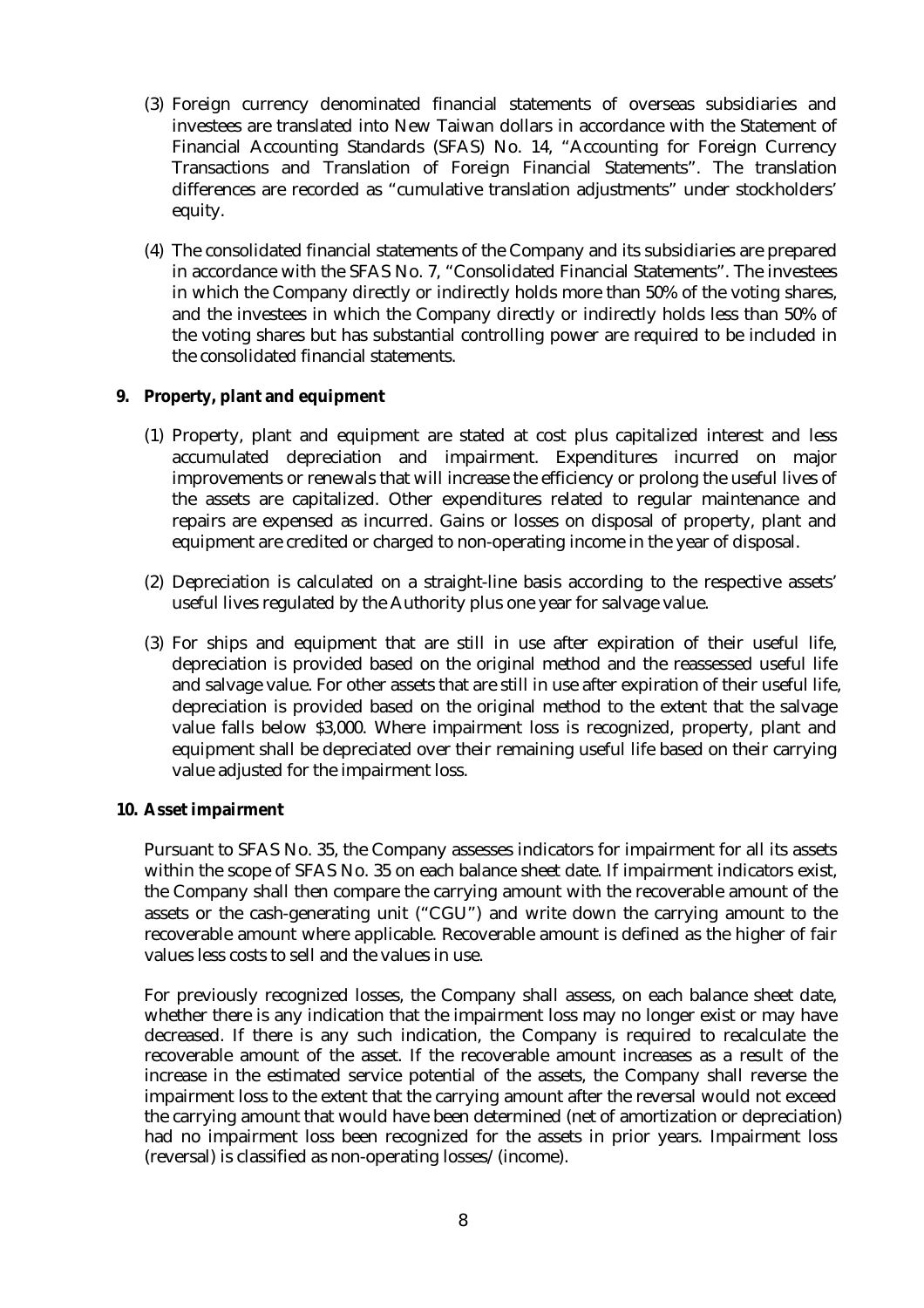(3) Foreign currency denominated financial statements of overseas subsidiaries and investees are translated into New Taiwan dollars in accordance with the Statement of Financial Accounting Standards (SFAS) No. 14, "Accounting for Foreign Currency Transactions and Translation of Foreign Financial Statements". The translation differences are recorded as "cumulative translation adjustments" under stockholders' equity.

(4) The consolidated financial statements of the Company and its subsidiaries are prepared in accordance with the SFAS No. 7, "Consolidated Financial Statements". The investees in which the Company directly or indirectly holds more than 50% of the voting shares, and the investees in which the Company directly or indirectly holds less than 50% of the voting shares but has substantial controlling power are required to be included in the consolidated financial statements.

**9. Property, plant and equipment**

(1) Property, plant and equipment are stated at cost plus capitalized interest and less accumulated depreciation and impairment. Expenditures incurred on major improvements or renewals that will increase the efficiency or prolong the useful lives of the assets are capitalized. Other expenditures related to regular maintenance and repairs are expensed as incurred. Gains or losses on disposal of property, plant and equipment are credited or charged to non-operating income in the year of disposal.

(2) Depreciation is calculated on a straight-line basis according to the respective assets' useful lives regulated by the Authority plus one year for salvage value.

(3) For ships and equipment that are still in use after expiration of their useful life, depreciation is provided based on the original method and the reassessed useful life and salvage value. For other assets that are still in use after expiration of their useful life, depreciation is provided based on the original method to the extent that the salvage value falls below $3,000. Where impairment loss is recognized, property, plant and equipment shall be depreciated over their remaining useful life based on their carrying value adjusted for the impairment loss.

**10. Asset impairment**

Pursuant to SFAS No. 35, the Company assesses indicators for impairment for all its assets within the scope of SFAS No. 35 on each balance sheet date. If impairment indicators exist, the Company shall then compare the carrying amount with the recoverable amount of the assets or the cash-generating unit ("CGU") and write down the carrying amount to the recoverable amount where applicable. Recoverable amount is defined as the higher of fair values less costs to sell and the values in use.

For previously recognized losses, the Company shall assess, on each balance sheet date, whether there is any indication that the impairment loss may no longer exist or may have decreased. If there is any such indication, the Company is required to recalculate the recoverable amount of the asset. If the recoverable amount increases as a result of the increase in the estimated service potential of the assets, the Company shall reverse the impairment loss to the extent that the carrying amount after the reversal would not exceed the carrying amount that would have been determined (net of amortization or depreciation) had no impairment loss been recognized for the assets in prior years. Impairment loss (reversal) is classified as non-operating losses/(income).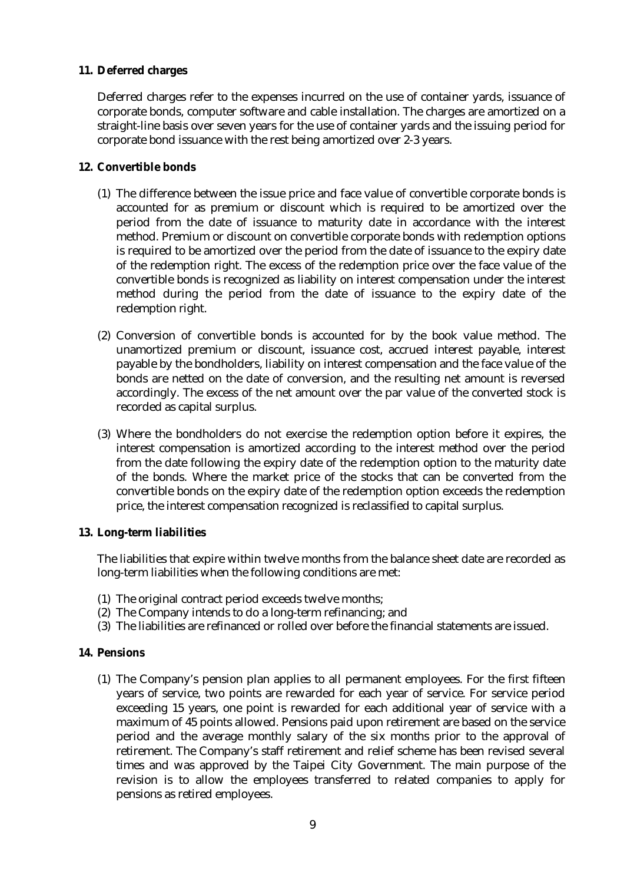**11. Deferred charges**

Deferred charges refer to the expenses incurred on the use of container yards, issuance of corporate bonds, computer software and cable installation. The charges are amortized on a straight-line basis over seven years for the use of container yards and the issuing period for corporate bond issuance with the rest being amortized over 2-3 years.

**12. Convertible bonds**

(1) The difference between the issue price and face value of convertible corporate bonds is accounted for as premium or discount which is required to be amortized over the period from the date of issuance to maturity date in accordance with the interest method. Premium or discount on convertible corporate bonds with redemption options is required to be amortized over the period from the date of issuance to the expiry date of the redemption right. The excess of the redemption price over the face value of the convertible bonds is recognized as liability on interest compensation under the interest method during the period from the date of issuance to the expiry date of the redemption right.

(2) Conversion of convertible bonds is accounted for by the book value method. The unamortized premium or discount, issuance cost, accrued interest payable, interest payable by the bondholders, liability on interest compensation and the face value of the bonds are netted on the date of conversion, and the resulting net amount is reversed accordingly. The excess of the net amount over the par value of the converted stock is recorded as capital surplus.

(3) Where the bondholders do not exercise the redemption option before it expires, the interest compensation is amortized according to the interest method over the period from the date following the expiry date of the redemption option to the maturity date of the bonds. Where the market price of the stocks that can be converted from the convertible bonds on the expiry date of the redemption option exceeds the redemption price, the interest compensation recognized is reclassified to capital surplus.

**13. Long-term liabilities**

The liabilities that expire within twelve months from the balance sheet date are recorded as long-term liabilities when the following conditions are met:

(1) The original contract period exceeds twelve months;
(2) The Company intends to do a long-term refinancing; and
(3) The liabilities are refinanced or rolled over before the financial statements are issued.

**14. Pensions**

(1) The Company's pension plan applies to all permanent employees. For the first fifteen years of service, two points are rewarded for each year of service. For service period exceeding 15 years, one point is rewarded for each additional year of service with a maximum of 45 points allowed. Pensions paid upon retirement are based on the service period and the average monthly salary of the six months prior to the approval of retirement. The Company's staff retirement and relief scheme has been revised several times and was approved by the Taipei City Government. The main purpose of the revision is to allow the employees transferred to related companies to apply for pensions as retired employees.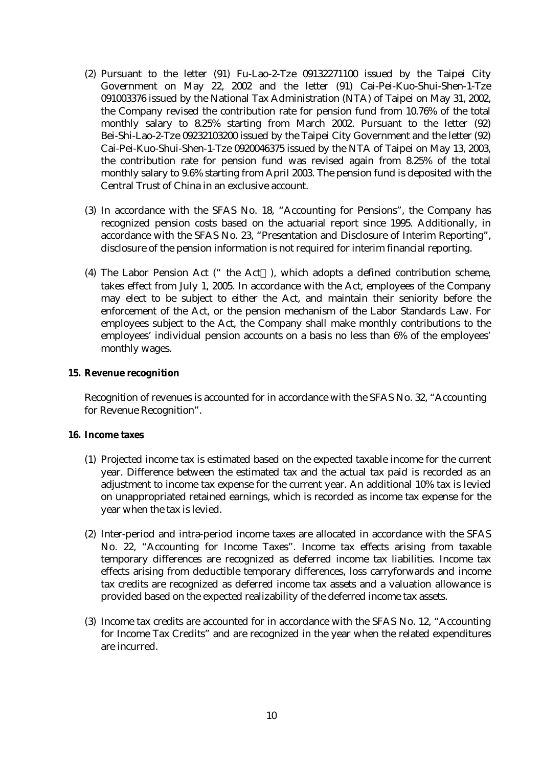(2) Pursuant to the letter (91) Fu-Lao-2-Tze 09132271100 issued by the Taipei City Government on May 22, 2002 and the letter (91) Cai-Pei-Kuo-Shui-Shen-1-Tze 091003376 issued by the National Tax Administration (NTA) of Taipei on May 31, 2002, the Company revised the contribution rate for pension fund from 10.76% of the total monthly salary to 8.25% starting from March 2002. Pursuant to the letter (92) Bei-Shi-Lao-2-Tze 09232103200 issued by the Taipei City Government and the letter (92) Cai-Pei-Kuo-Shui-Shen-1-Tze 0920046375 issued by the NTA of Taipei on May 13, 2003, the contribution rate for pension fund was revised again from 8.25% of the total monthly salary to 9.6% starting from April 2003. The pension fund is deposited with the Central Trust of China in an exclusive account.

(3) In accordance with the SFAS No. 18, "Accounting for Pensions", the Company has recognized pension costs based on the actuarial report since 1995. Additionally, in accordance with the SFAS No. 23, "Presentation and Disclosure of Interim Reporting", disclosure of the pension information is not required for interim financial reporting.

(4) The Labor Pension Act (" the Act"), which adopts a defined contribution scheme, takes effect from July 1, 2005. In accordance with the Act, employees of the Company may elect to be subject to either the Act, and maintain their seniority before the enforcement of the Act, or the pension mechanism of the Labor Standards Law. For employees subject to the Act, the Company shall make monthly contributions to the employees' individual pension accounts on a basis no less than 6% of the employees' monthly wages.

**15. Revenue recognition**

Recognition of revenues is accounted for in accordance with the SFAS No. 32, "Accounting for Revenue Recognition".

**16. Income taxes**

(1) Projected income tax is estimated based on the expected taxable income for the current year. Difference between the estimated tax and the actual tax paid is recorded as an adjustment to income tax expense for the current year. An additional 10% tax is levied on unappropriated retained earnings, which is recorded as income tax expense for the year when the tax is levied.

(2) Inter-period and intra-period income taxes are allocated in accordance with the SFAS No. 22, "Accounting for Income Taxes". Income tax effects arising from taxable temporary differences are recognized as deferred income tax liabilities. Income tax effects arising from deductible temporary differences, loss carryforwards and income tax credits are recognized as deferred income tax assets and a valuation allowance is provided based on the expected realizability of the deferred income tax assets.

(3) Income tax credits are accounted for in accordance with the SFAS No. 12, "Accounting for Income Tax Credits" and are recognized in the year when the related expenditures are incurred.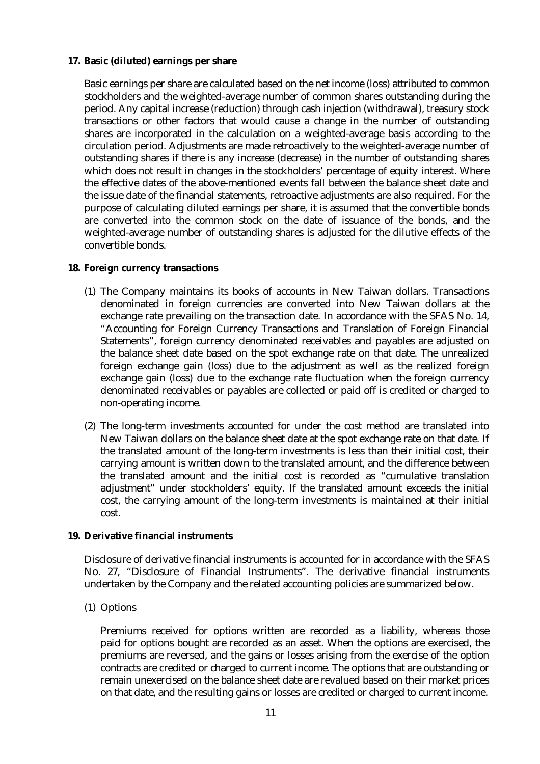**17. Basic (diluted) earnings per share**

Basic earnings per share are calculated based on the net income (loss) attributed to common stockholders and the weighted-average number of common shares outstanding during the period. Any capital increase (reduction) through cash injection (withdrawal), treasury stock transactions or other factors that would cause a change in the number of outstanding shares are incorporated in the calculation on a weighted-average basis according to the circulation period. Adjustments are made retroactively to the weighted-average number of outstanding shares if there is any increase (decrease) in the number of outstanding shares which does not result in changes in the stockholders' percentage of equity interest. Where the effective dates of the above-mentioned events fall between the balance sheet date and the issue date of the financial statements, retroactive adjustments are also required. For the purpose of calculating diluted earnings per share, it is assumed that the convertible bonds are converted into the common stock on the date of issuance of the bonds, and the weighted-average number of outstanding shares is adjusted for the dilutive effects of the convertible bonds.

**18. Foreign currency transactions**

(1) The Company maintains its books of accounts in New Taiwan dollars. Transactions denominated in foreign currencies are converted into New Taiwan dollars at the exchange rate prevailing on the transaction date. In accordance with the SFAS No. 14, "Accounting for Foreign Currency Transactions and Translation of Foreign Financial Statements", foreign currency denominated receivables and payables are adjusted on the balance sheet date based on the spot exchange rate on that date. The unrealized foreign exchange gain (loss) due to the adjustment as well as the realized foreign exchange gain (loss) due to the exchange rate fluctuation when the foreign currency denominated receivables or payables are collected or paid off is credited or charged to non-operating income.

(2) The long-term investments accounted for under the cost method are translated into New Taiwan dollars on the balance sheet date at the spot exchange rate on that date. If the translated amount of the long-term investments is less than their initial cost, their carrying amount is written down to the translated amount, and the difference between the translated amount and the initial cost is recorded as "cumulative translation adjustment" under stockholders' equity. If the translated amount exceeds the initial cost, the carrying amount of the long-term investments is maintained at their initial cost.

**19. Derivative financial instruments**

Disclosure of derivative financial instruments is accounted for in accordance with the SFAS No. 27, "Disclosure of Financial Instruments". The derivative financial instruments undertaken by the Company and the related accounting policies are summarized below.

(1) Options

Premiums received for options written are recorded as a liability, whereas those paid for options bought are recorded as an asset. When the options are exercised, the premiums are reversed, and the gains or losses arising from the exercise of the option contracts are credited or charged to current income. The options that are outstanding or remain unexercised on the balance sheet date are revalued based on their market prices on that date, and the resulting gains or losses are credited or charged to current income.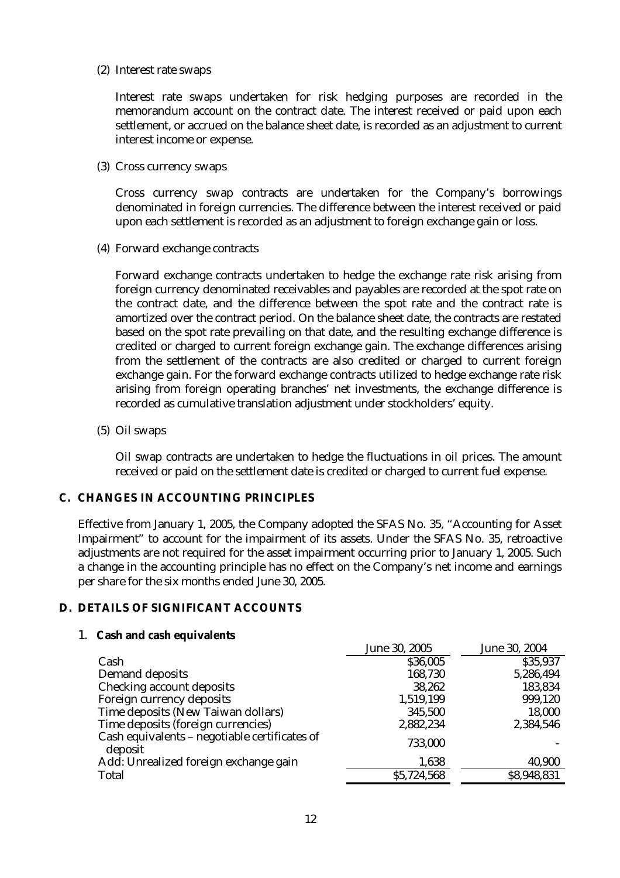(2) Interest rate swaps

Interest rate swaps undertaken for risk hedging purposes are recorded in the memorandum account on the contract date. The interest received or paid upon each settlement, or accrued on the balance sheet date, is recorded as an adjustment to current interest income or expense.

(3) Cross currency swaps

Cross currency swap contracts are undertaken for the Company's borrowings denominated in foreign currencies. The difference between the interest received or paid upon each settlement is recorded as an adjustment to foreign exchange gain or loss.

(4) Forward exchange contracts

Forward exchange contracts undertaken to hedge the exchange rate risk arising from foreign currency denominated receivables and payables are recorded at the spot rate on the contract date, and the difference between the spot rate and the contract rate is amortized over the contract period. On the balance sheet date, the contracts are restated based on the spot rate prevailing on that date, and the resulting exchange difference is credited or charged to current foreign exchange gain. The exchange differences arising from the settlement of the contracts are also credited or charged to current foreign exchange gain. For the forward exchange contracts utilized to hedge exchange rate risk arising from foreign operating branches' net investments, the exchange difference is recorded as cumulative translation adjustment under stockholders' equity.

(5) Oil swaps

Oil swap contracts are undertaken to hedge the fluctuations in oil prices. The amount received or paid on the settlement date is credited or charged to current fuel expense.

## C. CHANGES IN ACCOUNTING PRINCIPLES

Effective from January 1, 2005, the Company adopted the SFAS No. 35, "Accounting for Asset Impairment" to account for the impairment of its assets. Under the SFAS No. 35, retroactive adjustments are not required for the asset impairment occurring prior to January 1, 2005. Such a change in the accounting principle has no effect on the Company's net income and earnings per share for the six months ended June 30, 2005.

## D. DETAILS OF SIGNIFICANT ACCOUNTS

### 1. Cash and cash equivalents

| | June 30, 2005 | June 30, 2004 |
|---|---|---|
| Cash | $36,005 | $35,937 |
| Demand deposits | 168,730 | 5,286,494 |
| Checking account deposits | 38,262 | 183,834 |
| Foreign currency deposits | 1,519,199 | 999,120 |
| Time deposits (New Taiwan dollars) | 345,500 | 18,000 |
| Time deposits (foreign currencies) | 2,882,234 | 2,384,546 |
| Cash equivalents – negotiable certificates of deposit | 733,000 | - |
| Add: Unrealized foreign exchange gain | 1,638 | 40,900 |
| Total | $5,724,568 | $8,948,831 |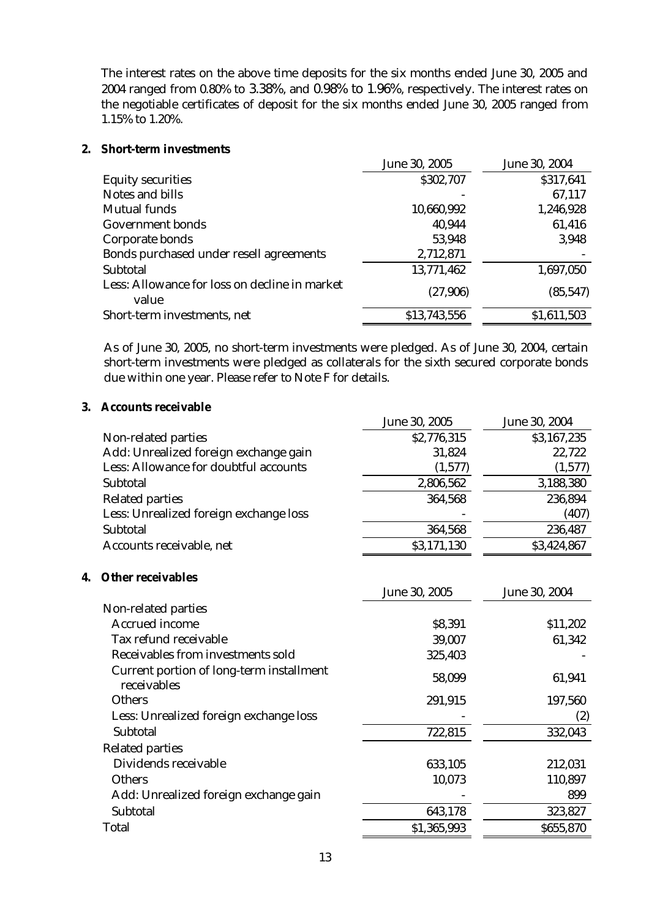The interest rates on the above time deposits for the six months ended June 30, 2005 and 2004 ranged from 0.80% to 3.38%, and 0.98% to 1.96%, respectively. The interest rates on the negotiable certificates of deposit for the six months ended June 30, 2005 ranged from 1.15% to 1.20%.

**2. Short-term investments**

| | June 30, 2005 | June 30, 2004 |
|---|---|---|
| Equity securities | $302,707 | $317,641 |
| Notes and bills | - | 67,117 |
| Mutual funds | 10,660,992 | 1,246,928 |
| Government bonds | 40,944 | 61,416 |
| Corporate bonds | 53,948 | 3,948 |
| Bonds purchased under resell agreements | 2,712,871 | - |
| Subtotal | 13,771,462 | 1,697,050 |
| Less: Allowance for loss on decline in market value | (27,906) | (85,547) |
| Short-term investments, net | $13,743,556 | $1,611,503 |

As of June 30, 2005, no short-term investments were pledged. As of June 30, 2004, certain short-term investments were pledged as collaterals for the sixth secured corporate bonds due within one year. Please refer to Note F for details.

**3. Accounts receivable**

| | June 30, 2005 | June 30, 2004 |
|---|---|---|
| Non-related parties | $2,776,315 | $3,167,235 |
| Add: Unrealized foreign exchange gain | 31,824 | 22,722 |
| Less: Allowance for doubtful accounts | (1,577) | (1,577) |
| Subtotal | 2,806,562 | 3,188,380 |
| Related parties | 364,568 | 236,894 |
| Less: Unrealized foreign exchange loss | - | (407) |
| Subtotal | 364,568 | 236,487 |
| Accounts receivable, net | $3,171,130 | $3,424,867 |

**4. Other receivables**

| | June 30, 2005 | June 30, 2004 |
|---|---|---|
| Non-related parties | | |
| Accrued income | $8,391 | $11,202 |
| Tax refund receivable | 39,007 | 61,342 |
| Receivables from investments sold | 325,403 | - |
| Current portion of long-term installment receivables | 58,099 | 61,941 |
| Others | 291,915 | 197,560 |
| Less: Unrealized foreign exchange loss | - | (2) |
| Subtotal | 722,815 | 332,043 |
| Related parties | | |
| Dividends receivable | 633,105 | 212,031 |
| Others | 10,073 | 110,897 |
| Add: Unrealized foreign exchange gain | - | 899 |
| Subtotal | 643,178 | 323,827 |
| Total | $1,365,993 | $655,870 |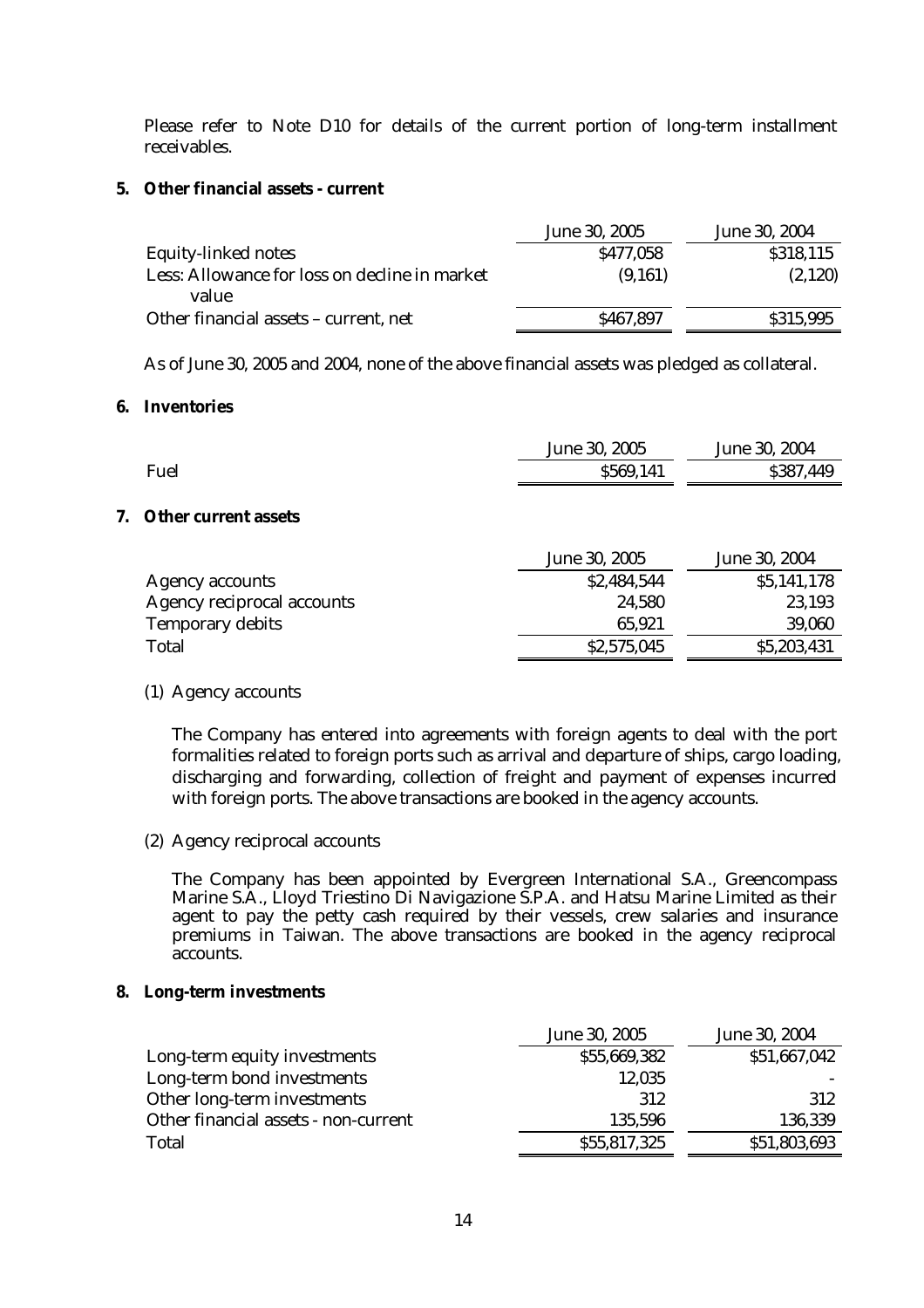Please refer to Note D10 for details of the current portion of long-term installment receivables.

**5. Other financial assets - current**

| | June 30, 2005 | June 30, 2004 |
|---|---|---|
| Equity-linked notes | $477,058 | $318,115 |
| Less: Allowance for loss on decline in market value | (9,161) | (2,120) |
| Other financial assets – current, net | $467,897 | $315,995 |

As of June 30, 2005 and 2004, none of the above financial assets was pledged as collateral.

**6. Inventories**

| | June 30, 2005 | June 30, 2004 |
|---|---|---|
| Fuel | $569,141 | $387,449 |

**7. Other current assets**

| | June 30, 2005 | June 30, 2004 |
|---|---|---|
| Agency accounts | $2,484,544 | $5,141,178 |
| Agency reciprocal accounts | 24,580 | 23,193 |
| Temporary debits | 65,921 | 39,060 |
| Total | $2,575,045 | $5,203,431 |

(1) Agency accounts

The Company has entered into agreements with foreign agents to deal with the port formalities related to foreign ports such as arrival and departure of ships, cargo loading, discharging and forwarding, collection of freight and payment of expenses incurred with foreign ports. The above transactions are booked in the agency accounts.

(2) Agency reciprocal accounts

The Company has been appointed by Evergreen International S.A., Greencompass Marine S.A., Lloyd Triestino Di Navigazione S.P.A. and Hatsu Marine Limited as their agent to pay the petty cash required by their vessels, crew salaries and insurance premiums in Taiwan. The above transactions are booked in the agency reciprocal accounts.

**8. Long-term investments**

| | June 30, 2005 | June 30, 2004 |
|---|---|---|
| Long-term equity investments | $55,669,382 | $51,667,042 |
| Long-term bond investments | 12,035 | - |
| Other long-term investments | 312 | 312 |
| Other financial assets - non-current | 135,596 | 136,339 |
| Total | $55,817,325 | $51,803,693 |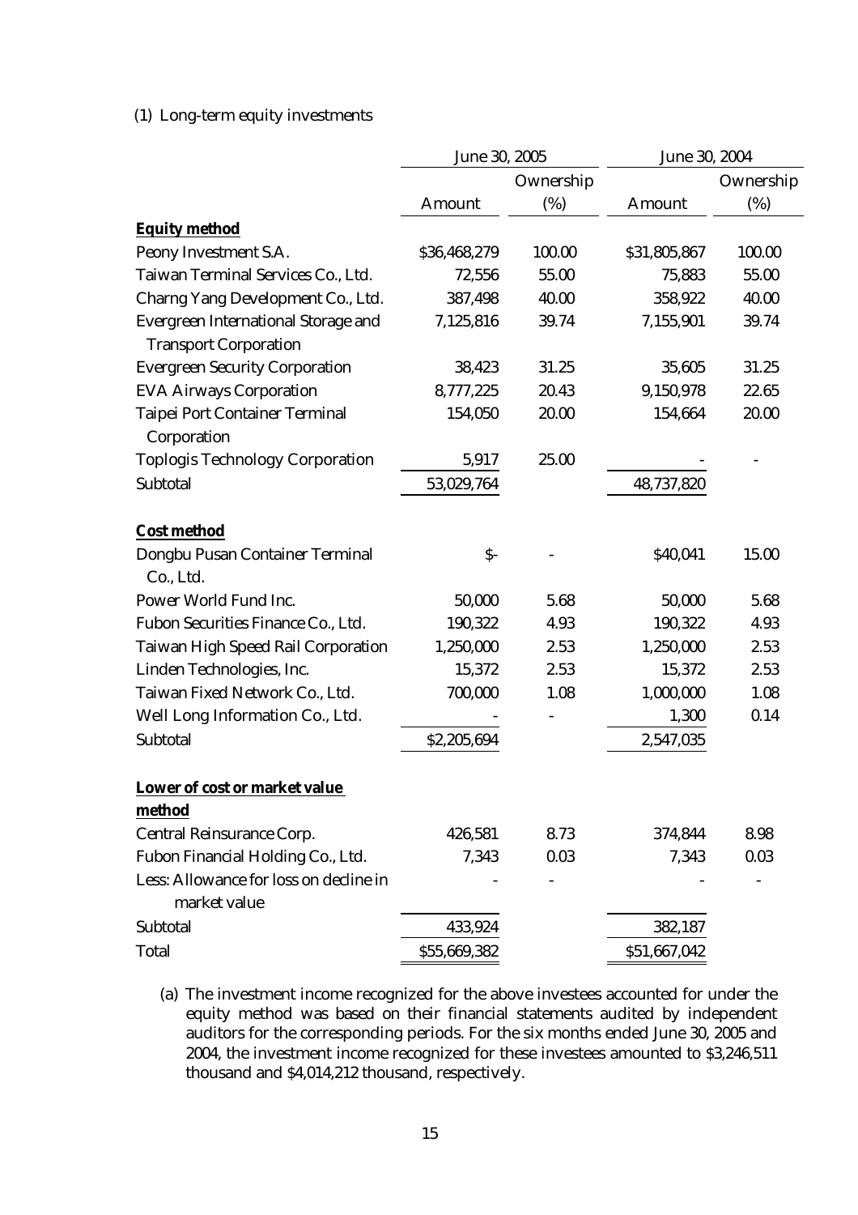(1) Long-term equity investments

| | June 30, 2005 | | June 30, 2004 | |
|---|---|---|---|---|
| | Amount | Ownership (%) | Amount | Ownership (%) |
| **Equity method** | | | | |
| Peony Investment S.A. | $36,468,279 | 100.00 | $31,805,867 | 100.00 |
| Taiwan Terminal Services Co., Ltd. | 72,556 | 55.00 | 75,883 | 55.00 |
| Charng Yang Development Co., Ltd. | 387,498 | 40.00 | 358,922 | 40.00 |
| Evergreen International Storage and Transport Corporation | 7,125,816 | 39.74 | 7,155,901 | 39.74 |
| Evergreen Security Corporation | 38,423 | 31.25 | 35,605 | 31.25 |
| EVA Airways Corporation | 8,777,225 | 20.43 | 9,150,978 | 22.65 |
| Taipei Port Container Terminal Corporation | 154,050 | 20.00 | 154,664 | 20.00 |
| Toplogis Technology Corporation | 5,917 | 25.00 | - | - |
| Subtotal | 53,029,764 | | 48,737,820 | |
| **Cost method** | | | | |
| Dongbu Pusan Container Terminal Co., Ltd. | $- | - | $40,041 | 15.00 |
| Power World Fund Inc. | 50,000 | 5.68 | 50,000 | 5.68 |
| Fubon Securities Finance Co., Ltd. | 190,322 | 4.93 | 190,322 | 4.93 |
| Taiwan High Speed Rail Corporation | 1,250,000 | 2.53 | 1,250,000 | 2.53 |
| Linden Technologies, Inc. | 15,372 | 2.53 | 15,372 | 2.53 |
| Taiwan Fixed Network Co., Ltd. | 700,000 | 1.08 | 1,000,000 | 1.08 |
| Well Long Information Co., Ltd. | - | - | 1,300 | 0.14 |
| Subtotal | $2,205,694 | | 2,547,035 | |
| **Lower of cost or market value method** | | | | |
| Central Reinsurance Corp. | 426,581 | 8.73 | 374,844 | 8.98 |
| Fubon Financial Holding Co., Ltd. | 7,343 | 0.03 | 7,343 | 0.03 |
| Less: Allowance for loss on decline in market value | - | - | - | - |
| Subtotal | 433,924 | | 382,187 | |
| Total | $55,669,382 | | $51,667,042 | |

(a) The investment income recognized for the above investees accounted for under the equity method was based on their financial statements audited by independent auditors for the corresponding periods. For the six months ended June 30, 2005 and 2004, the investment income recognized for these investees amounted to $3,246,511 thousand and $4,014,212 thousand, respectively.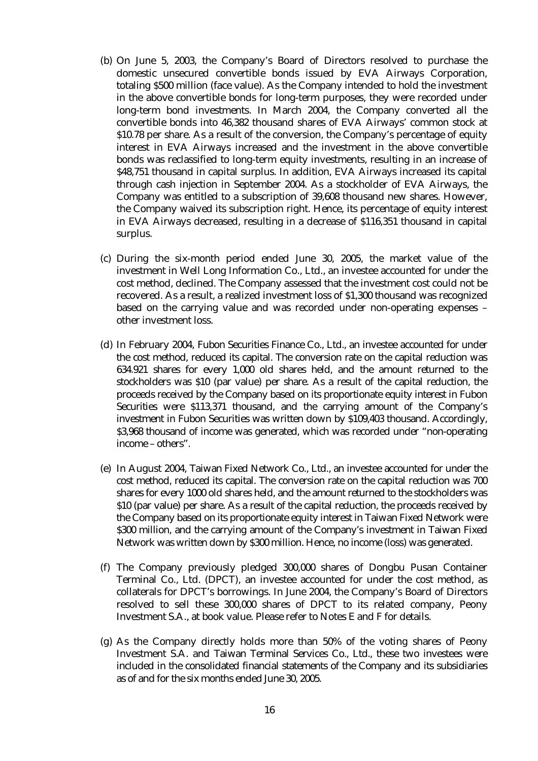(b) On June 5, 2003, the Company's Board of Directors resolved to purchase the domestic unsecured convertible bonds issued by EVA Airways Corporation, totaling $500 million (face value). As the Company intended to hold the investment in the above convertible bonds for long-term purposes, they were recorded under long-term bond investments. In March 2004, the Company converted all the convertible bonds into 46,382 thousand shares of EVA Airways' common stock at $10.78 per share. As a result of the conversion, the Company's percentage of equity interest in EVA Airways increased and the investment in the above convertible bonds was reclassified to long-term equity investments, resulting in an increase of $48,751 thousand in capital surplus. In addition, EVA Airways increased its capital through cash injection in September 2004. As a stockholder of EVA Airways, the Company was entitled to a subscription of 39,608 thousand new shares. However, the Company waived its subscription right. Hence, its percentage of equity interest in EVA Airways decreased, resulting in a decrease of $116,351 thousand in capital surplus.

(c) During the six-month period ended June 30, 2005, the market value of the investment in Well Long Information Co., Ltd., an investee accounted for under the cost method, declined. The Company assessed that the investment cost could not be recovered. As a result, a realized investment loss of $1,300 thousand was recognized based on the carrying value and was recorded under non-operating expenses – other investment loss.

(d) In February 2004, Fubon Securities Finance Co., Ltd., an investee accounted for under the cost method, reduced its capital. The conversion rate on the capital reduction was 634.921 shares for every 1,000 old shares held, and the amount returned to the stockholders was $10 (par value) per share. As a result of the capital reduction, the proceeds received by the Company based on its proportionate equity interest in Fubon Securities were $113,371 thousand, and the carrying amount of the Company's investment in Fubon Securities was written down by $109,403 thousand. Accordingly, $3,968 thousand of income was generated, which was recorded under "non-operating income – others".

(e) In August 2004, Taiwan Fixed Network Co., Ltd., an investee accounted for under the cost method, reduced its capital. The conversion rate on the capital reduction was 700 shares for every 1000 old shares held, and the amount returned to the stockholders was $10 (par value) per share. As a result of the capital reduction, the proceeds received by the Company based on its proportionate equity interest in Taiwan Fixed Network were $300 million, and the carrying amount of the Company's investment in Taiwan Fixed Network was written down by $300 million. Hence, no income (loss) was generated.

(f) The Company previously pledged 300,000 shares of Dongbu Pusan Container Terminal Co., Ltd. (DPCT), an investee accounted for under the cost method, as collaterals for DPCT's borrowings. In June 2004, the Company's Board of Directors resolved to sell these 300,000 shares of DPCT to its related company, Peony Investment S.A., at book value. Please refer to Notes E and F for details.

(g) As the Company directly holds more than 50% of the voting shares of Peony Investment S.A. and Taiwan Terminal Services Co., Ltd., these two investees were included in the consolidated financial statements of the Company and its subsidiaries as of and for the six months ended June 30, 2005.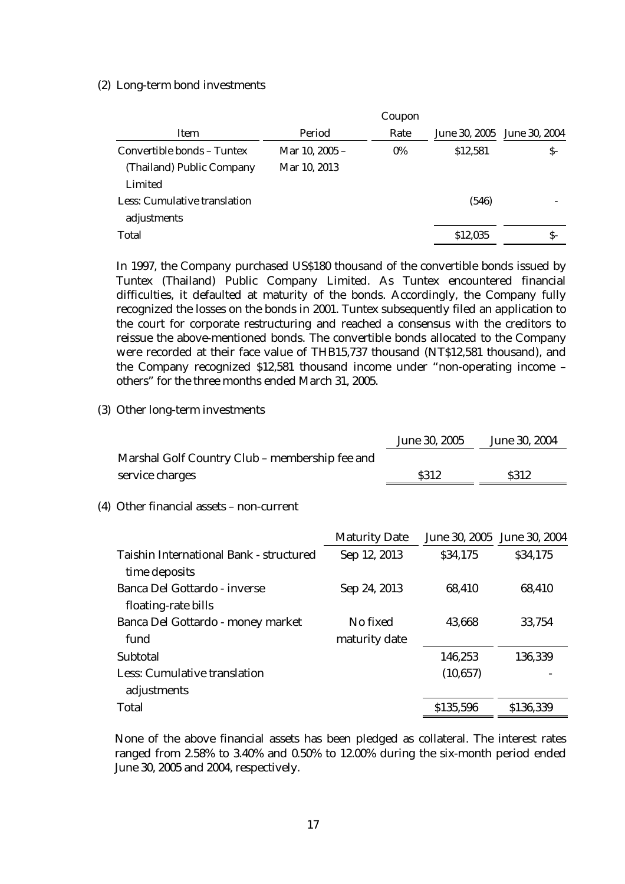(2) Long-term bond investments

| Item | Period | Coupon Rate | June 30, 2005 | June 30, 2004 |
|---|---|---|---|---|
| Convertible bonds – Tuntex (Thailand) Public Company Limited | Mar 10, 2005 – Mar 10, 2013 | 0% | $12,581 | $- |
| Less: Cumulative translation adjustments | | | (546) | - |
| Total | | | $12,035 | $- |

In 1997, the Company purchased US$180 thousand of the convertible bonds issued by Tuntex (Thailand) Public Company Limited. As Tuntex encountered financial difficulties, it defaulted at maturity of the bonds. Accordingly, the Company fully recognized the losses on the bonds in 2001. Tuntex subsequently filed an application to the court for corporate restructuring and reached a consensus with the creditors to reissue the above-mentioned bonds. The convertible bonds allocated to the Company were recorded at their face value of THB15,737 thousand (NT$12,581 thousand), and the Company recognized $12,581 thousand income under "non-operating income – others" for the three months ended March 31, 2005.

(3) Other long-term investments

| | June 30, 2005 | June 30, 2004 |
|---|---|---|
| Marshal Golf Country Club – membership fee and service charges | $312 | $312 |

(4) Other financial assets – non-current

| | Maturity Date | June 30, 2005 | June 30, 2004 |
|---|---|---|---|
| Taishin International Bank - structured time deposits | Sep 12, 2013 | $34,175 | $34,175 |
| Banca Del Gottardo - inverse floating-rate bills | Sep 24, 2013 | 68,410 | 68,410 |
| Banca Del Gottardo - money market fund | No fixed maturity date | 43,668 | 33,754 |
| Subtotal | | 146,253 | 136,339 |
| Less: Cumulative translation adjustments | | (10,657) | - |
| Total | | $135,596 | $136,339 |

None of the above financial assets has been pledged as collateral. The interest rates ranged from 2.58% to 3.40% and 0.50% to 12.00% during the six-month period ended June 30, 2005 and 2004, respectively.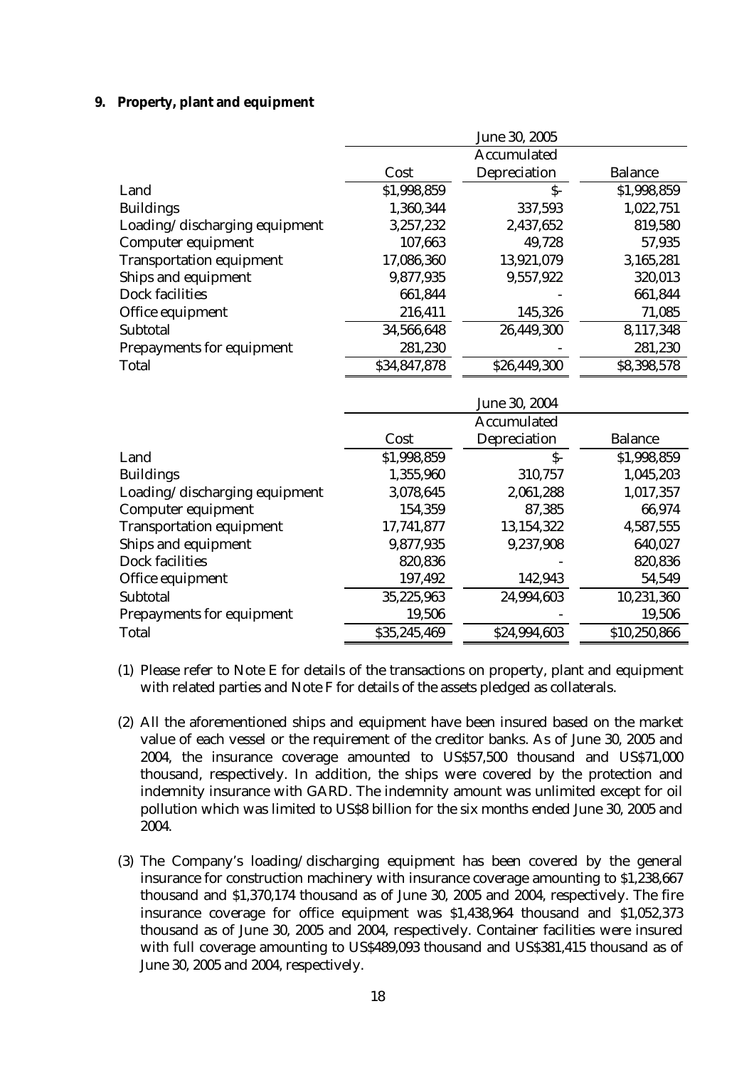**9. Property, plant and equipment**

| | June 30, 2005 | | |
|---|---|---|---|
| | Cost | Accumulated Depreciation | Balance |
| Land | $1,998,859 | $- | $1,998,859 |
| Buildings | 1,360,344 | 337,593 | 1,022,751 |
| Loading/discharging equipment | 3,257,232 | 2,437,652 | 819,580 |
| Computer equipment | 107,663 | 49,728 | 57,935 |
| Transportation equipment | 17,086,360 | 13,921,079 | 3,165,281 |
| Ships and equipment | 9,877,935 | 9,557,922 | 320,013 |
| Dock facilities | 661,844 | - | 661,844 |
| Office equipment | 216,411 | 145,326 | 71,085 |
| Subtotal | 34,566,648 | 26,449,300 | 8,117,348 |
| Prepayments for equipment | 281,230 | - | 281,230 |
| Total | $34,847,878 | $26,449,300 | $8,398,578 |

| | June 30, 2004 | | |
|---|---|---|---|
| | Cost | Accumulated Depreciation | Balance |
| Land | $1,998,859 | $- | $1,998,859 |
| Buildings | 1,355,960 | 310,757 | 1,045,203 |
| Loading/discharging equipment | 3,078,645 | 2,061,288 | 1,017,357 |
| Computer equipment | 154,359 | 87,385 | 66,974 |
| Transportation equipment | 17,741,877 | 13,154,322 | 4,587,555 |
| Ships and equipment | 9,877,935 | 9,237,908 | 640,027 |
| Dock facilities | 820,836 | - | 820,836 |
| Office equipment | 197,492 | 142,943 | 54,549 |
| Subtotal | 35,225,963 | 24,994,603 | 10,231,360 |
| Prepayments for equipment | 19,506 | - | 19,506 |
| Total | $35,245,469 | $24,994,603 | $10,250,866 |

(1) Please refer to Note E for details of the transactions on property, plant and equipment with related parties and Note F for details of the assets pledged as collaterals.

(2) All the aforementioned ships and equipment have been insured based on the market value of each vessel or the requirement of the creditor banks. As of June 30, 2005 and 2004, the insurance coverage amounted to US$57,500 thousand and US$71,000 thousand, respectively. In addition, the ships were covered by the protection and indemnity insurance with GARD. The indemnity amount was unlimited except for oil pollution which was limited to US$8 billion for the six months ended June 30, 2005 and 2004.

(3) The Company's loading/discharging equipment has been covered by the general insurance for construction machinery with insurance coverage amounting to $1,238,667 thousand and $1,370,174 thousand as of June 30, 2005 and 2004, respectively. The fire insurance coverage for office equipment was $1,438,964 thousand and $1,052,373 thousand as of June 30, 2005 and 2004, respectively. Container facilities were insured with full coverage amounting to US$489,093 thousand and US$381,415 thousand as of June 30, 2005 and 2004, respectively.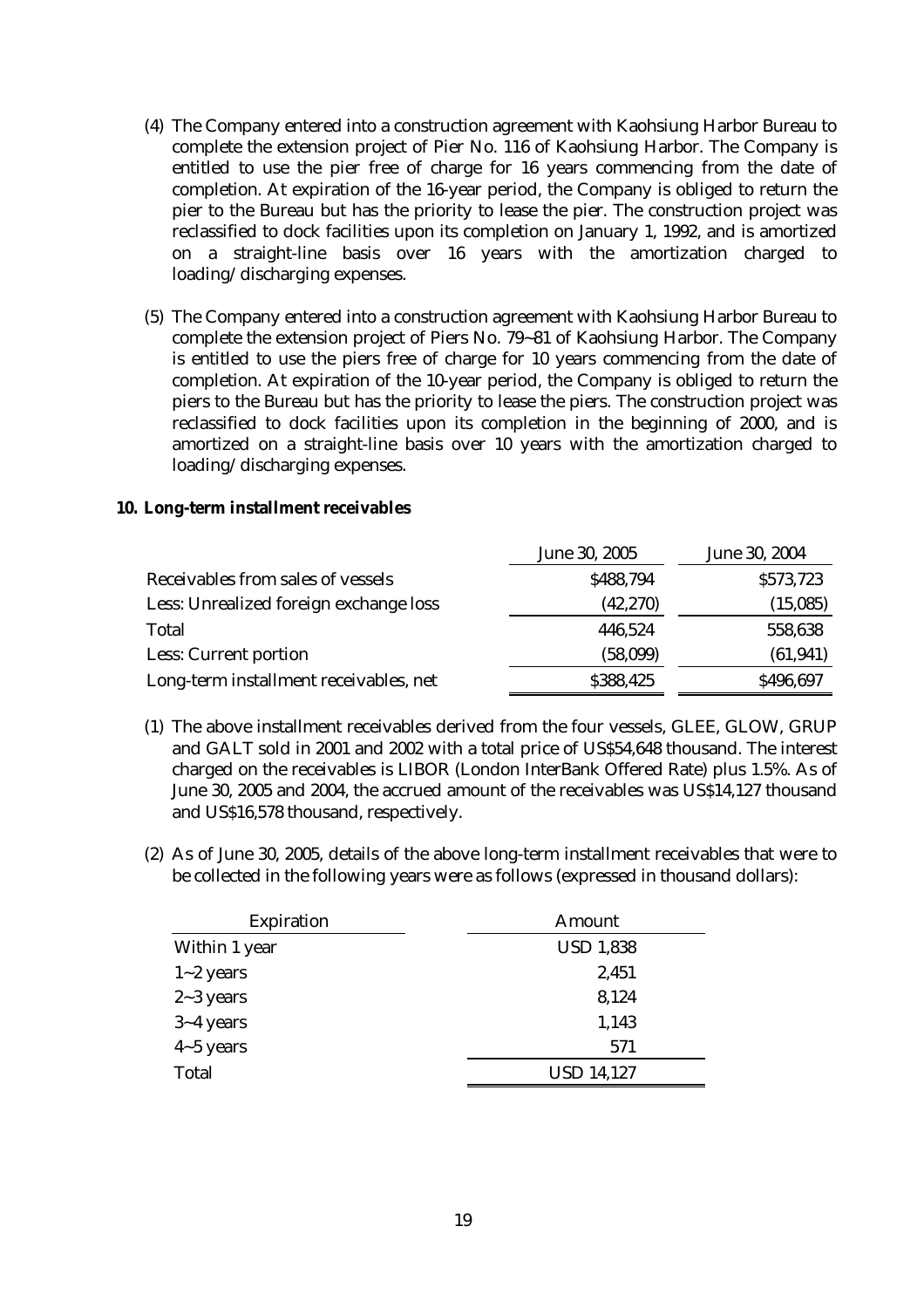(4) The Company entered into a construction agreement with Kaohsiung Harbor Bureau to complete the extension project of Pier No. 116 of Kaohsiung Harbor. The Company is entitled to use the pier free of charge for 16 years commencing from the date of completion. At expiration of the 16-year period, the Company is obliged to return the pier to the Bureau but has the priority to lease the pier. The construction project was reclassified to dock facilities upon its completion on January 1, 1992, and is amortized on a straight-line basis over 16 years with the amortization charged to loading/discharging expenses.

(5) The Company entered into a construction agreement with Kaohsiung Harbor Bureau to complete the extension project of Piers No. 79~81 of Kaohsiung Harbor. The Company is entitled to use the piers free of charge for 10 years commencing from the date of completion. At expiration of the 10-year period, the Company is obliged to return the piers to the Bureau but has the priority to lease the piers. The construction project was reclassified to dock facilities upon its completion in the beginning of 2000, and is amortized on a straight-line basis over 10 years with the amortization charged to loading/discharging expenses.

**10. Long-term installment receivables**

| | June 30, 2005 | June 30, 2004 |
|---|---|---|
| Receivables from sales of vessels | \$488,794 | \$573,723 |
| Less: Unrealized foreign exchange loss | (42,270) | (15,085) |
| Total | 446,524 | 558,638 |
| Less: Current portion | (58,099) | (61,941) |
| Long-term installment receivables, net | \$388,425 | \$496,697 |

(1) The above installment receivables derived from the four vessels, GLEE, GLOW, GRUP and GALT sold in 2001 and 2002 with a total price of US\$54,648 thousand. The interest charged on the receivables is LIBOR (London InterBank Offered Rate) plus 1.5%. As of June 30, 2005 and 2004, the accrued amount of the receivables was US\$14,127 thousand and US\$16,578 thousand, respectively.

(2) As of June 30, 2005, details of the above long-term installment receivables that were to be collected in the following years were as follows (expressed in thousand dollars):

| Expiration | Amount |
|---|---|
| Within 1 year | USD 1,838 |
| 1~2 years | 2,451 |
| 2~3 years | 8,124 |
| 3~4 years | 1,143 |
| 4~5 years | 571 |
| Total | USD 14,127 |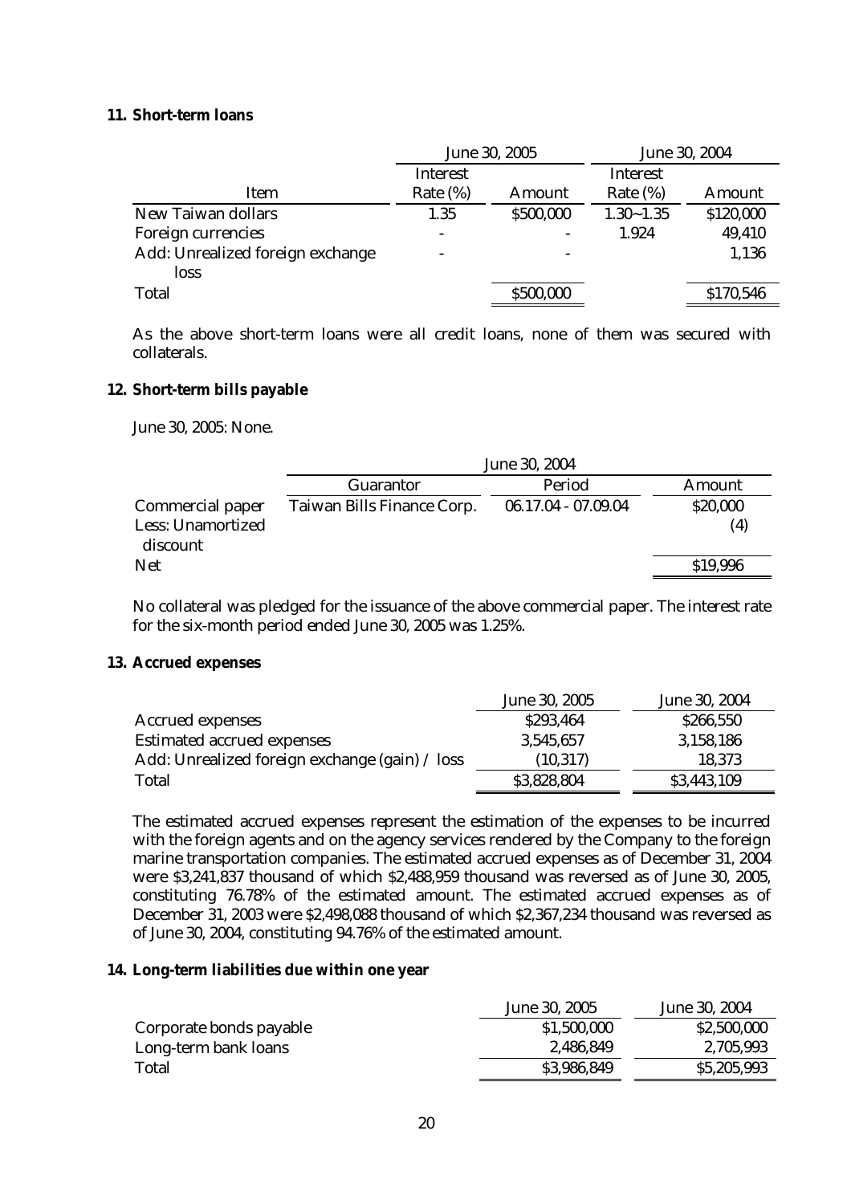## 11. Short-term loans

| Item | June 30, 2005 | | June 30, 2004 | |
|---|---|---|---|---|
| | Interest Rate (%) | Amount | Interest Rate (%) | Amount |
| New Taiwan dollars | 1.35 | $500,000 | 1.30~1.35 | $120,000 |
| Foreign currencies | - | - | 1.924 | 49,410 |
| Add: Unrealized foreign exchange loss | - | - | | 1,136 |
| Total | | $500,000 | | $170,546 |

As the above short-term loans were all credit loans, none of them was secured with collaterals.

## 12. Short-term bills payable

June 30, 2005: None.

| | June 30, 2004 | | |
|---|---|---|---|
| | Guarantor | Period | Amount |
| Commercial paper | Taiwan Bills Finance Corp. | 06.17.04 - 07.09.04 | $20,000 |
| Less: Unamortized discount | | | (4) |
| Net | | | $19,996 |

No collateral was pledged for the issuance of the above commercial paper. The interest rate for the six-month period ended June 30, 2005 was 1.25%.

## 13. Accrued expenses

| | June 30, 2005 | June 30, 2004 |
|---|---|---|
| Accrued expenses | $293,464 | $266,550 |
| Estimated accrued expenses | 3,545,657 | 3,158,186 |
| Add: Unrealized foreign exchange (gain) / loss | (10,317) | 18,373 |
| Total | $3,828,804 | $3,443,109 |

The estimated accrued expenses represent the estimation of the expenses to be incurred with the foreign agents and on the agency services rendered by the Company to the foreign marine transportation companies. The estimated accrued expenses as of December 31, 2004 were $3,241,837 thousand of which $2,488,959 thousand was reversed as of June 30, 2005, constituting 76.78% of the estimated amount. The estimated accrued expenses as of December 31, 2003 were $2,498,088 thousand of which $2,367,234 thousand was reversed as of June 30, 2004, constituting 94.76% of the estimated amount.

## 14. Long-term liabilities due within one year

| | June 30, 2005 | June 30, 2004 |
|---|---|---|
| Corporate bonds payable | $1,500,000 | $2,500,000 |
| Long-term bank loans | 2,486,849 | 2,705,993 |
| Total | $3,986,849 | $5,205,993 |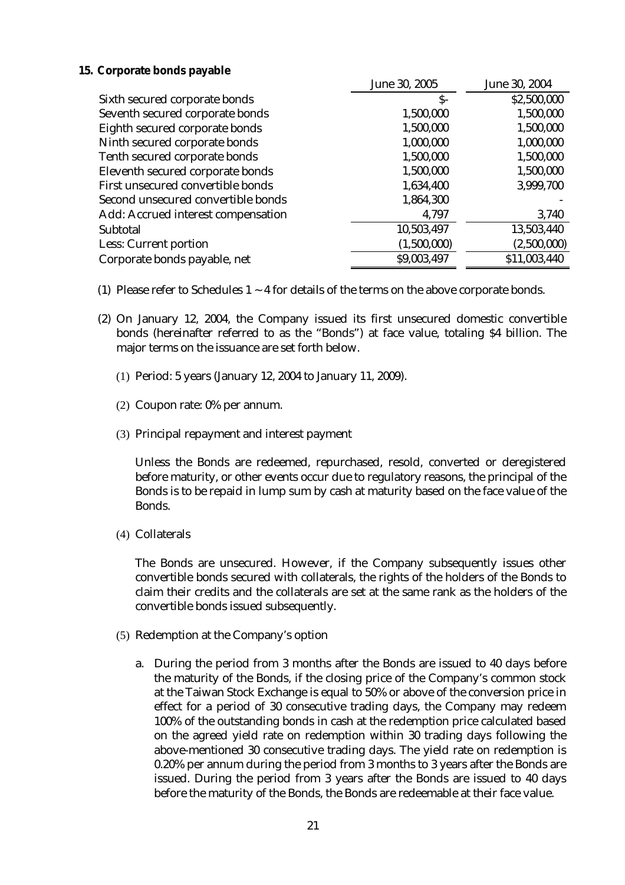**15. Corporate bonds payable**

| | June 30, 2005 | June 30, 2004 |
|---|---|---|
| Sixth secured corporate bonds | $- | $2,500,000 |
| Seventh secured corporate bonds | 1,500,000 | 1,500,000 |
| Eighth secured corporate bonds | 1,500,000 | 1,500,000 |
| Ninth secured corporate bonds | 1,000,000 | 1,000,000 |
| Tenth secured corporate bonds | 1,500,000 | 1,500,000 |
| Eleventh secured corporate bonds | 1,500,000 | 1,500,000 |
| First unsecured convertible bonds | 1,634,400 | 3,999,700 |
| Second unsecured convertible bonds | 1,864,300 | - |
| Add: Accrued interest compensation | 4,797 | 3,740 |
| Subtotal | 10,503,497 | 13,503,440 |
| Less: Current portion | (1,500,000) | (2,500,000) |
| Corporate bonds payable, net | $9,003,497 | $11,003,440 |

(1) Please refer to Schedules 1 ~ 4 for details of the terms on the above corporate bonds.

(2) On January 12, 2004, the Company issued its first unsecured domestic convertible bonds (hereinafter referred to as the "Bonds") at face value, totaling $4 billion. The major terms on the issuance are set forth below.

(1) Period: 5 years (January 12, 2004 to January 11, 2009).

(2) Coupon rate: 0% per annum.

(3) Principal repayment and interest payment

Unless the Bonds are redeemed, repurchased, resold, converted or deregistered before maturity, or other events occur due to regulatory reasons, the principal of the Bonds is to be repaid in lump sum by cash at maturity based on the face value of the Bonds.

(4) Collaterals

The Bonds are unsecured. However, if the Company subsequently issues other convertible bonds secured with collaterals, the rights of the holders of the Bonds to claim their credits and the collaterals are set at the same rank as the holders of the convertible bonds issued subsequently.

(5) Redemption at the Company's option

a. During the period from 3 months after the Bonds are issued to 40 days before the maturity of the Bonds, if the closing price of the Company's common stock at the Taiwan Stock Exchange is equal to 50% or above of the conversion price in effect for a period of 30 consecutive trading days, the Company may redeem 100% of the outstanding bonds in cash at the redemption price calculated based on the agreed yield rate on redemption within 30 trading days following the above-mentioned 30 consecutive trading days. The yield rate on redemption is 0.20% per annum during the period from 3 months to 3 years after the Bonds are issued. During the period from 3 years after the Bonds are issued to 40 days before the maturity of the Bonds, the Bonds are redeemable at their face value.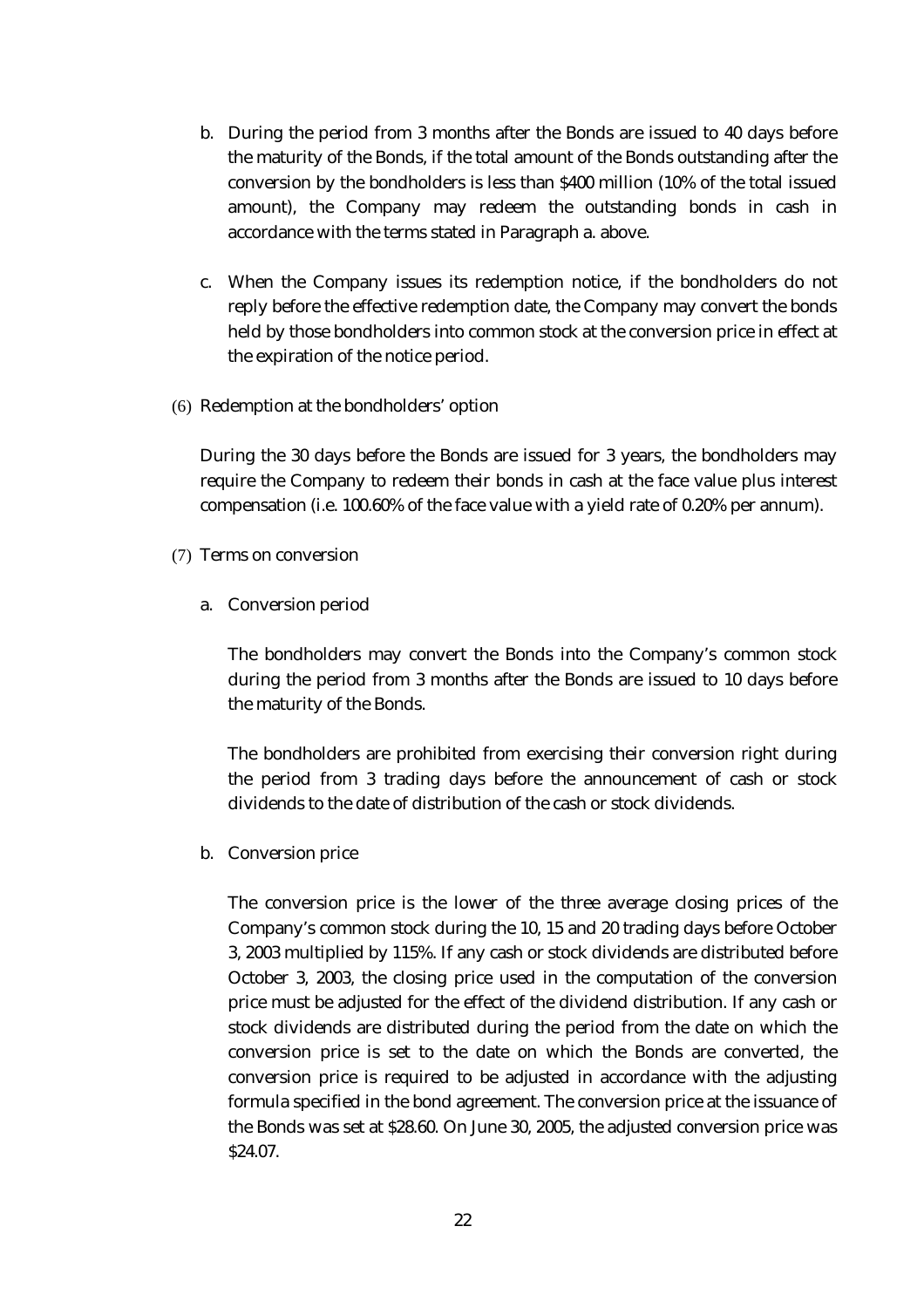b. During the period from 3 months after the Bonds are issued to 40 days before the maturity of the Bonds, if the total amount of the Bonds outstanding after the conversion by the bondholders is less than $400 million (10% of the total issued amount), the Company may redeem the outstanding bonds in cash in accordance with the terms stated in Paragraph a. above.

c. When the Company issues its redemption notice, if the bondholders do not reply before the effective redemption date, the Company may convert the bonds held by those bondholders into common stock at the conversion price in effect at the expiration of the notice period.

(6) Redemption at the bondholders' option

During the 30 days before the Bonds are issued for 3 years, the bondholders may require the Company to redeem their bonds in cash at the face value plus interest compensation (i.e. 100.60% of the face value with a yield rate of 0.20% per annum).

(7) Terms on conversion

a. Conversion period

The bondholders may convert the Bonds into the Company's common stock during the period from 3 months after the Bonds are issued to 10 days before the maturity of the Bonds.

The bondholders are prohibited from exercising their conversion right during the period from 3 trading days before the announcement of cash or stock dividends to the date of distribution of the cash or stock dividends.

b. Conversion price

The conversion price is the lower of the three average closing prices of the Company's common stock during the 10, 15 and 20 trading days before October 3, 2003 multiplied by 115%. If any cash or stock dividends are distributed before October 3, 2003, the closing price used in the computation of the conversion price must be adjusted for the effect of the dividend distribution. If any cash or stock dividends are distributed during the period from the date on which the conversion price is set to the date on which the Bonds are converted, the conversion price is required to be adjusted in accordance with the adjusting formula specified in the bond agreement. The conversion price at the issuance of the Bonds was set at $28.60. On June 30, 2005, the adjusted conversion price was $24.07.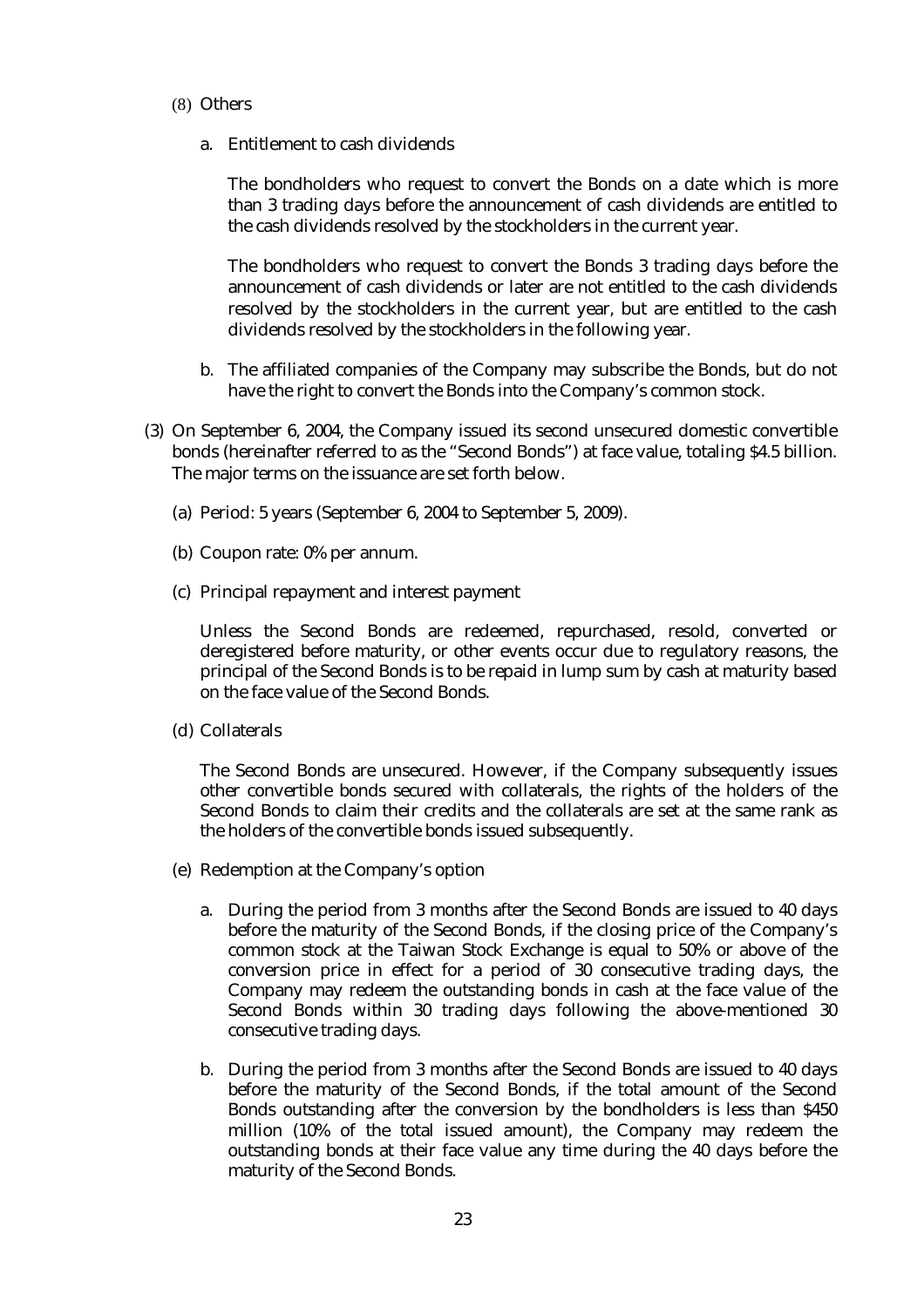(8) Others

a. Entitlement to cash dividends

The bondholders who request to convert the Bonds on a date which is more than 3 trading days before the announcement of cash dividends are entitled to the cash dividends resolved by the stockholders in the current year.

The bondholders who request to convert the Bonds 3 trading days before the announcement of cash dividends or later are not entitled to the cash dividends resolved by the stockholders in the current year, but are entitled to the cash dividends resolved by the stockholders in the following year.

b. The affiliated companies of the Company may subscribe the Bonds, but do not have the right to convert the Bonds into the Company's common stock.

(3) On September 6, 2004, the Company issued its second unsecured domestic convertible bonds (hereinafter referred to as the "Second Bonds") at face value, totaling $4.5 billion. The major terms on the issuance are set forth below.

(a) Period: 5 years (September 6, 2004 to September 5, 2009).

(b) Coupon rate: 0% per annum.

(c) Principal repayment and interest payment

Unless the Second Bonds are redeemed, repurchased, resold, converted or deregistered before maturity, or other events occur due to regulatory reasons, the principal of the Second Bonds is to be repaid in lump sum by cash at maturity based on the face value of the Second Bonds.

(d) Collaterals

The Second Bonds are unsecured. However, if the Company subsequently issues other convertible bonds secured with collaterals, the rights of the holders of the Second Bonds to claim their credits and the collaterals are set at the same rank as the holders of the convertible bonds issued subsequently.

(e) Redemption at the Company's option

a. During the period from 3 months after the Second Bonds are issued to 40 days before the maturity of the Second Bonds, if the closing price of the Company's common stock at the Taiwan Stock Exchange is equal to 50% or above of the conversion price in effect for a period of 30 consecutive trading days, the Company may redeem the outstanding bonds in cash at the face value of the Second Bonds within 30 trading days following the above-mentioned 30 consecutive trading days.

b. During the period from 3 months after the Second Bonds are issued to 40 days before the maturity of the Second Bonds, if the total amount of the Second Bonds outstanding after the conversion by the bondholders is less than $450 million (10% of the total issued amount), the Company may redeem the outstanding bonds at their face value any time during the 40 days before the maturity of the Second Bonds.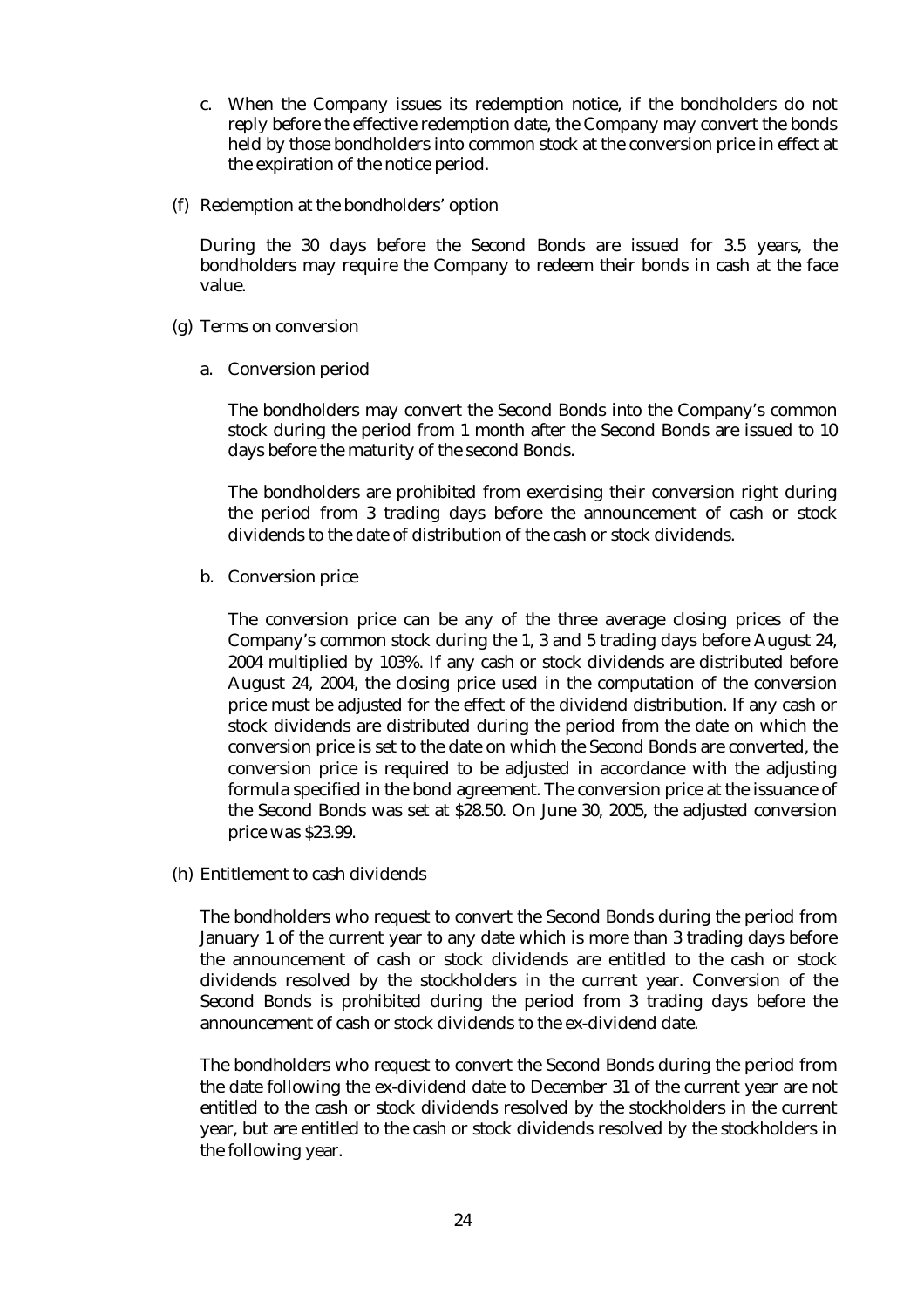c. When the Company issues its redemption notice, if the bondholders do not reply before the effective redemption date, the Company may convert the bonds held by those bondholders into common stock at the conversion price in effect at the expiration of the notice period.

(f) Redemption at the bondholders' option

During the 30 days before the Second Bonds are issued for 3.5 years, the bondholders may require the Company to redeem their bonds in cash at the face value.

(g) Terms on conversion

a. Conversion period

The bondholders may convert the Second Bonds into the Company's common stock during the period from 1 month after the Second Bonds are issued to 10 days before the maturity of the second Bonds.

The bondholders are prohibited from exercising their conversion right during the period from 3 trading days before the announcement of cash or stock dividends to the date of distribution of the cash or stock dividends.

b. Conversion price

The conversion price can be any of the three average closing prices of the Company's common stock during the 1, 3 and 5 trading days before August 24, 2004 multiplied by 103%. If any cash or stock dividends are distributed before August 24, 2004, the closing price used in the computation of the conversion price must be adjusted for the effect of the dividend distribution. If any cash or stock dividends are distributed during the period from the date on which the conversion price is set to the date on which the Second Bonds are converted, the conversion price is required to be adjusted in accordance with the adjusting formula specified in the bond agreement. The conversion price at the issuance of the Second Bonds was set at $28.50. On June 30, 2005, the adjusted conversion price was $23.99.

(h) Entitlement to cash dividends

The bondholders who request to convert the Second Bonds during the period from January 1 of the current year to any date which is more than 3 trading days before the announcement of cash or stock dividends are entitled to the cash or stock dividends resolved by the stockholders in the current year. Conversion of the Second Bonds is prohibited during the period from 3 trading days before the announcement of cash or stock dividends to the ex-dividend date.

The bondholders who request to convert the Second Bonds during the period from the date following the ex-dividend date to December 31 of the current year are not entitled to the cash or stock dividends resolved by the stockholders in the current year, but are entitled to the cash or stock dividends resolved by the stockholders in the following year.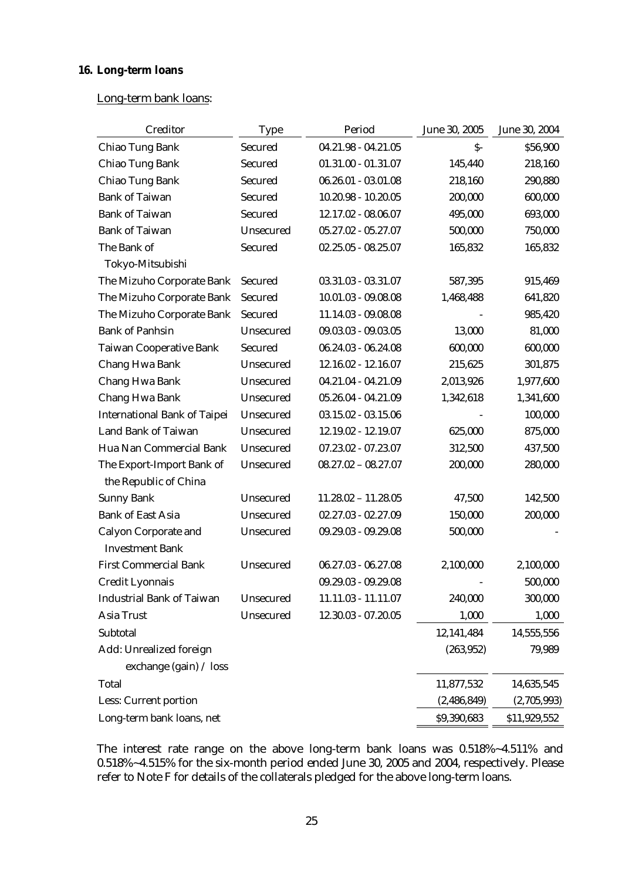## 16. Long-term loans

Long-term bank loans:

| Creditor | Type | Period | June 30, 2005 | June 30, 2004 |
|---|---|---|---|---|
| Chiao Tung Bank | Secured | 04.21.98 - 04.21.05 | $- | $56,900 |
| Chiao Tung Bank | Secured | 01.31.00 - 01.31.07 | 145,440 | 218,160 |
| Chiao Tung Bank | Secured | 06.26.01 - 03.01.08 | 218,160 | 290,880 |
| Bank of Taiwan | Secured | 10.20.98 - 10.20.05 | 200,000 | 600,000 |
| Bank of Taiwan | Secured | 12.17.02 - 08.06.07 | 495,000 | 693,000 |
| Bank of Taiwan | Unsecured | 05.27.02 - 05.27.07 | 500,000 | 750,000 |
| The Bank of Tokyo-Mitsubishi | Secured | 02.25.05 - 08.25.07 | 165,832 | 165,832 |
| The Mizuho Corporate Bank | Secured | 03.31.03 - 03.31.07 | 587,395 | 915,469 |
| The Mizuho Corporate Bank | Secured | 10.01.03 - 09.08.08 | 1,468,488 | 641,820 |
| The Mizuho Corporate Bank | Secured | 11.14.03 - 09.08.08 | - | 985,420 |
| Bank of Panhsin | Unsecured | 09.03.03 - 09.03.05 | 13,000 | 81,000 |
| Taiwan Cooperative Bank | Secured | 06.24.03 - 06.24.08 | 600,000 | 600,000 |
| Chang Hwa Bank | Unsecured | 12.16.02 - 12.16.07 | 215,625 | 301,875 |
| Chang Hwa Bank | Unsecured | 04.21.04 - 04.21.09 | 2,013,926 | 1,977,600 |
| Chang Hwa Bank | Unsecured | 05.26.04 - 04.21.09 | 1,342,618 | 1,341,600 |
| International Bank of Taipei | Unsecured | 03.15.02 - 03.15.06 | - | 100,000 |
| Land Bank of Taiwan | Unsecured | 12.19.02 - 12.19.07 | 625,000 | 875,000 |
| Hua Nan Commercial Bank | Unsecured | 07.23.02 - 07.23.07 | 312,500 | 437,500 |
| The Export-Import Bank of the Republic of China | Unsecured | 08.27.02 – 08.27.07 | 200,000 | 280,000 |
| Sunny Bank | Unsecured | 11.28.02 – 11.28.05 | 47,500 | 142,500 |
| Bank of East Asia | Unsecured | 02.27.03 - 02.27.09 | 150,000 | 200,000 |
| Calyon Corporate and Investment Bank | Unsecured | 09.29.03 - 09.29.08 | 500,000 | - |
| First Commercial Bank | Unsecured | 06.27.03 - 06.27.08 | 2,100,000 | 2,100,000 |
| Credit Lyonnais | | 09.29.03 - 09.29.08 | - | 500,000 |
| Industrial Bank of Taiwan | Unsecured | 11.11.03 - 11.11.07 | 240,000 | 300,000 |
| Asia Trust | Unsecured | 12.30.03 - 07.20.05 | 1,000 | 1,000 |
| Subtotal | | | 12,141,484 | 14,555,556 |
| Add: Unrealized foreign exchange (gain) / loss | | | (263,952) | 79,989 |
| Total | | | 11,877,532 | 14,635,545 |
| Less: Current portion | | | (2,486,849) | (2,705,993) |
| Long-term bank loans, net | | | $9,390,683 | $11,929,552 |

The interest rate range on the above long-term bank loans was 0.518%~4.511% and 0.518%~4.515% for the six-month period ended June 30, 2005 and 2004, respectively. Please refer to Note F for details of the collaterals pledged for the above long-term loans.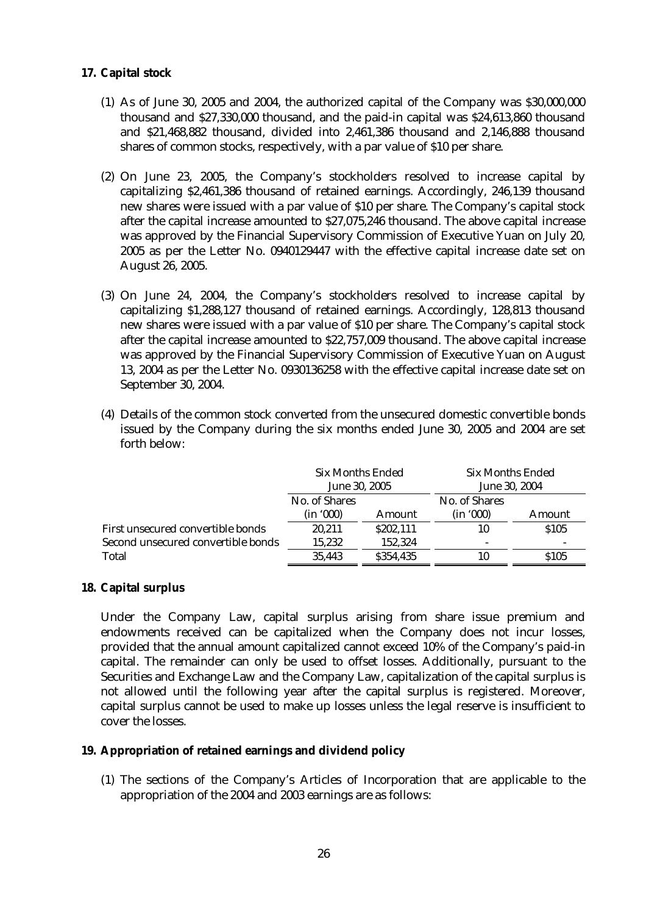**17. Capital stock**

(1) As of June 30, 2005 and 2004, the authorized capital of the Company was $30,000,000 thousand and $27,330,000 thousand, and the paid-in capital was $24,613,860 thousand and $21,468,882 thousand, divided into 2,461,386 thousand and 2,146,888 thousand shares of common stocks, respectively, with a par value of $10 per share.

(2) On June 23, 2005, the Company's stockholders resolved to increase capital by capitalizing $2,461,386 thousand of retained earnings. Accordingly, 246,139 thousand new shares were issued with a par value of $10 per share. The Company's capital stock after the capital increase amounted to $27,075,246 thousand. The above capital increase was approved by the Financial Supervisory Commission of Executive Yuan on July 20, 2005 as per the Letter No. 0940129447 with the effective capital increase date set on August 26, 2005.

(3) On June 24, 2004, the Company's stockholders resolved to increase capital by capitalizing $1,288,127 thousand of retained earnings. Accordingly, 128,813 thousand new shares were issued with a par value of $10 per share. The Company's capital stock after the capital increase amounted to $22,757,009 thousand. The above capital increase was approved by the Financial Supervisory Commission of Executive Yuan on August 13, 2004 as per the Letter No. 0930136258 with the effective capital increase date set on September 30, 2004.

(4) Details of the common stock converted from the unsecured domestic convertible bonds issued by the Company during the six months ended June 30, 2005 and 2004 are set forth below:

| | Six Months Ended June 30, 2005 | | Six Months Ended June 30, 2004 | |
|---|---|---|---|---|
| | No. of Shares (in '000) | Amount | No. of Shares (in '000) | Amount |
| First unsecured convertible bonds | 20,211 | $202,111 | 10 | $105 |
| Second unsecured convertible bonds | 15,232 | 152,324 | - | - |
| Total | 35,443 | $354,435 | 10 | $105 |

**18. Capital surplus**

Under the Company Law, capital surplus arising from share issue premium and endowments received can be capitalized when the Company does not incur losses, provided that the annual amount capitalized cannot exceed 10% of the Company's paid-in capital. The remainder can only be used to offset losses. Additionally, pursuant to the Securities and Exchange Law and the Company Law, capitalization of the capital surplus is not allowed until the following year after the capital surplus is registered. Moreover, capital surplus cannot be used to make up losses unless the legal reserve is insufficient to cover the losses.

**19. Appropriation of retained earnings and dividend policy**

(1) The sections of the Company's Articles of Incorporation that are applicable to the appropriation of the 2004 and 2003 earnings are as follows: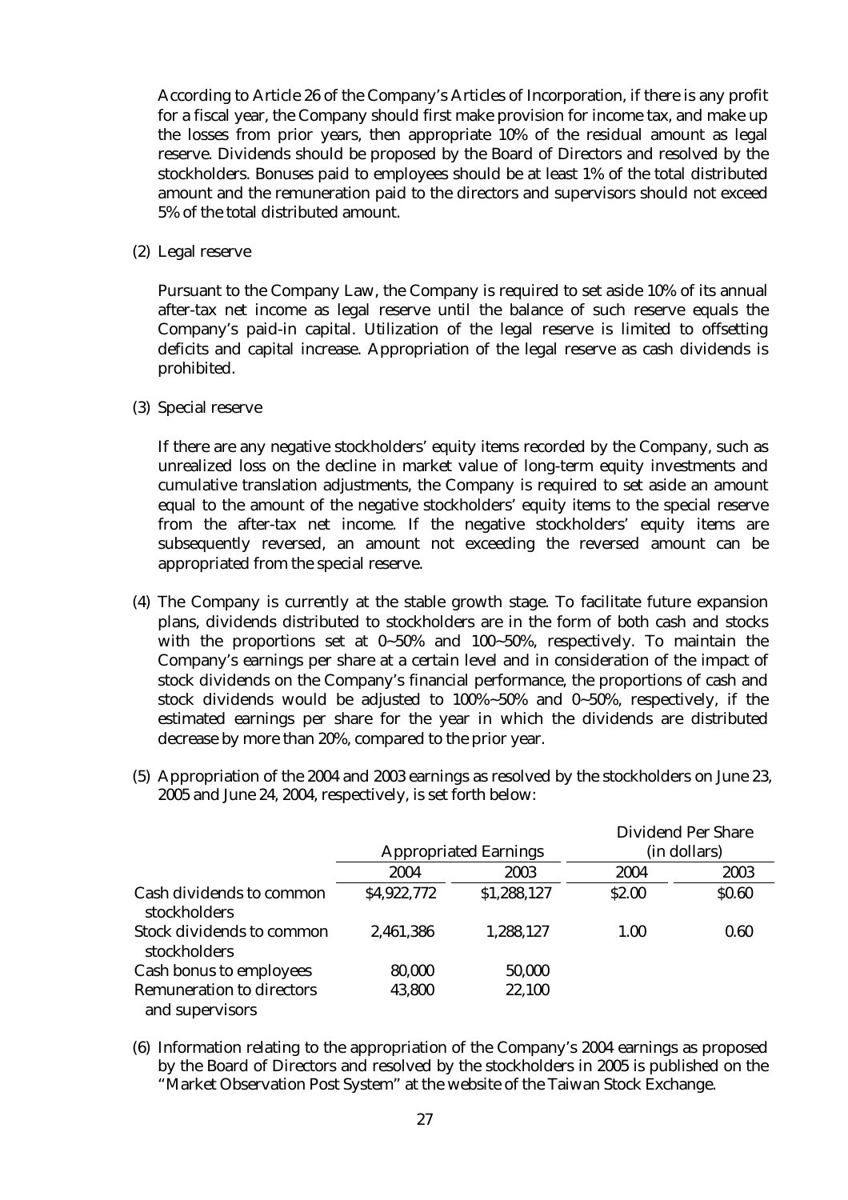According to Article 26 of the Company's Articles of Incorporation, if there is any profit for a fiscal year, the Company should first make provision for income tax, and make up the losses from prior years, then appropriate 10% of the residual amount as legal reserve. Dividends should be proposed by the Board of Directors and resolved by the stockholders. Bonuses paid to employees should be at least 1% of the total distributed amount and the remuneration paid to the directors and supervisors should not exceed 5% of the total distributed amount.

(2) Legal reserve

Pursuant to the Company Law, the Company is required to set aside 10% of its annual after-tax net income as legal reserve until the balance of such reserve equals the Company's paid-in capital. Utilization of the legal reserve is limited to offsetting deficits and capital increase. Appropriation of the legal reserve as cash dividends is prohibited.

(3) Special reserve

If there are any negative stockholders' equity items recorded by the Company, such as unrealized loss on the decline in market value of long-term equity investments and cumulative translation adjustments, the Company is required to set aside an amount equal to the amount of the negative stockholders' equity items to the special reserve from the after-tax net income. If the negative stockholders' equity items are subsequently reversed, an amount not exceeding the reversed amount can be appropriated from the special reserve.

(4) The Company is currently at the stable growth stage. To facilitate future expansion plans, dividends distributed to stockholders are in the form of both cash and stocks with the proportions set at 0~50% and 100~50%, respectively. To maintain the Company's earnings per share at a certain level and in consideration of the impact of stock dividends on the Company's financial performance, the proportions of cash and stock dividends would be adjusted to 100%~50% and 0~50%, respectively, if the estimated earnings per share for the year in which the dividends are distributed decrease by more than 20%, compared to the prior year.

(5) Appropriation of the 2004 and 2003 earnings as resolved by the stockholders on June 23, 2005 and June 24, 2004, respectively, is set forth below:

| | Appropriated Earnings | | Dividend Per Share (in dollars) | |
|---|---|---|---|---|
| | 2004 | 2003 | 2004 | 2003 |
| Cash dividends to common stockholders | $4,922,772 | $1,288,127 | $2.00 | $0.60 |
| Stock dividends to common stockholders | 2,461,386 | 1,288,127 | 1.00 | 0.60 |
| Cash bonus to employees | 80,000 | 50,000 | | |
| Remuneration to directors and supervisors | 43,800 | 22,100 | | |

(6) Information relating to the appropriation of the Company's 2004 earnings as proposed by the Board of Directors and resolved by the stockholders in 2005 is published on the "Market Observation Post System" at the website of the Taiwan Stock Exchange.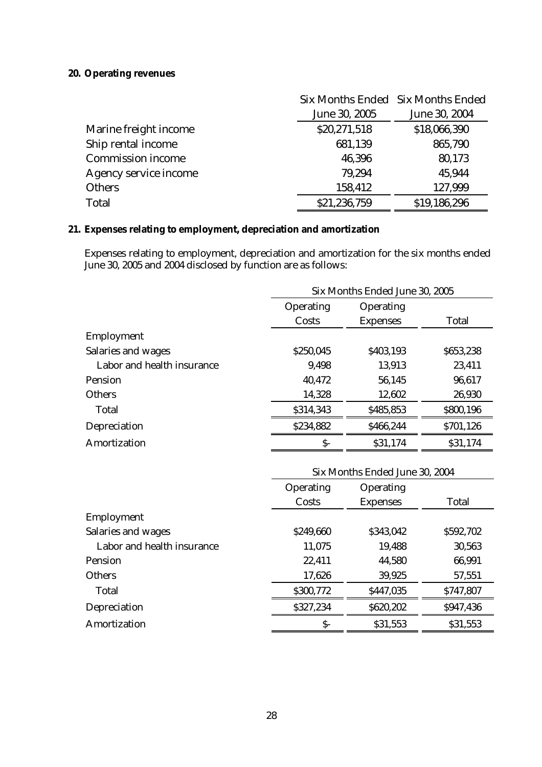## 20. Operating revenues

| | Six Months Ended June 30, 2005 | Six Months Ended June 30, 2004 |
|---|---|---|
| Marine freight income | $20,271,518 | $18,066,390 |
| Ship rental income | 681,139 | 865,790 |
| Commission income | 46,396 | 80,173 |
| Agency service income | 79,294 | 45,944 |
| Others | 158,412 | 127,999 |
| Total | $21,236,759 | $19,186,296 |

## 21. Expenses relating to employment, depreciation and amortization

Expenses relating to employment, depreciation and amortization for the six months ended June 30, 2005 and 2004 disclosed by function are as follows:

| | Six Months Ended June 30, 2005 | | |
|---|---|---|---|
| | Operating Costs | Operating Expenses | Total |
| Employment | | | |
| Salaries and wages | $250,045 | $403,193 | $653,238 |
| Labor and health insurance | 9,498 | 13,913 | 23,411 |
| Pension | 40,472 | 56,145 | 96,617 |
| Others | 14,328 | 12,602 | 26,930 |
| Total | $314,343 | $485,853 | $800,196 |
| Depreciation | $234,882 | $466,244 | $701,126 |
| Amortization | $- | $31,174 | $31,174 |

| | Six Months Ended June 30, 2004 | | |
|---|---|---|---|
| | Operating Costs | Operating Expenses | Total |
| Employment | | | |
| Salaries and wages | $249,660 | $343,042 | $592,702 |
| Labor and health insurance | 11,075 | 19,488 | 30,563 |
| Pension | 22,411 | 44,580 | 66,991 |
| Others | 17,626 | 39,925 | 57,551 |
| Total | $300,772 | $447,035 | $747,807 |
| Depreciation | $327,234 | $620,202 | $947,436 |
| Amortization | $- | $31,553 | $31,553 |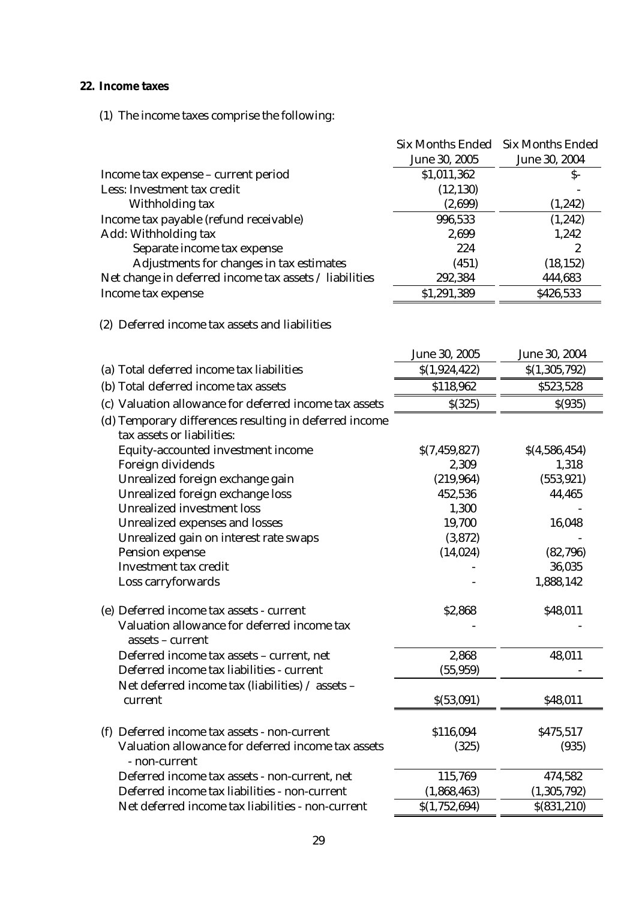## 22. Income taxes

(1) The income taxes comprise the following:

| | Six Months Ended June 30, 2005 | Six Months Ended June 30, 2004 |
|---|---|---|
| Income tax expense – current period | $1,011,362 | $- |
| Less: Investment tax credit | (12,130) | - |
| Withholding tax | (2,699) | (1,242) |
| Income tax payable (refund receivable) | 996,533 | (1,242) |
| Add: Withholding tax | 2,699 | 1,242 |
| Separate income tax expense | 224 | 2 |
| Adjustments for changes in tax estimates | (451) | (18,152) |
| Net change in deferred income tax assets / liabilities | 292,384 | 444,683 |
| Income tax expense | $1,291,389 | $426,533 |

(2) Deferred income tax assets and liabilities

| | June 30, 2005 | June 30, 2004 |
|---|---|---|
| (a) Total deferred income tax liabilities | $(1,924,422) | $(1,305,792) |
| (b) Total deferred income tax assets | $118,962 | $523,528 |
| (c) Valuation allowance for deferred income tax assets | $(325) | $(935) |
| (d) Temporary differences resulting in deferred income tax assets or liabilities: | | |
| Equity-accounted investment income | $(7,459,827) | $(4,586,454) |
| Foreign dividends | 2,309 | 1,318 |
| Unrealized foreign exchange gain | (219,964) | (553,921) |
| Unrealized foreign exchange loss | 452,536 | 44,465 |
| Unrealized investment loss | 1,300 | - |
| Unrealized expenses and losses | 19,700 | 16,048 |
| Unrealized gain on interest rate swaps | (3,872) | - |
| Pension expense | (14,024) | (82,796) |
| Investment tax credit | - | 36,035 |
| Loss carryforwards | - | 1,888,142 |
| (e) Deferred income tax assets - current | $2,868 | $48,011 |
| Valuation allowance for deferred income tax assets – current | - | - |
| Deferred income tax assets – current, net | 2,868 | 48,011 |
| Deferred income tax liabilities - current | (55,959) | - |
| Net deferred income tax (liabilities) / assets – current | $(53,091) | $48,011 |
| (f) Deferred income tax assets - non-current | $116,094 | $475,517 |
| Valuation allowance for deferred income tax assets - non-current | (325) | (935) |
| Deferred income tax assets - non-current, net | 115,769 | 474,582 |
| Deferred income tax liabilities - non-current | (1,868,463) | (1,305,792) |
| Net deferred income tax liabilities - non-current | $(1,752,694) | $(831,210) |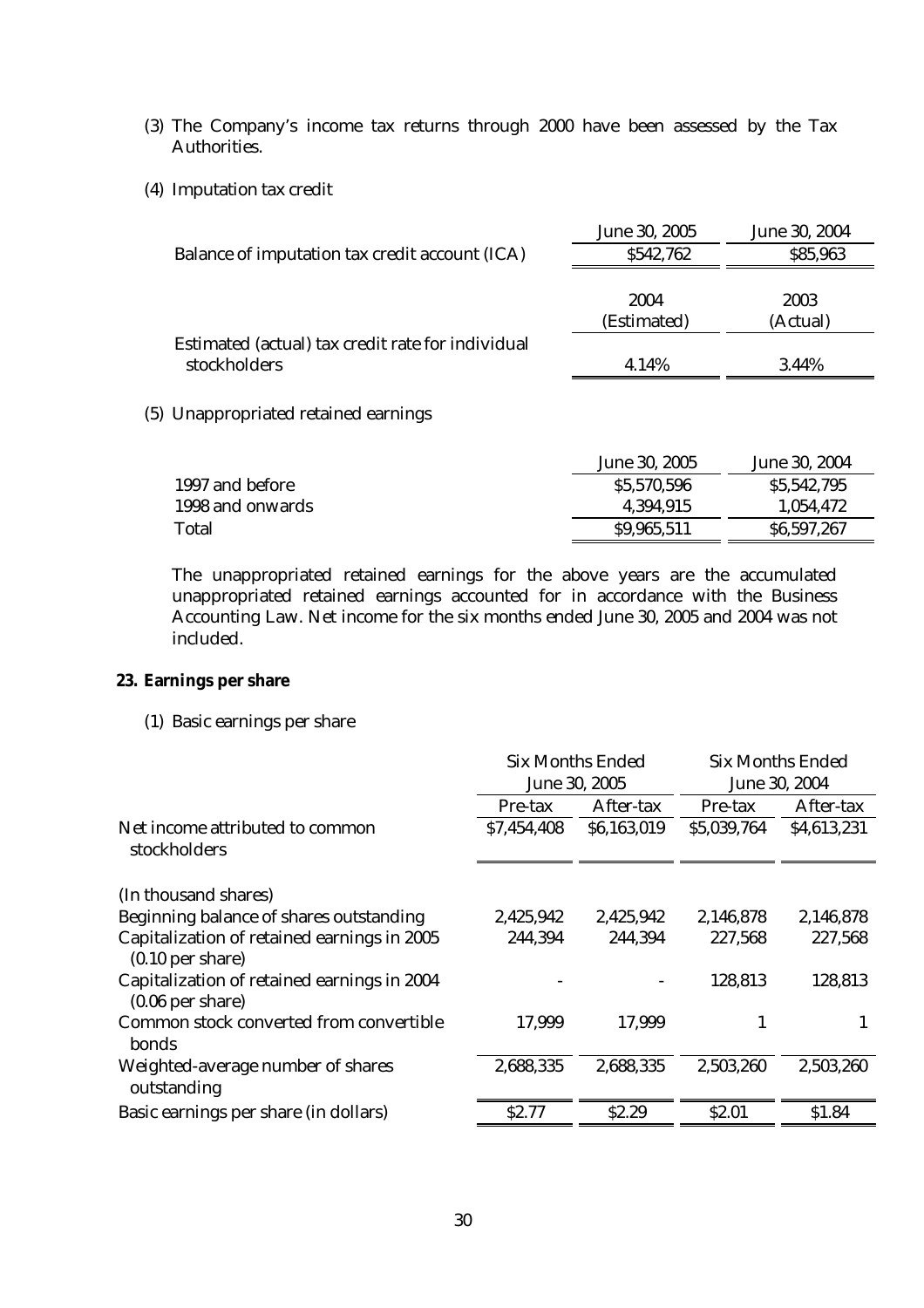(3) The Company's income tax returns through 2000 have been assessed by the Tax Authorities.

(4) Imputation tax credit

| | June 30, 2005 | June 30, 2004 |
|---|---|---|
| Balance of imputation tax credit account (ICA) | \$542,762 | \$85,963 |

| | 2004 (Estimated) | 2003 (Actual) |
|---|---|---|
| Estimated (actual) tax credit rate for individual stockholders | 4.14% | 3.44% |

(5) Unappropriated retained earnings

| | June 30, 2005 | June 30, 2004 |
|---|---|---|
| 1997 and before | \$5,570,596 | \$5,542,795 |
| 1998 and onwards | 4,394,915 | 1,054,472 |
| Total | \$9,965,511 | \$6,597,267 |

The unappropriated retained earnings for the above years are the accumulated unappropriated retained earnings accounted for in accordance with the Business Accounting Law. Net income for the six months ended June 30, 2005 and 2004 was not included.

**23. Earnings per share**

(1) Basic earnings per share

| | Six Months Ended June 30, 2005 | | Six Months Ended June 30, 2004 | |
|---|---|---|---|---|
| | Pre-tax | After-tax | Pre-tax | After-tax |
| Net income attributed to common stockholders | \$7,454,408 | \$6,163,019 | \$5,039,764 | \$4,613,231 |
| (In thousand shares) | | | | |
| Beginning balance of shares outstanding | 2,425,942 | 2,425,942 | 2,146,878 | 2,146,878 |
| Capitalization of retained earnings in 2005 (0.10 per share) | 244,394 | 244,394 | 227,568 | 227,568 |
| Capitalization of retained earnings in 2004 (0.06 per share) | - | - | 128,813 | 128,813 |
| Common stock converted from convertible bonds | 17,999 | 17,999 | 1 | 1 |
| Weighted-average number of shares outstanding | 2,688,335 | 2,688,335 | 2,503,260 | 2,503,260 |
| Basic earnings per share (in dollars) | \$2.77 | \$2.29 | \$2.01 | \$1.84 |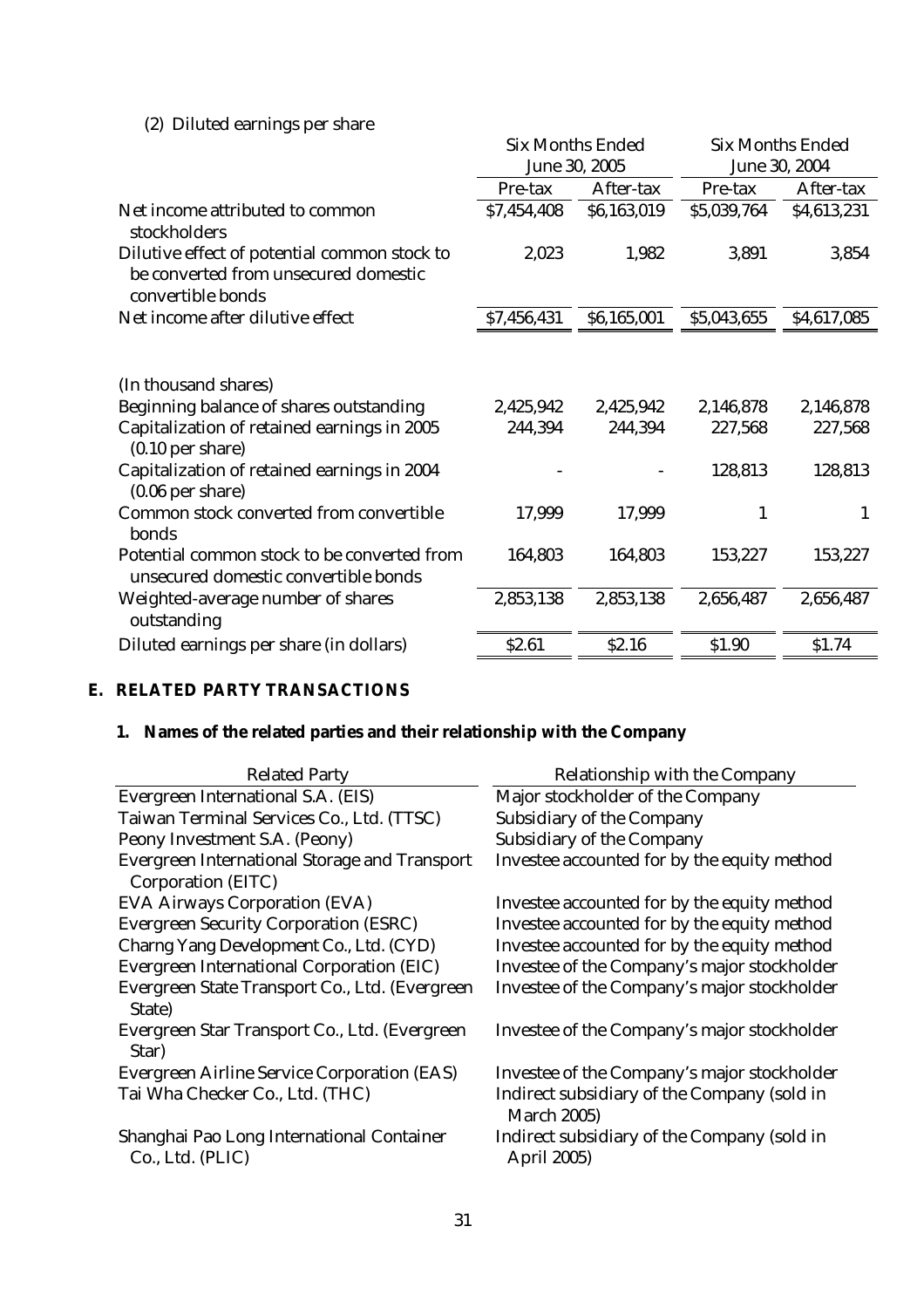(2) Diluted earnings per share

| | Six Months Ended June 30, 2005 | | Six Months Ended June 30, 2004 | |
|---|---|---|---|---|
| | Pre-tax | After-tax | Pre-tax | After-tax |
| Net income attributed to common stockholders | $7,454,408 | $6,163,019 | $5,039,764 | $4,613,231 |
| Dilutive effect of potential common stock to be converted from unsecured domestic convertible bonds | 2,023 | 1,982 | 3,891 | 3,854 |
| Net income after dilutive effect | $7,456,431 | $6,165,001 | $5,043,655 | $4,617,085 |
| | | | | |
| (In thousand shares) | | | | |
| Beginning balance of shares outstanding | 2,425,942 | 2,425,942 | 2,146,878 | 2,146,878 |
| Capitalization of retained earnings in 2005 (0.10 per share) | 244,394 | 244,394 | 227,568 | 227,568 |
| Capitalization of retained earnings in 2004 (0.06 per share) | - | - | 128,813 | 128,813 |
| Common stock converted from convertible bonds | 17,999 | 17,999 | 1 | 1 |
| Potential common stock to be converted from unsecured domestic convertible bonds | 164,803 | 164,803 | 153,227 | 153,227 |
| Weighted-average number of shares outstanding | 2,853,138 | 2,853,138 | 2,656,487 | 2,656,487 |
| Diluted earnings per share (in dollars) | $2.61 | $2.16 | $1.90 | $1.74 |

## E. RELATED PARTY TRANSACTIONS

### 1. Names of the related parties and their relationship with the Company

| Related Party | Relationship with the Company |
|---|---|
| Evergreen International S.A. (EIS) | Major stockholder of the Company |
| Taiwan Terminal Services Co., Ltd. (TTSC) | Subsidiary of the Company |
| Peony Investment S.A. (Peony) | Subsidiary of the Company |
| Evergreen International Storage and Transport Corporation (EITC) | Investee accounted for by the equity method |
| EVA Airways Corporation (EVA) | Investee accounted for by the equity method |
| Evergreen Security Corporation (ESRC) | Investee accounted for by the equity method |
| Charng Yang Development Co., Ltd. (CYD) | Investee accounted for by the equity method |
| Evergreen International Corporation (EIC) | Investee of the Company's major stockholder |
| Evergreen State Transport Co., Ltd. (Evergreen State) | Investee of the Company's major stockholder |
| Evergreen Star Transport Co., Ltd. (Evergreen Star) | Investee of the Company's major stockholder |
| Evergreen Airline Service Corporation (EAS) | Investee of the Company's major stockholder |
| Tai Wha Checker Co., Ltd. (THC) | Indirect subsidiary of the Company (sold in March 2005) |
| Shanghai Pao Long International Container Co., Ltd. (PLIC) | Indirect subsidiary of the Company (sold in April 2005) |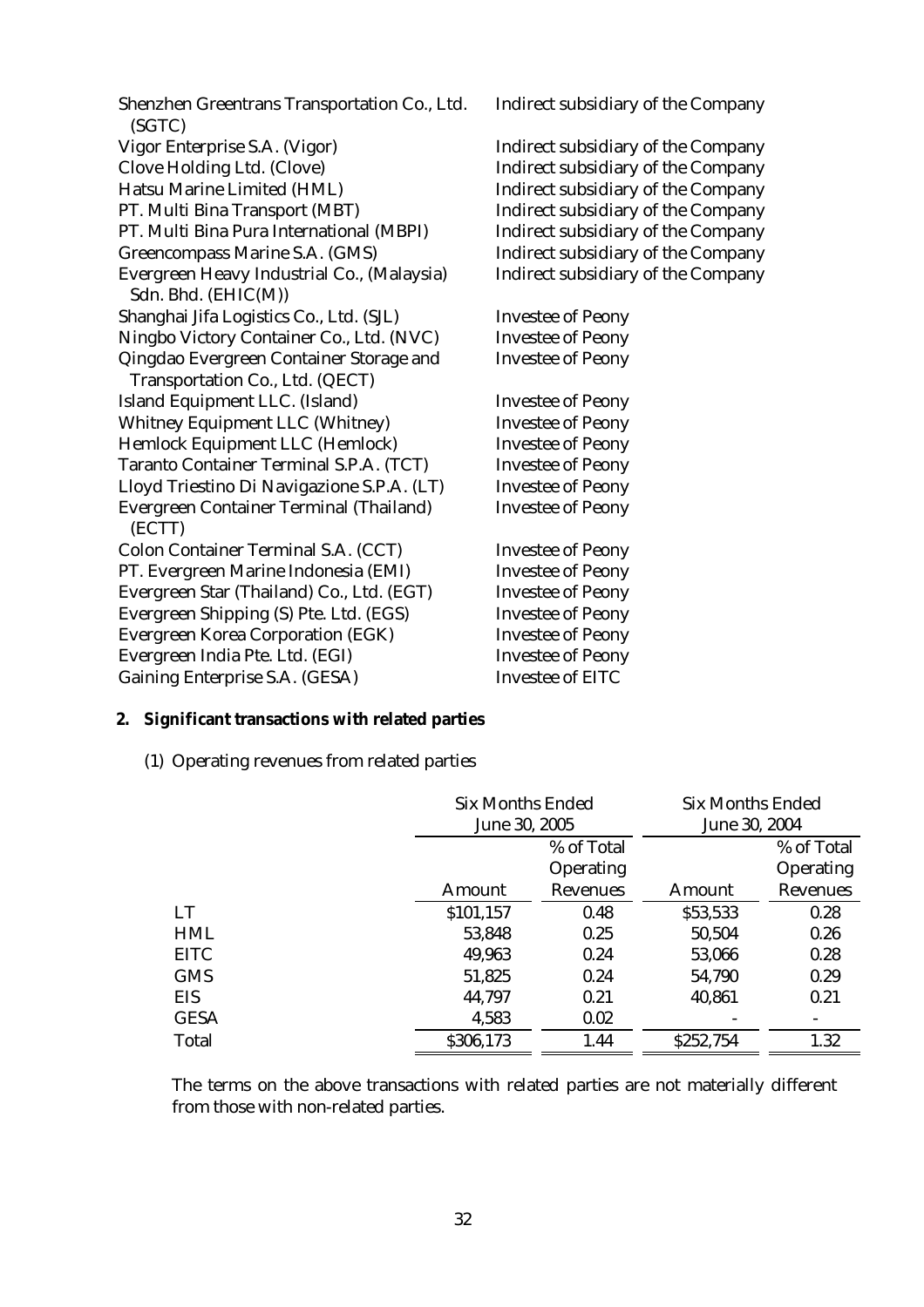| | |
|---|---|
| Shenzhen Greentrans Transportation Co., Ltd. (SGTC) | Indirect subsidiary of the Company |
| Vigor Enterprise S.A. (Vigor) | Indirect subsidiary of the Company |
| Clove Holding Ltd. (Clove) | Indirect subsidiary of the Company |
| Hatsu Marine Limited (HML) | Indirect subsidiary of the Company |
| PT. Multi Bina Transport (MBT) | Indirect subsidiary of the Company |
| PT. Multi Bina Pura International (MBPI) | Indirect subsidiary of the Company |
| Greencompass Marine S.A. (GMS) | Indirect subsidiary of the Company |
| Evergreen Heavy Industrial Co., (Malaysia) Sdn. Bhd. (EHIC(M)) | Indirect subsidiary of the Company |
| Shanghai Jifa Logistics Co., Ltd. (SJL) | Investee of Peony |
| Ningbo Victory Container Co., Ltd. (NVC) | Investee of Peony |
| Qingdao Evergreen Container Storage and Transportation Co., Ltd. (QECT) | Investee of Peony |
| Island Equipment LLC. (Island) | Investee of Peony |
| Whitney Equipment LLC (Whitney) | Investee of Peony |
| Hemlock Equipment LLC (Hemlock) | Investee of Peony |
| Taranto Container Terminal S.P.A. (TCT) | Investee of Peony |
| Lloyd Triestino Di Navigazione S.P.A. (LT) | Investee of Peony |
| Evergreen Container Terminal (Thailand) (ECTT) | Investee of Peony |
| Colon Container Terminal S.A. (CCT) | Investee of Peony |
| PT. Evergreen Marine Indonesia (EMI) | Investee of Peony |
| Evergreen Star (Thailand) Co., Ltd. (EGT) | Investee of Peony |
| Evergreen Shipping (S) Pte. Ltd. (EGS) | Investee of Peony |
| Evergreen Korea Corporation (EGK) | Investee of Peony |
| Evergreen India Pte. Ltd. (EGI) | Investee of Peony |
| Gaining Enterprise S.A. (GESA) | Investee of EITC |

**2. Significant transactions with related parties**

(1) Operating revenues from related parties

| | Six Months Ended June 30, 2005 | | Six Months Ended June 30, 2004 | |
|---|---|---|---|---|
| | Amount | % of Total Operating Revenues | Amount | % of Total Operating Revenues |
| LT | $101,157 | 0.48 | $53,533 | 0.28 |
| HML | 53,848 | 0.25 | 50,504 | 0.26 |
| EITC | 49,963 | 0.24 | 53,066 | 0.28 |
| GMS | 51,825 | 0.24 | 54,790 | 0.29 |
| EIS | 44,797 | 0.21 | 40,861 | 0.21 |
| GESA | 4,583 | 0.02 | - | - |
| Total | $306,173 | 1.44 | $252,754 | 1.32 |

The terms on the above transactions with related parties are not materially different from those with non-related parties.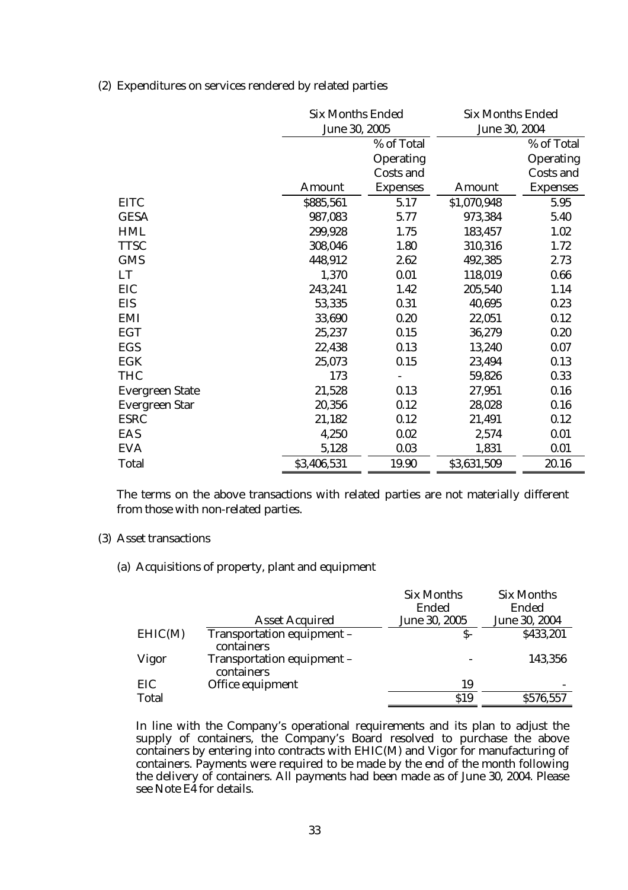(2) Expenditures on services rendered by related parties

| | Six Months Ended June 30, 2005 | | Six Months Ended June 30, 2004 | |
|---|---|---|---|---|
| | Amount | % of Total Operating Costs and Expenses | Amount | % of Total Operating Costs and Expenses |
| EITC | $885,561 | 5.17 | $1,070,948 | 5.95 |
| GESA | 987,083 | 5.77 | 973,384 | 5.40 |
| HML | 299,928 | 1.75 | 183,457 | 1.02 |
| TTSC | 308,046 | 1.80 | 310,316 | 1.72 |
| GMS | 448,912 | 2.62 | 492,385 | 2.73 |
| LT | 1,370 | 0.01 | 118,019 | 0.66 |
| EIC | 243,241 | 1.42 | 205,540 | 1.14 |
| EIS | 53,335 | 0.31 | 40,695 | 0.23 |
| EMI | 33,690 | 0.20 | 22,051 | 0.12 |
| EGT | 25,237 | 0.15 | 36,279 | 0.20 |
| EGS | 22,438 | 0.13 | 13,240 | 0.07 |
| EGK | 25,073 | 0.15 | 23,494 | 0.13 |
| THC | 173 | - | 59,826 | 0.33 |
| Evergreen State | 21,528 | 0.13 | 27,951 | 0.16 |
| Evergreen Star | 20,356 | 0.12 | 28,028 | 0.16 |
| ESRC | 21,182 | 0.12 | 21,491 | 0.12 |
| EAS | 4,250 | 0.02 | 2,574 | 0.01 |
| EVA | 5,128 | 0.03 | 1,831 | 0.01 |
| Total | $3,406,531 | 19.90 | $3,631,509 | 20.16 |

The terms on the above transactions with related parties are not materially different from those with non-related parties.

(3) Asset transactions

(a) Acquisitions of property, plant and equipment

| | Asset Acquired | Six Months Ended June 30, 2005 | Six Months Ended June 30, 2004 |
|---|---|---|---|
| EHIC(M) | Transportation equipment – containers | $- | $433,201 |
| Vigor | Transportation equipment – containers | - | 143,356 |
| EIC | Office equipment | 19 | - |
| Total | | $19 | $576,557 |

In line with the Company's operational requirements and its plan to adjust the supply of containers, the Company's Board resolved to purchase the above containers by entering into contracts with EHIC(M) and Vigor for manufacturing of containers. Payments were required to be made by the end of the month following the delivery of containers. All payments had been made as of June 30, 2004. Please see Note E4 for details.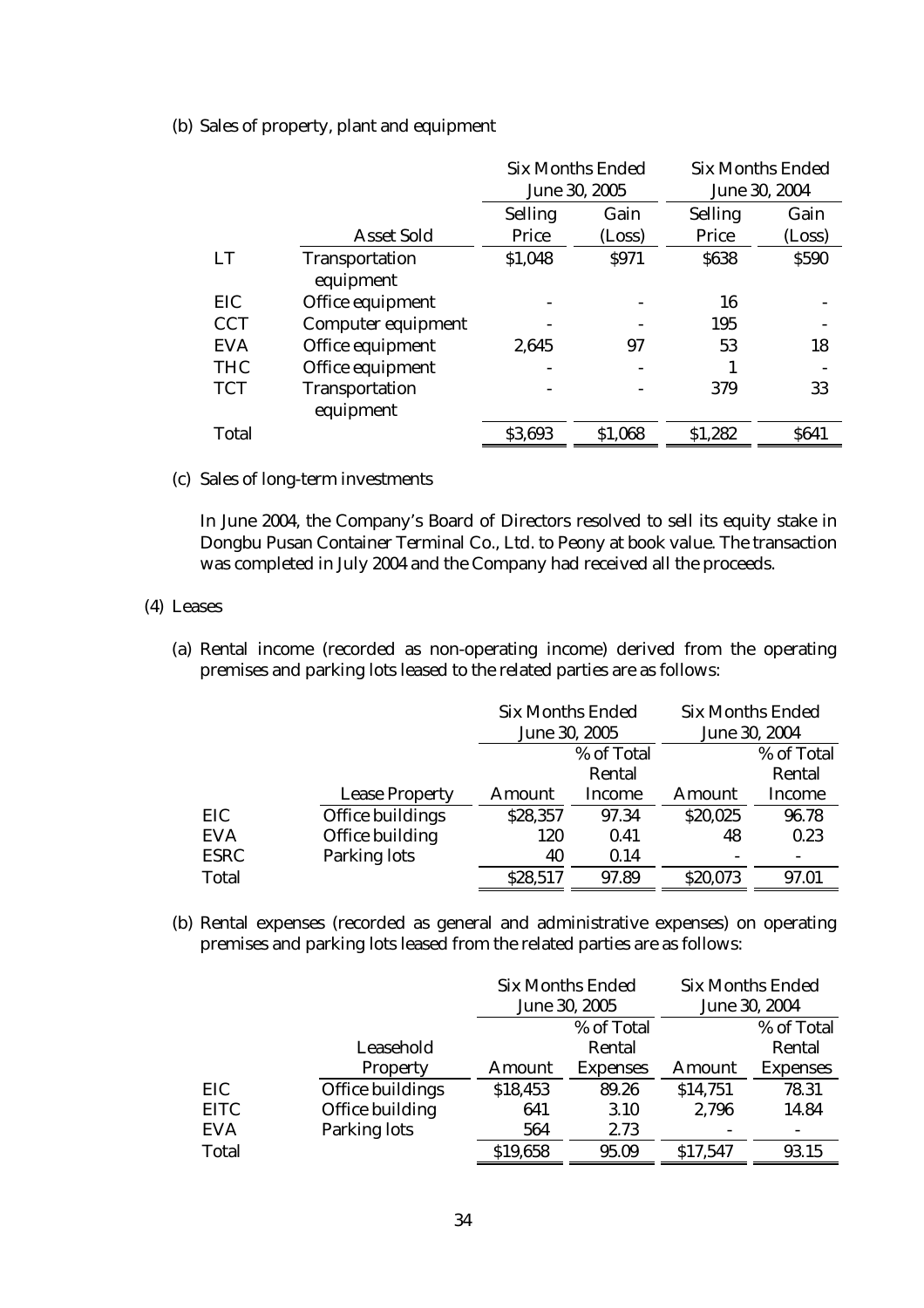(b) Sales of property, plant and equipment

| | | Six Months Ended June 30, 2005 | | Six Months Ended June 30, 2004 | |
|---|---|---|---|---|---|
| | Asset Sold | Selling Price | Gain (Loss) | Selling Price | Gain (Loss) |
| LT | Transportation equipment | $1,048 | $971 | $638 | $590 |
| EIC | Office equipment | - | - | 16 | - |
| CCT | Computer equipment | - | - | 195 | - |
| EVA | Office equipment | 2,645 | 97 | 53 | 18 |
| THC | Office equipment | - | - | 1 | - |
| TCT | Transportation equipment | - | - | 379 | 33 |
| Total | | $3,693 | $1,068 | $1,282 | $641 |

(c) Sales of long-term investments

In June 2004, the Company's Board of Directors resolved to sell its equity stake in Dongbu Pusan Container Terminal Co., Ltd. to Peony at book value. The transaction was completed in July 2004 and the Company had received all the proceeds.

(4) Leases

(a) Rental income (recorded as non-operating income) derived from the operating premises and parking lots leased to the related parties are as follows:

| | | Six Months Ended June 30, 2005 | | Six Months Ended June 30, 2004 | |
|---|---|---|---|---|---|
| | Lease Property | Amount | % of Total Rental Income | Amount | % of Total Rental Income |
| EIC | Office buildings | $28,357 | 97.34 | $20,025 | 96.78 |
| EVA | Office building | 120 | 0.41 | 48 | 0.23 |
| ESRC | Parking lots | 40 | 0.14 | - | - |
| Total | | $28,517 | 97.89 | $20,073 | 97.01 |

(b) Rental expenses (recorded as general and administrative expenses) on operating premises and parking lots leased from the related parties are as follows:

| | | Six Months Ended June 30, 2005 | | Six Months Ended June 30, 2004 | |
|---|---|---|---|---|---|
| | Leasehold Property | Amount | % of Total Rental Expenses | Amount | % of Total Rental Expenses |
| EIC | Office buildings | $18,453 | 89.26 | $14,751 | 78.31 |
| EITC | Office building | 641 | 3.10 | 2,796 | 14.84 |
| EVA | Parking lots | 564 | 2.73 | - | - |
| Total | | $19,658 | 95.09 | $17,547 | 93.15 |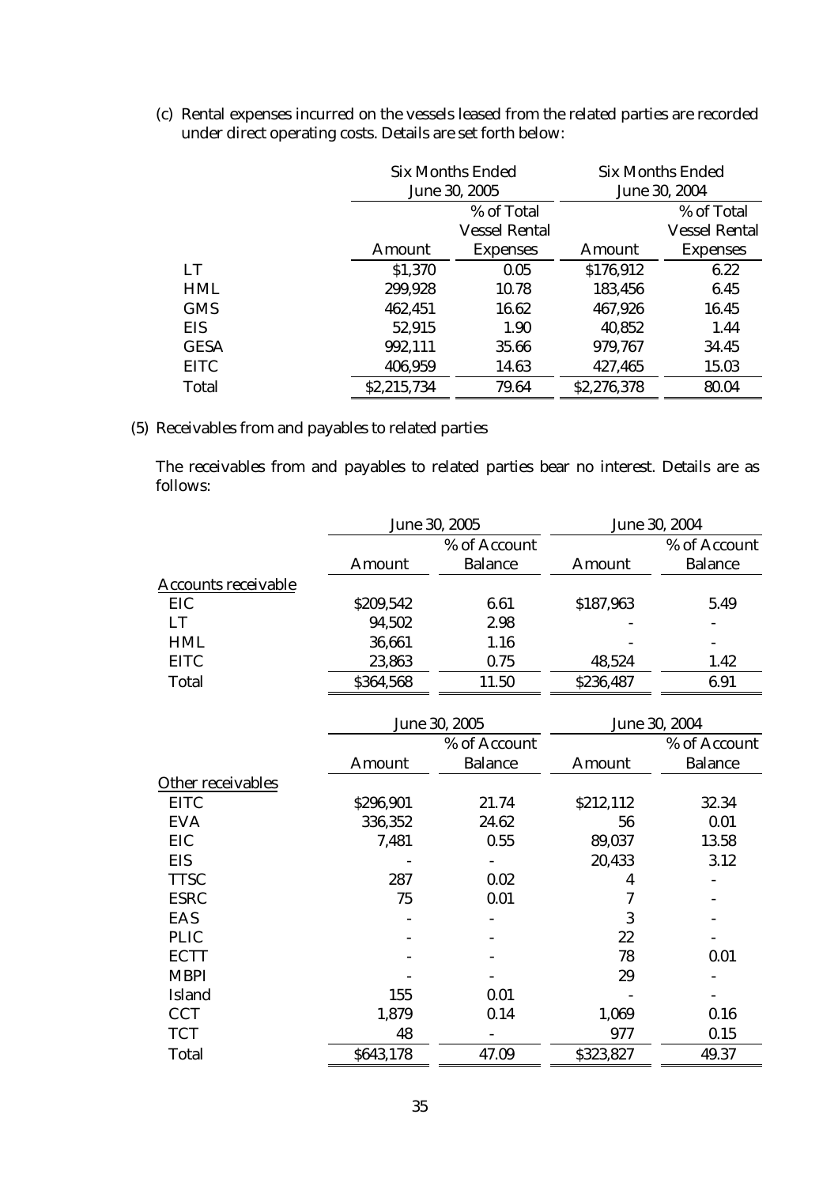(c) Rental expenses incurred on the vessels leased from the related parties are recorded under direct operating costs. Details are set forth below:

| | Six Months Ended June 30, 2005 | | Six Months Ended June 30, 2004 | |
|---|---|---|---|---|
| | Amount | % of Total Vessel Rental Expenses | Amount | % of Total Vessel Rental Expenses |
| LT | $1,370 | 0.05 | $176,912 | 6.22 |
| HML | 299,928 | 10.78 | 183,456 | 6.45 |
| GMS | 462,451 | 16.62 | 467,926 | 16.45 |
| EIS | 52,915 | 1.90 | 40,852 | 1.44 |
| GESA | 992,111 | 35.66 | 979,767 | 34.45 |
| EITC | 406,959 | 14.63 | 427,465 | 15.03 |
| Total | $2,215,734 | 79.64 | $2,276,378 | 80.04 |

(5) Receivables from and payables to related parties

The receivables from and payables to related parties bear no interest. Details are as follows:

| | June 30, 2005 | | June 30, 2004 | |
|---|---|---|---|---|
| | Amount | % of Account Balance | Amount | % of Account Balance |
| Accounts receivable | | | | |
| EIC | $209,542 | 6.61 | $187,963 | 5.49 |
| LT | 94,502 | 2.98 | - | - |
| HML | 36,661 | 1.16 | - | - |
| EITC | 23,863 | 0.75 | 48,524 | 1.42 |
| Total | $364,568 | 11.50 | $236,487 | 6.91 |

| | June 30, 2005 | | June 30, 2004 | |
|---|---|---|---|---|
| | Amount | % of Account Balance | Amount | % of Account Balance |
| Other receivables | | | | |
| EITC | $296,901 | 21.74 | $212,112 | 32.34 |
| EVA | 336,352 | 24.62 | 56 | 0.01 |
| EIC | 7,481 | 0.55 | 89,037 | 13.58 |
| EIS | - | - | 20,433 | 3.12 |
| TTSC | 287 | 0.02 | 4 | - |
| ESRC | 75 | 0.01 | 7 | - |
| EAS | - | - | 3 | - |
| PLIC | - | - | 22 | - |
| ECTT | - | - | 78 | 0.01 |
| MBPI | - | - | 29 | - |
| Island | 155 | 0.01 | - | - |
| CCT | 1,879 | 0.14 | 1,069 | 0.16 |
| TCT | 48 | - | 977 | 0.15 |
| Total | $643,178 | 47.09 | $323,827 | 49.37 |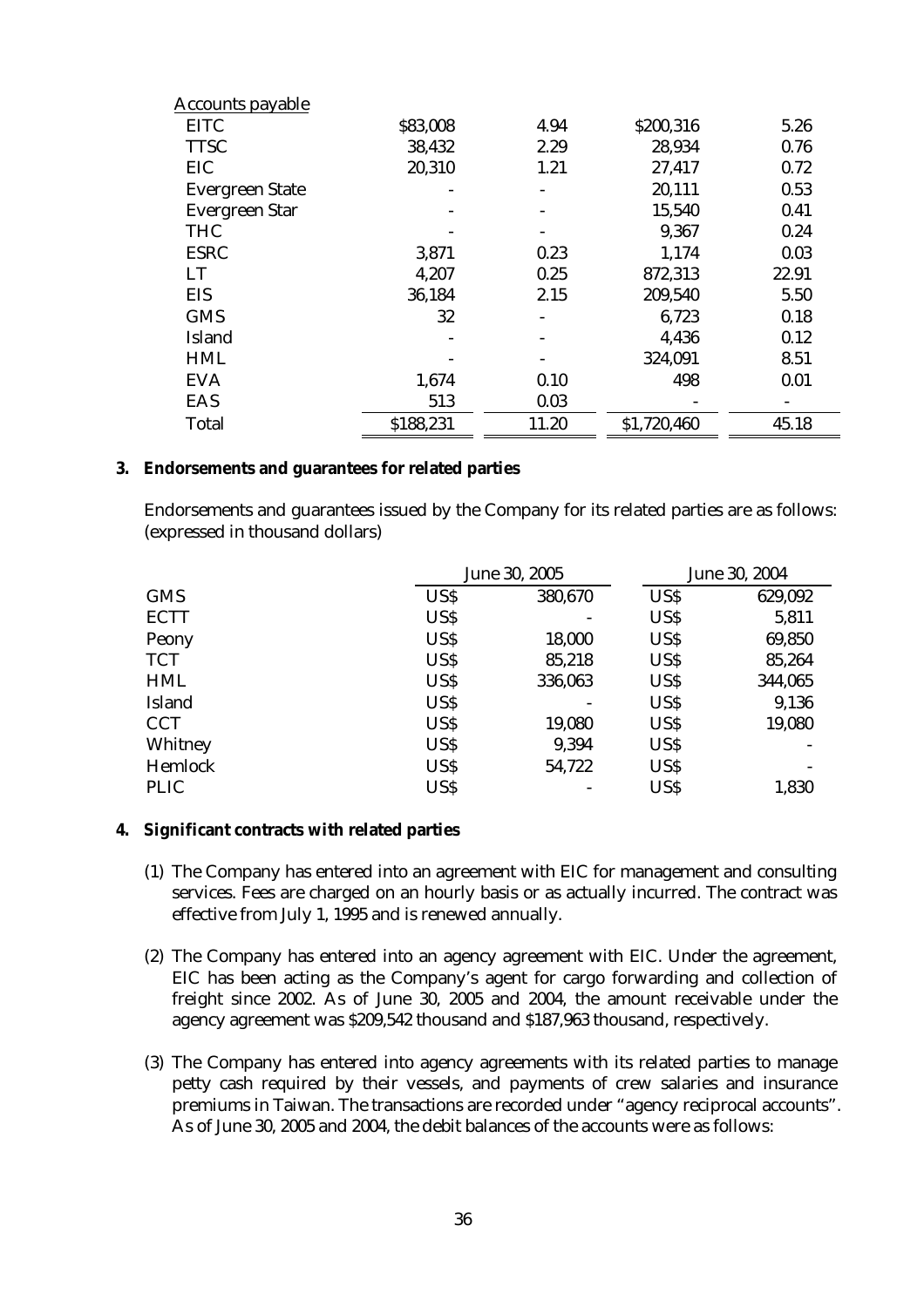| Accounts payable | | | | |
|---|---|---|---|---|
| EITC | \$83,008 | 4.94 | \$200,316 | 5.26 |
| TTSC | 38,432 | 2.29 | 28,934 | 0.76 |
| EIC | 20,310 | 1.21 | 27,417 | 0.72 |
| Evergreen State | - | - | 20,111 | 0.53 |
| Evergreen Star | - | - | 15,540 | 0.41 |
| THC | - | - | 9,367 | 0.24 |
| ESRC | 3,871 | 0.23 | 1,174 | 0.03 |
| LT | 4,207 | 0.25 | 872,313 | 22.91 |
| EIS | 36,184 | 2.15 | 209,540 | 5.50 |
| GMS | 32 | - | 6,723 | 0.18 |
| Island | - | - | 4,436 | 0.12 |
| HML | - | - | 324,091 | 8.51 |
| EVA | 1,674 | 0.10 | 498 | 0.01 |
| EAS | 513 | 0.03 | - | - |
| Total | \$188,231 | 11.20 | \$1,720,460 | 45.18 |

**3. Endorsements and guarantees for related parties**

Endorsements and guarantees issued by the Company for its related parties are as follows: (expressed in thousand dollars)

| | June 30, 2005 | | June 30, 2004 | |
|---|---|---|---|---|
| GMS | US\$ | 380,670 | US\$ | 629,092 |
| ECTT | US\$ | - | US\$ | 5,811 |
| Peony | US\$ | 18,000 | US\$ | 69,850 |
| TCT | US\$ | 85,218 | US\$ | 85,264 |
| HML | US\$ | 336,063 | US\$ | 344,065 |
| Island | US\$ | - | US\$ | 9,136 |
| CCT | US\$ | 19,080 | US\$ | 19,080 |
| Whitney | US\$ | 9,394 | US\$ | - |
| Hemlock | US\$ | 54,722 | US\$ | - |
| PLIC | US\$ | - | US\$ | 1,830 |

**4. Significant contracts with related parties**

(1) The Company has entered into an agreement with EIC for management and consulting services. Fees are charged on an hourly basis or as actually incurred. The contract was effective from July 1, 1995 and is renewed annually.

(2) The Company has entered into an agency agreement with EIC. Under the agreement, EIC has been acting as the Company's agent for cargo forwarding and collection of freight since 2002. As of June 30, 2005 and 2004, the amount receivable under the agency agreement was \$209,542 thousand and \$187,963 thousand, respectively.

(3) The Company has entered into agency agreements with its related parties to manage petty cash required by their vessels, and payments of crew salaries and insurance premiums in Taiwan. The transactions are recorded under "agency reciprocal accounts". As of June 30, 2005 and 2004, the debit balances of the accounts were as follows: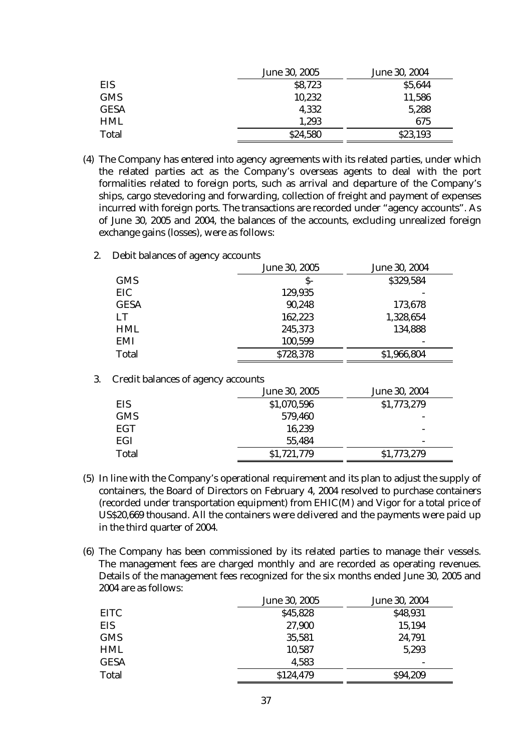|  | June 30, 2005 | June 30, 2004 |
|---|---|---|
| EIS | $8,723 | $5,644 |
| GMS | 10,232 | 11,586 |
| GESA | 4,332 | 5,288 |
| HML | 1,293 | 675 |
| Total | $24,580 | $23,193 |

(4) The Company has entered into agency agreements with its related parties, under which the related parties act as the Company's overseas agents to deal with the port formalities related to foreign ports, such as arrival and departure of the Company's ships, cargo stevedoring and forwarding, collection of freight and payment of expenses incurred with foreign ports. The transactions are recorded under "agency accounts". As of June 30, 2005 and 2004, the balances of the accounts, excluding unrealized foreign exchange gains (losses), were as follows:

2. Debit balances of agency accounts

|  | June 30, 2005 | June 30, 2004 |
|---|---|---|
| GMS | $- | $329,584 |
| EIC | 129,935 | - |
| GESA | 90,248 | 173,678 |
| LT | 162,223 | 1,328,654 |
| HML | 245,373 | 134,888 |
| EMI | 100,599 | - |
| Total | $728,378 | $1,966,804 |

3. Credit balances of agency accounts

|  | June 30, 2005 | June 30, 2004 |
|---|---|---|
| EIS | $1,070,596 | $1,773,279 |
| GMS | 579,460 | - |
| EGT | 16,239 | - |
| EGI | 55,484 | - |
| Total | $1,721,779 | $1,773,279 |

(5) In line with the Company's operational requirement and its plan to adjust the supply of containers, the Board of Directors on February 4, 2004 resolved to purchase containers (recorded under transportation equipment) from EHIC(M) and Vigor for a total price of US$20,669 thousand. All the containers were delivered and the payments were paid up in the third quarter of 2004.

(6) The Company has been commissioned by its related parties to manage their vessels. The management fees are charged monthly and are recorded as operating revenues. Details of the management fees recognized for the six months ended June 30, 2005 and 2004 are as follows:

|  | June 30, 2005 | June 30, 2004 |
|---|---|---|
| EITC | $45,828 | $48,931 |
| EIS | 27,900 | 15,194 |
| GMS | 35,581 | 24,791 |
| HML | 10,587 | 5,293 |
| GESA | 4,583 | - |
| Total | $124,479 | $94,209 |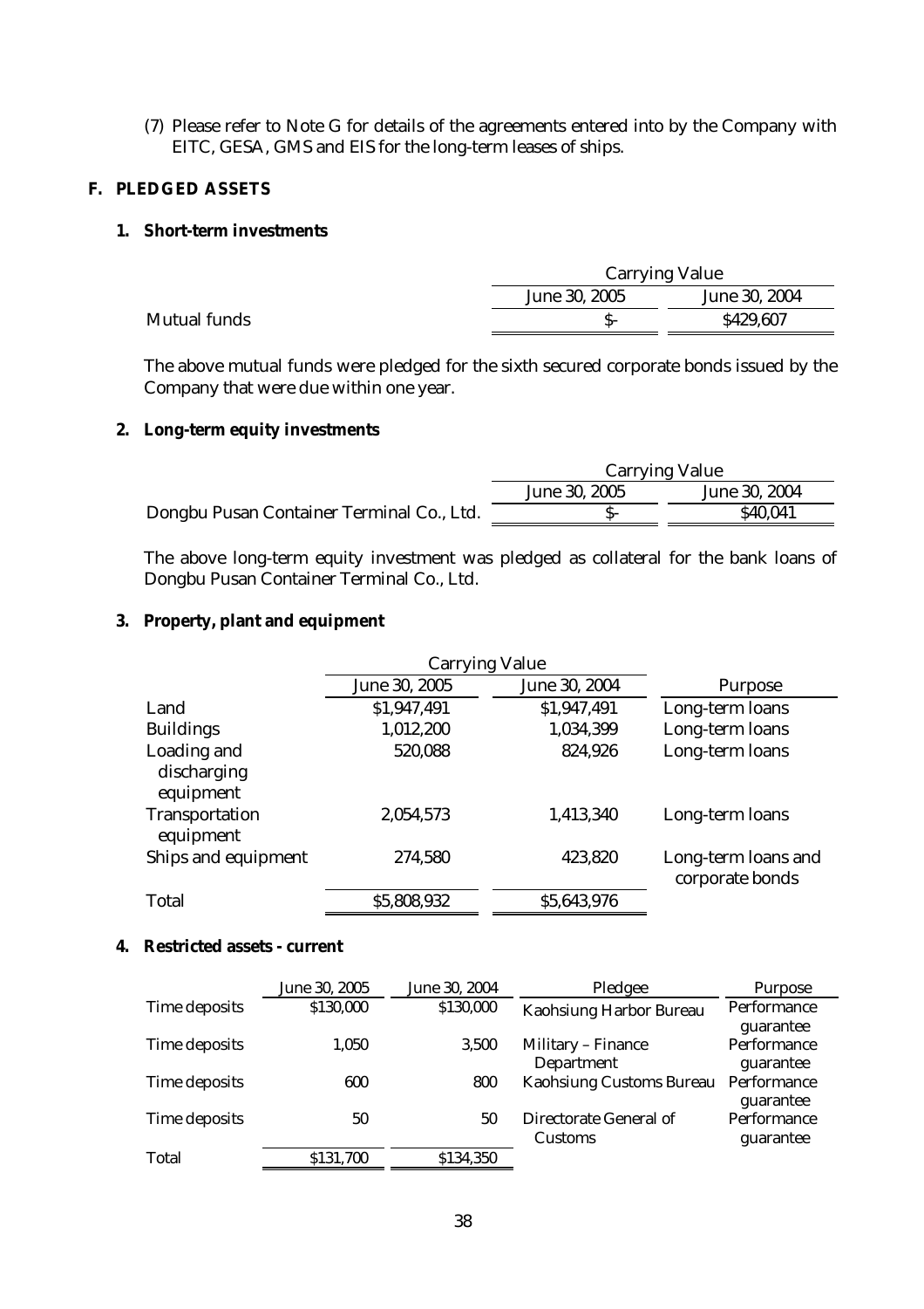(7) Please refer to Note G for details of the agreements entered into by the Company with EITC, GESA, GMS and EIS for the long-term leases of ships.

## F. PLEDGED ASSETS

### 1. Short-term investments

| | Carrying Value | |
|---|---|---|
| | June 30, 2005 | June 30, 2004 |
| Mutual funds | $- | $429,607 |

The above mutual funds were pledged for the sixth secured corporate bonds issued by the Company that were due within one year.

### 2. Long-term equity investments

| | Carrying Value | |
|---|---|---|
| | June 30, 2005 | June 30, 2004 |
| Dongbu Pusan Container Terminal Co., Ltd. | $- | $40,041 |

The above long-term equity investment was pledged as collateral for the bank loans of Dongbu Pusan Container Terminal Co., Ltd.

### 3. Property, plant and equipment

| | Carrying Value | | |
|---|---|---|---|
| | June 30, 2005 | June 30, 2004 | Purpose |
| Land | $1,947,491 | $1,947,491 | Long-term loans |
| Buildings | 1,012,200 | 1,034,399 | Long-term loans |
| Loading and discharging equipment | 520,088 | 824,926 | Long-term loans |
| Transportation equipment | 2,054,573 | 1,413,340 | Long-term loans |
| Ships and equipment | 274,580 | 423,820 | Long-term loans and corporate bonds |
| Total | $5,808,932 | $5,643,976 | |

### 4. Restricted assets - current

| | June 30, 2005 | June 30, 2004 | Pledgee | Purpose |
|---|---|---|---|---|
| Time deposits | $130,000 | $130,000 | Kaohsiung Harbor Bureau | Performance guarantee |
| Time deposits | 1,050 | 3,500 | Military – Finance Department | Performance guarantee |
| Time deposits | 600 | 800 | Kaohsiung Customs Bureau | Performance guarantee |
| Time deposits | 50 | 50 | Directorate General of Customs | Performance guarantee |
| Total | $131,700 | $134,350 | | |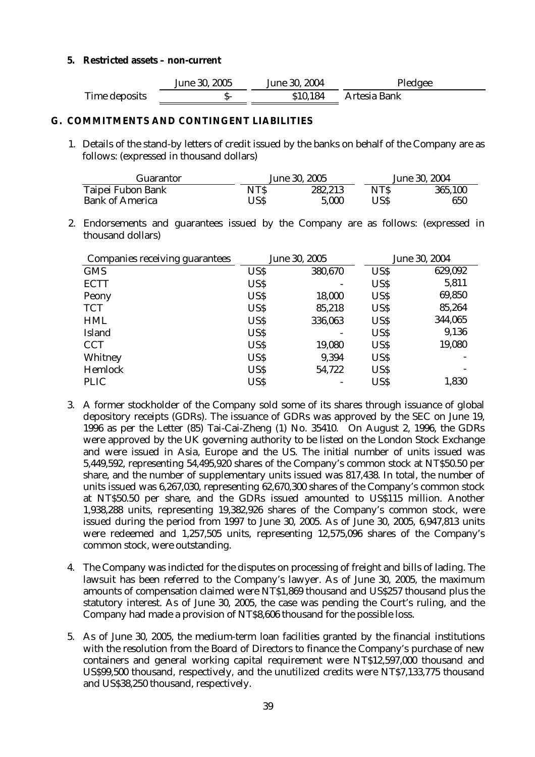**5. Restricted assets – non-current**

| | June 30, 2005 | June 30, 2004 | Pledgee |
|---|---|---|---|
| Time deposits | $- | $10,184 | Artesia Bank |

## G. COMMITMENTS AND CONTINGENT LIABILITIES

1. Details of the stand-by letters of credit issued by the banks on behalf of the Company are as follows: (expressed in thousand dollars)

| Guarantor | June 30, 2005 | | June 30, 2004 | |
|---|---|---|---|---|
| Taipei Fubon Bank | NT$ | 282,213 | NT$ | 365,100 |
| Bank of America | US$ | 5,000 | US$ | 650 |

2. Endorsements and guarantees issued by the Company are as follows: (expressed in thousand dollars)

| Companies receiving guarantees | June 30, 2005 | | June 30, 2004 | |
|---|---|---|---|---|
| GMS | US$ | 380,670 | US$ | 629,092 |
| ECTT | US$ | - | US$ | 5,811 |
| Peony | US$ | 18,000 | US$ | 69,850 |
| TCT | US$ | 85,218 | US$ | 85,264 |
| HML | US$ | 336,063 | US$ | 344,065 |
| Island | US$ | - | US$ | 9,136 |
| CCT | US$ | 19,080 | US$ | 19,080 |
| Whitney | US$ | 9,394 | US$ | - |
| Hemlock | US$ | 54,722 | US$ | - |
| PLIC | US$ | - | US$ | 1,830 |

3. A former stockholder of the Company sold some of its shares through issuance of global depository receipts (GDRs). The issuance of GDRs was approved by the SEC on June 19, 1996 as per the Letter (85) Tai-Cai-Zheng (1) No. 35410. On August 2, 1996, the GDRs were approved by the UK governing authority to be listed on the London Stock Exchange and were issued in Asia, Europe and the US. The initial number of units issued was 5,449,592, representing 54,495,920 shares of the Company's common stock at NT$50.50 per share, and the number of supplementary units issued was 817,438. In total, the number of units issued was 6,267,030, representing 62,670,300 shares of the Company's common stock at NT$50.50 per share, and the GDRs issued amounted to US$115 million. Another 1,938,288 units, representing 19,382,926 shares of the Company's common stock, were issued during the period from 1997 to June 30, 2005. As of June 30, 2005, 6,947,813 units were redeemed and 1,257,505 units, representing 12,575,096 shares of the Company's common stock, were outstanding.

4. The Company was indicted for the disputes on processing of freight and bills of lading. The lawsuit has been referred to the Company's lawyer. As of June 30, 2005, the maximum amounts of compensation claimed were NT$1,869 thousand and US$257 thousand plus the statutory interest. As of June 30, 2005, the case was pending the Court's ruling, and the Company had made a provision of NT$8,606 thousand for the possible loss.

5. As of June 30, 2005, the medium-term loan facilities granted by the financial institutions with the resolution from the Board of Directors to finance the Company's purchase of new containers and general working capital requirement were NT$12,597,000 thousand and US$99,500 thousand, respectively, and the unutilized credits were NT$7,133,775 thousand and US$38,250 thousand, respectively.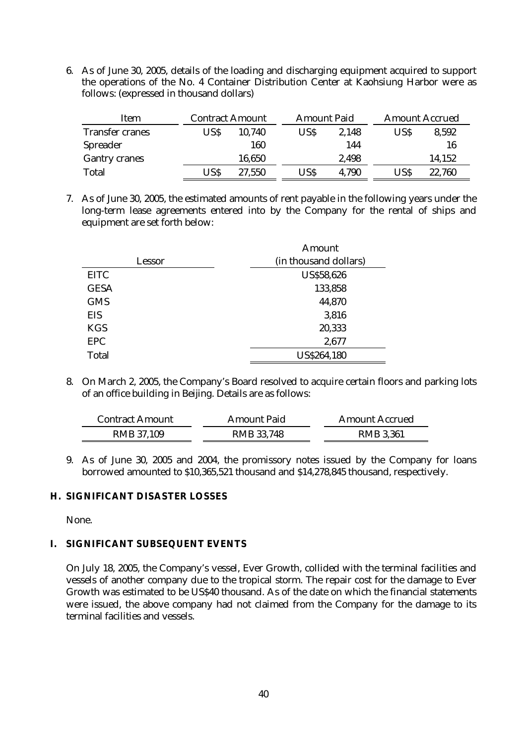6. As of June 30, 2005, details of the loading and discharging equipment acquired to support the operations of the No. 4 Container Distribution Center at Kaohsiung Harbor were as follows: (expressed in thousand dollars)

| Item | Contract Amount | | Amount Paid | | Amount Accrued | |
|---|---|---|---|---|---|---|
| Transfer cranes | US$ | 10,740 | US$ | 2,148 | US$ | 8,592 |
| Spreader | | 160 | | 144 | | 16 |
| Gantry cranes | | 16,650 | | 2,498 | | 14,152 |
| Total | US$ | 27,550 | US$ | 4,790 | US$ | 22,760 |

7. As of June 30, 2005, the estimated amounts of rent payable in the following years under the long-term lease agreements entered into by the Company for the rental of ships and equipment are set forth below:

| Lessor | Amount (in thousand dollars) |
|---|---|
| EITC | US$58,626 |
| GESA | 133,858 |
| GMS | 44,870 |
| EIS | 3,816 |
| KGS | 20,333 |
| EPC | 2,677 |
| Total | US$264,180 |

8. On March 2, 2005, the Company's Board resolved to acquire certain floors and parking lots of an office building in Beijing. Details are as follows:

| Contract Amount | Amount Paid | Amount Accrued |
|---|---|---|
| RMB 37,109 | RMB 33,748 | RMB 3,361 |

9. As of June 30, 2005 and 2004, the promissory notes issued by the Company for loans borrowed amounted to $10,365,521 thousand and $14,278,845 thousand, respectively.

## H. SIGNIFICANT DISASTER LOSSES

None.

## I. SIGNIFICANT SUBSEQUENT EVENTS

On July 18, 2005, the Company's vessel, Ever Growth, collided with the terminal facilities and vessels of another company due to the tropical storm. The repair cost for the damage to Ever Growth was estimated to be US$40 thousand. As of the date on which the financial statements were issued, the above company had not claimed from the Company for the damage to its terminal facilities and vessels.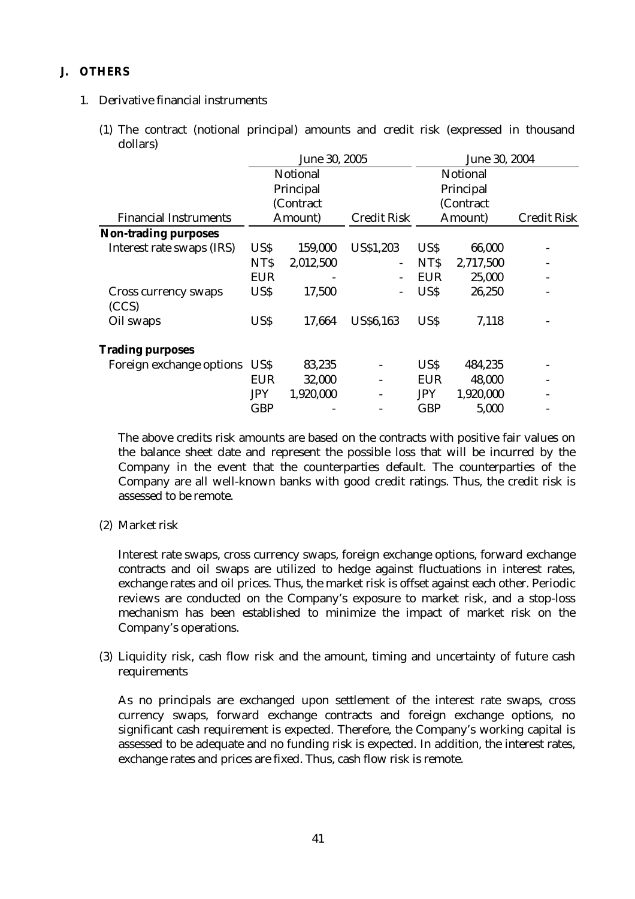**J. OTHERS**

1. Derivative financial instruments

   (1) The contract (notional principal) amounts and credit risk (expressed in thousand dollars)

| Financial Instruments | June 30, 2005 | | | June 30, 2004 | | |
|---|---|---|---|---|---|---|
| | Notional Principal (Contract Amount) | | Credit Risk | Notional Principal (Contract Amount) | | Credit Risk |
| **Non-trading purposes** | | | | | | |
| Interest rate swaps (IRS) | US$ | 159,000 | US$1,203 | US$ | 66,000 | - |
| | NT$ | 2,012,500 | - | NT$ | 2,717,500 | - |
| | EUR | - | - | EUR | 25,000 | - |
| Cross currency swaps (CCS) | US$ | 17,500 | - | US$ | 26,250 | - |
| Oil swaps | US$ | 17,664 | US$6,163 | US$ | 7,118 | - |
| **Trading purposes** | | | | | | |
| Foreign exchange options | US$ | 83,235 | - | US$ | 484,235 | - |
| | EUR | 32,000 | - | EUR | 48,000 | - |
| | JPY | 1,920,000 | - | JPY | 1,920,000 | - |
| | GBP | - | - | GBP | 5,000 | - |

   The above credits risk amounts are based on the contracts with positive fair values on the balance sheet date and represent the possible loss that will be incurred by the Company in the event that the counterparties default. The counterparties of the Company are all well-known banks with good credit ratings. Thus, the credit risk is assessed to be remote.

   (2) Market risk

   Interest rate swaps, cross currency swaps, foreign exchange options, forward exchange contracts and oil swaps are utilized to hedge against fluctuations in interest rates, exchange rates and oil prices. Thus, the market risk is offset against each other. Periodic reviews are conducted on the Company's exposure to market risk, and a stop-loss mechanism has been established to minimize the impact of market risk on the Company's operations.

   (3) Liquidity risk, cash flow risk and the amount, timing and uncertainty of future cash requirements

   As no principals are exchanged upon settlement of the interest rate swaps, cross currency swaps, forward exchange contracts and foreign exchange options, no significant cash requirement is expected. Therefore, the Company's working capital is assessed to be adequate and no funding risk is expected. In addition, the interest rates, exchange rates and prices are fixed. Thus, cash flow risk is remote.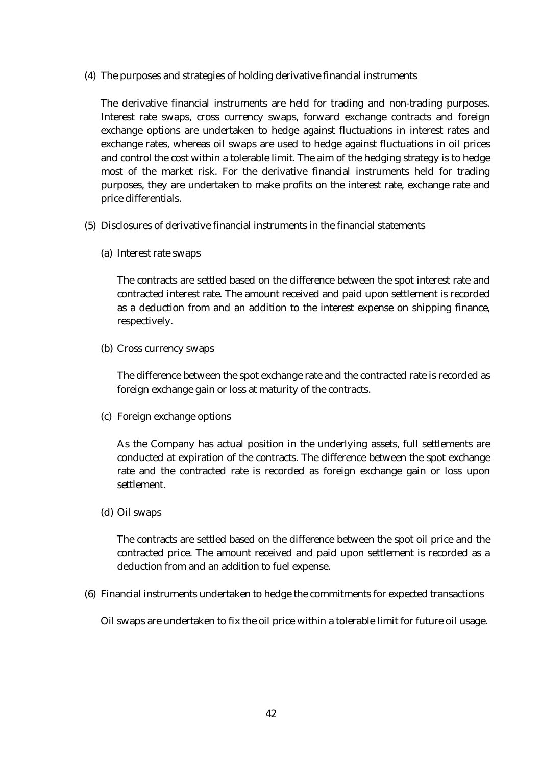(4) The purposes and strategies of holding derivative financial instruments

The derivative financial instruments are held for trading and non-trading purposes. Interest rate swaps, cross currency swaps, forward exchange contracts and foreign exchange options are undertaken to hedge against fluctuations in interest rates and exchange rates, whereas oil swaps are used to hedge against fluctuations in oil prices and control the cost within a tolerable limit. The aim of the hedging strategy is to hedge most of the market risk. For the derivative financial instruments held for trading purposes, they are undertaken to make profits on the interest rate, exchange rate and price differentials.

(5) Disclosures of derivative financial instruments in the financial statements

(a) Interest rate swaps

The contracts are settled based on the difference between the spot interest rate and contracted interest rate. The amount received and paid upon settlement is recorded as a deduction from and an addition to the interest expense on shipping finance, respectively.

(b) Cross currency swaps

The difference between the spot exchange rate and the contracted rate is recorded as foreign exchange gain or loss at maturity of the contracts.

(c) Foreign exchange options

As the Company has actual position in the underlying assets, full settlements are conducted at expiration of the contracts. The difference between the spot exchange rate and the contracted rate is recorded as foreign exchange gain or loss upon settlement.

(d) Oil swaps

The contracts are settled based on the difference between the spot oil price and the contracted price. The amount received and paid upon settlement is recorded as a deduction from and an addition to fuel expense.

(6) Financial instruments undertaken to hedge the commitments for expected transactions

Oil swaps are undertaken to fix the oil price within a tolerable limit for future oil usage.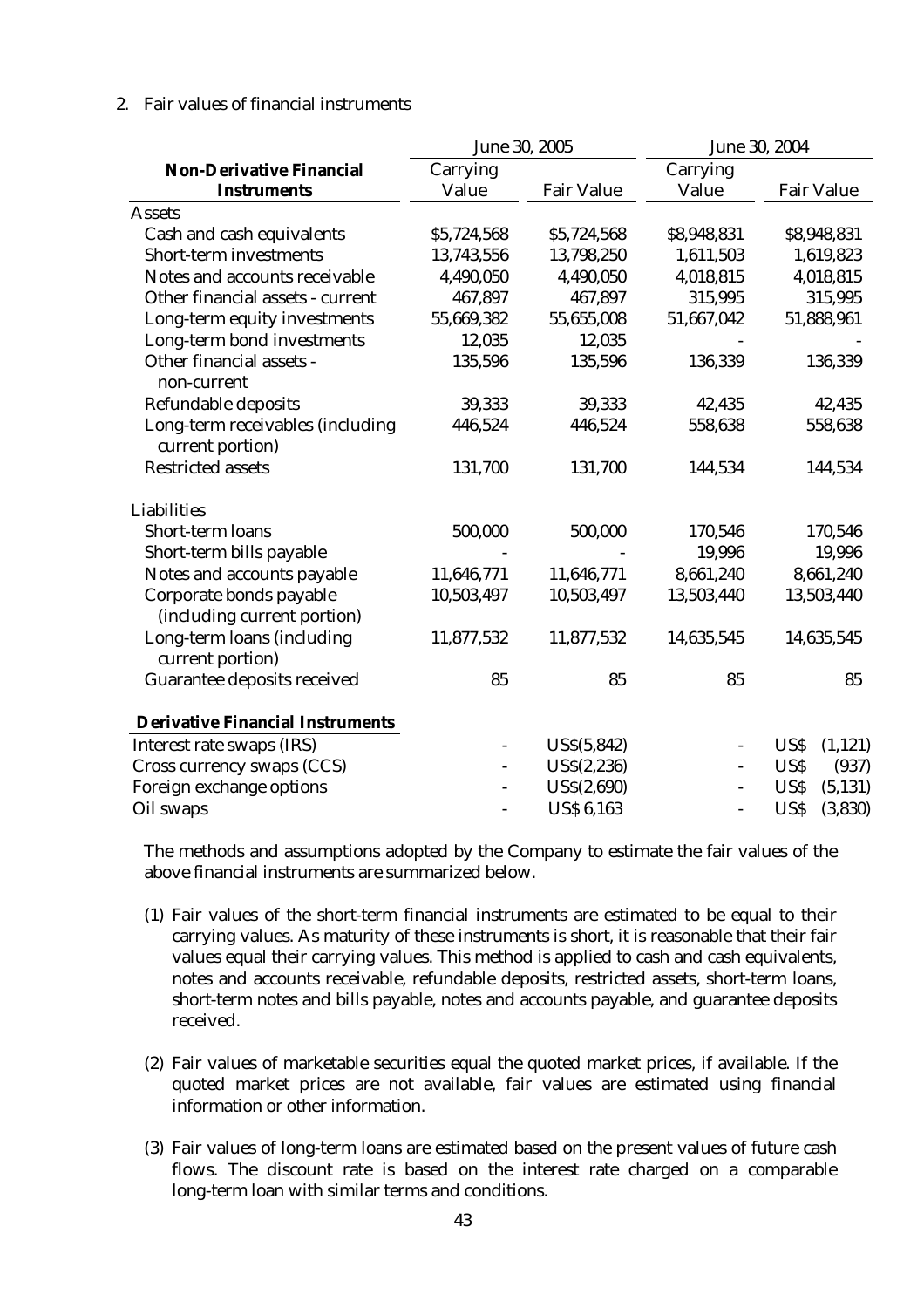2. Fair values of financial instruments

| Non-Derivative Financial Instruments | June 30, 2005 | | June 30, 2004 | |
|---|---|---|---|---|
| | Carrying Value | Fair Value | Carrying Value | Fair Value |
| Assets | | | | |
| Cash and cash equivalents | $5,724,568 | $5,724,568 | $8,948,831 | $8,948,831 |
| Short-term investments | 13,743,556 | 13,798,250 | 1,611,503 | 1,619,823 |
| Notes and accounts receivable | 4,490,050 | 4,490,050 | 4,018,815 | 4,018,815 |
| Other financial assets - current | 467,897 | 467,897 | 315,995 | 315,995 |
| Long-term equity investments | 55,669,382 | 55,655,008 | 51,667,042 | 51,888,961 |
| Long-term bond investments | 12,035 | 12,035 | - | - |
| Other financial assets - non-current | 135,596 | 135,596 | 136,339 | 136,339 |
| Refundable deposits | 39,333 | 39,333 | 42,435 | 42,435 |
| Long-term receivables (including current portion) | 446,524 | 446,524 | 558,638 | 558,638 |
| Restricted assets | 131,700 | 131,700 | 144,534 | 144,534 |
| Liabilities | | | | |
| Short-term loans | 500,000 | 500,000 | 170,546 | 170,546 |
| Short-term bills payable | - | - | 19,996 | 19,996 |
| Notes and accounts payable | 11,646,771 | 11,646,771 | 8,661,240 | 8,661,240 |
| Corporate bonds payable (including current portion) | 10,503,497 | 10,503,497 | 13,503,440 | 13,503,440 |
| Long-term loans (including current portion) | 11,877,532 | 11,877,532 | 14,635,545 | 14,635,545 |
| Guarantee deposits received | 85 | 85 | 85 | 85 |
| **Derivative Financial Instruments** | | | | |
| Interest rate swaps (IRS) | - | US$(5,842) | - | US$ (1,121) |
| Cross currency swaps (CCS) | - | US$(2,236) | - | US$ (937) |
| Foreign exchange options | - | US$(2,690) | - | US$ (5,131) |
| Oil swaps | - | US$ 6,163 | - | US$ (3,830) |

The methods and assumptions adopted by the Company to estimate the fair values of the above financial instruments are summarized below.

(1) Fair values of the short-term financial instruments are estimated to be equal to their carrying values. As maturity of these instruments is short, it is reasonable that their fair values equal their carrying values. This method is applied to cash and cash equivalents, notes and accounts receivable, refundable deposits, restricted assets, short-term loans, short-term notes and bills payable, notes and accounts payable, and guarantee deposits received.

(2) Fair values of marketable securities equal the quoted market prices, if available. If the quoted market prices are not available, fair values are estimated using financial information or other information.

(3) Fair values of long-term loans are estimated based on the present values of future cash flows. The discount rate is based on the interest rate charged on a comparable long-term loan with similar terms and conditions.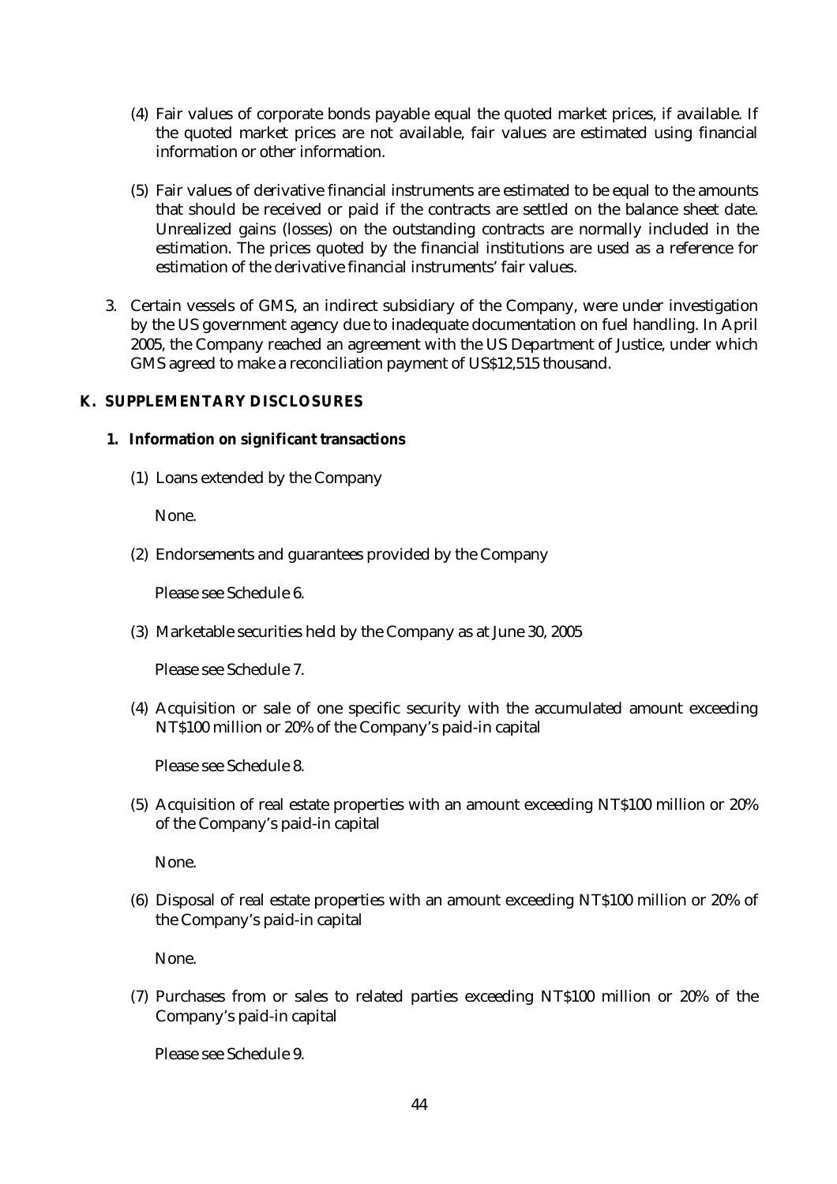(4) Fair values of corporate bonds payable equal the quoted market prices, if available. If the quoted market prices are not available, fair values are estimated using financial information or other information.

(5) Fair values of derivative financial instruments are estimated to be equal to the amounts that should be received or paid if the contracts are settled on the balance sheet date. Unrealized gains (losses) on the outstanding contracts are normally included in the estimation. The prices quoted by the financial institutions are used as a reference for estimation of the derivative financial instruments' fair values.

3. Certain vessels of GMS, an indirect subsidiary of the Company, were under investigation by the US government agency due to inadequate documentation on fuel handling. In April 2005, the Company reached an agreement with the US Department of Justice, under which GMS agreed to make a reconciliation payment of US$12,515 thousand.

## K. SUPPLEMENTARY DISCLOSURES

### 1. Information on significant transactions

(1) Loans extended by the Company

None.

(2) Endorsements and guarantees provided by the Company

Please see Schedule 6.

(3) Marketable securities held by the Company as at June 30, 2005

Please see Schedule 7.

(4) Acquisition or sale of one specific security with the accumulated amount exceeding NT$100 million or 20% of the Company's paid-in capital

Please see Schedule 8.

(5) Acquisition of real estate properties with an amount exceeding NT$100 million or 20% of the Company's paid-in capital

None.

(6) Disposal of real estate properties with an amount exceeding NT$100 million or 20% of the Company's paid-in capital

None.

(7) Purchases from or sales to related parties exceeding NT$100 million or 20% of the Company's paid-in capital

Please see Schedule 9.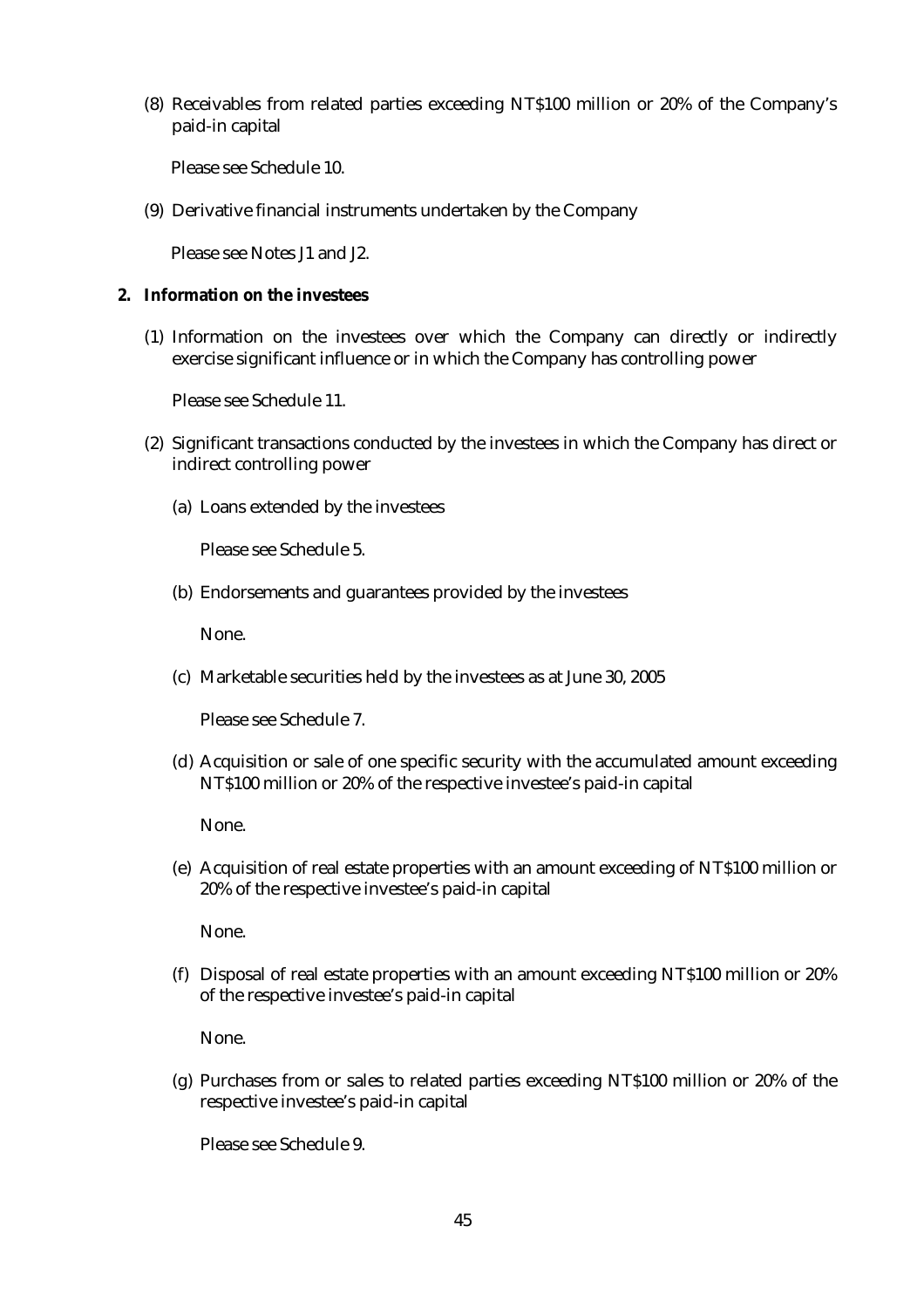(8) Receivables from related parties exceeding NT$100 million or 20% of the Company's paid-in capital

Please see Schedule 10.

(9) Derivative financial instruments undertaken by the Company

Please see Notes J1 and J2.

**2. Information on the investees**

(1) Information on the investees over which the Company can directly or indirectly exercise significant influence or in which the Company has controlling power

Please see Schedule 11.

(2) Significant transactions conducted by the investees in which the Company has direct or indirect controlling power

(a) Loans extended by the investees

Please see Schedule 5.

(b) Endorsements and guarantees provided by the investees

None.

(c) Marketable securities held by the investees as at June 30, 2005

Please see Schedule 7.

(d) Acquisition or sale of one specific security with the accumulated amount exceeding NT$100 million or 20% of the respective investee's paid-in capital

None.

(e) Acquisition of real estate properties with an amount exceeding of NT$100 million or 20% of the respective investee's paid-in capital

None.

(f) Disposal of real estate properties with an amount exceeding NT$100 million or 20% of the respective investee's paid-in capital

None.

(g) Purchases from or sales to related parties exceeding NT$100 million or 20% of the respective investee's paid-in capital

Please see Schedule 9.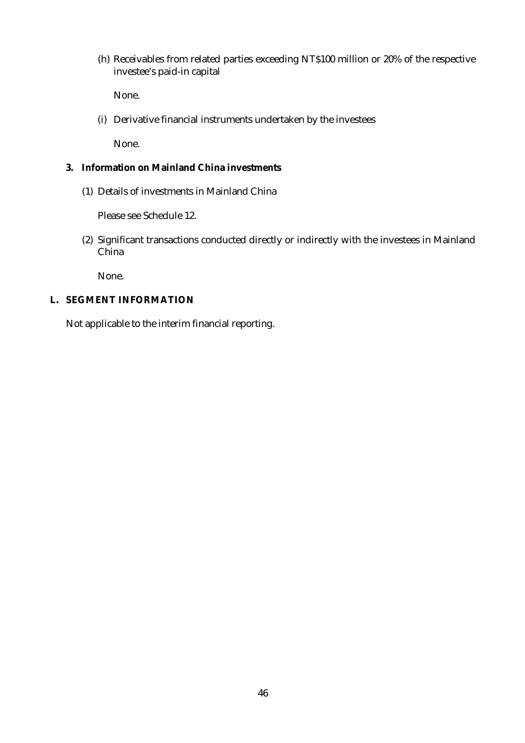(h) Receivables from related parties exceeding NT$100 million or 20% of the respective investee's paid-in capital

None.

(i) Derivative financial instruments undertaken by the investees

None.

**3. Information on Mainland China investments**

(1) Details of investments in Mainland China

Please see Schedule 12.

(2) Significant transactions conducted directly or indirectly with the investees in Mainland China

None.

## L. SEGMENT INFORMATION

Not applicable to the interim financial reporting.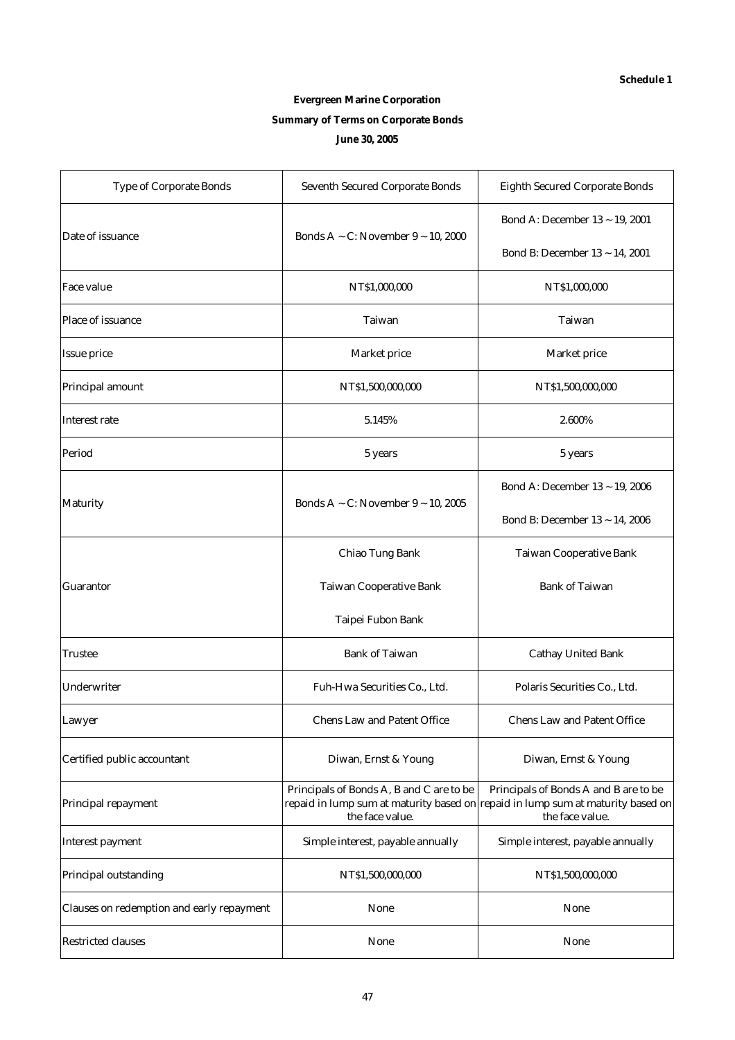**Schedule 1**

**Evergreen Marine Corporation**

**Summary of Terms on Corporate Bonds**

**June 30, 2005**

| Type of Corporate Bonds | Seventh Secured Corporate Bonds | Eighth Secured Corporate Bonds |
|---|---|---|
| Date of issuance | Bonds A ~ C: November 9 ~ 10, 2000 | Bond A: December 13 ~ 19, 2001<br>Bond B: December 13 ~ 14, 2001 |
| Face value | NT$1,000,000 | NT$1,000,000 |
| Place of issuance | Taiwan | Taiwan |
| Issue price | Market price | Market price |
| Principal amount | NT$1,500,000,000 | NT$1,500,000,000 |
| Interest rate | 5.145% | 2.600% |
| Period | 5 years | 5 years |
| Maturity | Bonds A ~ C: November 9 ~ 10, 2005 | Bond A: December 13 ~ 19, 2006<br>Bond B: December 13 ~ 14, 2006 |
| Guarantor | Chiao Tung Bank<br>Taiwan Cooperative Bank<br>Taipei Fubon Bank | Taiwan Cooperative Bank<br>Bank of Taiwan |
| Trustee | Bank of Taiwan | Cathay United Bank |
| Underwriter | Fuh-Hwa Securities Co., Ltd. | Polaris Securities Co., Ltd. |
| Lawyer | Chens Law and Patent Office | Chens Law and Patent Office |
| Certified public accountant | Diwan, Ernst & Young | Diwan, Ernst & Young |
| Principal repayment | Principals of Bonds A, B and C are to be repaid in lump sum at maturity based on the face value. | Principals of Bonds A and B are to be repaid in lump sum at maturity based on the face value. |
| Interest payment | Simple interest, payable annually | Simple interest, payable annually |
| Principal outstanding | NT$1,500,000,000 | NT$1,500,000,000 |
| Clauses on redemption and early repayment | None | None |
| Restricted clauses | None | None |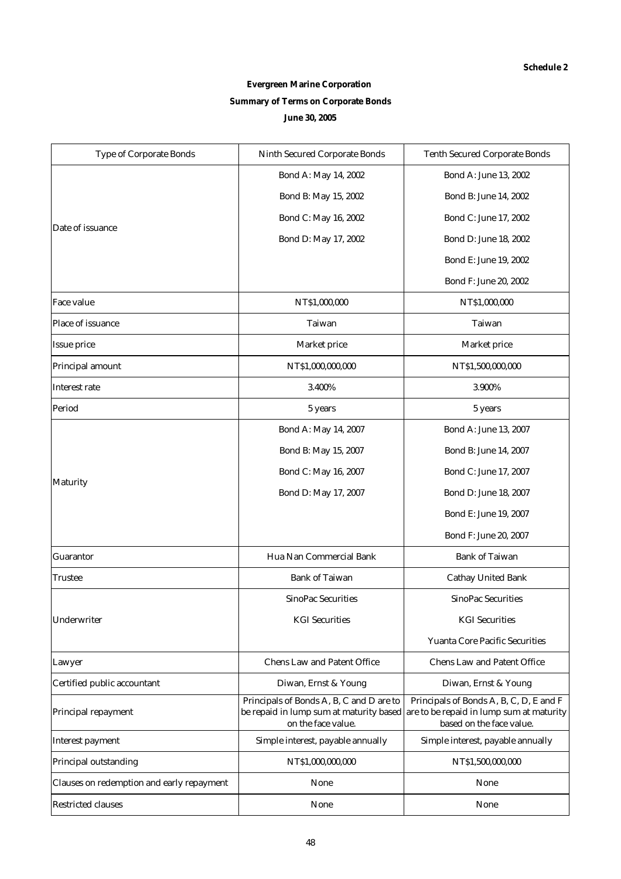**Schedule 2**

**Evergreen Marine Corporation**

**Summary of Terms on Corporate Bonds**

**June 30, 2005**

| Type of Corporate Bonds | Ninth Secured Corporate Bonds | Tenth Secured Corporate Bonds |
|---|---|---|
| Date of issuance | Bond A: May 14, 2002<br>Bond B: May 15, 2002<br>Bond C: May 16, 2002<br>Bond D: May 17, 2002 | Bond A: June 13, 2002<br>Bond B: June 14, 2002<br>Bond C: June 17, 2002<br>Bond D: June 18, 2002<br>Bond E: June 19, 2002<br>Bond F: June 20, 2002 |
| Face value | NT$1,000,000 | NT$1,000,000 |
| Place of issuance | Taiwan | Taiwan |
| Issue price | Market price | Market price |
| Principal amount | NT$1,000,000,000 | NT$1,500,000,000 |
| Interest rate | 3.400% | 3.900% |
| Period | 5 years | 5 years |
| Maturity | Bond A: May 14, 2007<br>Bond B: May 15, 2007<br>Bond C: May 16, 2007<br>Bond D: May 17, 2007 | Bond A: June 13, 2007<br>Bond B: June 14, 2007<br>Bond C: June 17, 2007<br>Bond D: June 18, 2007<br>Bond E: June 19, 2007<br>Bond F: June 20, 2007 |
| Guarantor | Hua Nan Commercial Bank | Bank of Taiwan |
| Trustee | Bank of Taiwan | Cathay United Bank |
| Underwriter | SinoPac Securities<br>KGI Securities | SinoPac Securities<br>KGI Securities<br>Yuanta Core Pacific Securities |
| Lawyer | Chens Law and Patent Office | Chens Law and Patent Office |
| Certified public accountant | Diwan, Ernst & Young | Diwan, Ernst & Young |
| Principal repayment | Principals of Bonds A, B, C and D are to be repaid in lump sum at maturity based on the face value. | Principals of Bonds A, B, C, D, E and F are to be repaid in lump sum at maturity based on the face value. |
| Interest payment | Simple interest, payable annually | Simple interest, payable annually |
| Principal outstanding | NT$1,000,000,000 | NT$1,500,000,000 |
| Clauses on redemption and early repayment | None | None |
| Restricted clauses | None | None |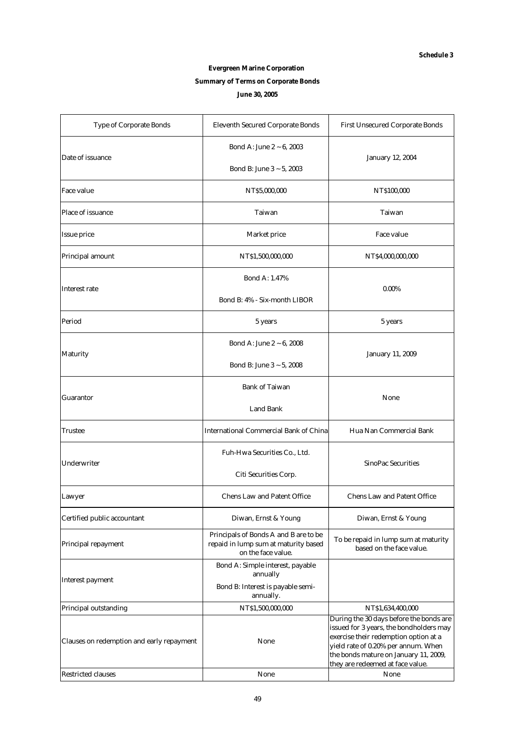**Schedule 3**

**Evergreen Marine Corporation**

**Summary of Terms on Corporate Bonds**

**June 30, 2005**

| Type of Corporate Bonds | Eleventh Secured Corporate Bonds | First Unsecured Corporate Bonds |
|---|---|---|
| Date of issuance | Bond A: June 2 ~ 6, 2003<br>Bond B: June 3 ~ 5, 2003 | January 12, 2004 |
| Face value | NT$5,000,000 | NT$100,000 |
| Place of issuance | Taiwan | Taiwan |
| Issue price | Market price | Face value |
| Principal amount | NT$1,500,000,000 | NT$4,000,000,000 |
| Interest rate | Bond A: 1.47%<br>Bond B: 4% - Six-month LIBOR | 0.00% |
| Period | 5 years | 5 years |
| Maturity | Bond A: June 2 ~ 6, 2008<br>Bond B: June 3 ~ 5, 2008 | January 11, 2009 |
| Guarantor | Bank of Taiwan<br>Land Bank | None |
| Trustee | International Commercial Bank of China | Hua Nan Commercial Bank |
| Underwriter | Fuh-Hwa Securities Co., Ltd.<br>Citi Securities Corp. | SinoPac Securities |
| Lawyer | Chens Law and Patent Office | Chens Law and Patent Office |
| Certified public accountant | Diwan, Ernst & Young | Diwan, Ernst & Young |
| Principal repayment | Principals of Bonds A and B are to be repaid in lump sum at maturity based on the face value. | To be repaid in lump sum at maturity based on the face value. |
| Interest payment | Bond A: Simple interest, payable annually<br>Bond B: Interest is payable semi-annually. | |
| Principal outstanding | NT$1,500,000,000 | NT$1,634,400,000 |
| Clauses on redemption and early repayment | None | During the 30 days before the bonds are issued for 3 years, the bondholders may exercise their redemption option at a yield rate of 0.20% per annum. When the bonds mature on January 11, 2009, they are redeemed at face value. |
| Restricted clauses | None | None |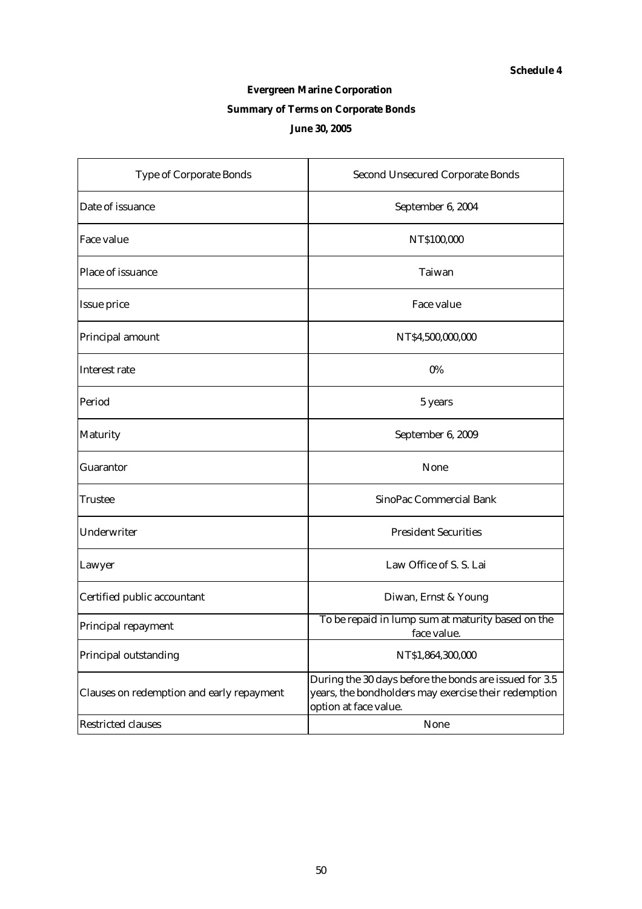**Schedule 4**

**Evergreen Marine Corporation**

**Summary of Terms on Corporate Bonds**

**June 30, 2005**

| Type of Corporate Bonds | Second Unsecured Corporate Bonds |
|---|---|
| Date of issuance | September 6, 2004 |
| Face value | NT$100,000 |
| Place of issuance | Taiwan |
| Issue price | Face value |
| Principal amount | NT$4,500,000,000 |
| Interest rate | 0% |
| Period | 5 years |
| Maturity | September 6, 2009 |
| Guarantor | None |
| Trustee | SinoPac Commercial Bank |
| Underwriter | President Securities |
| Lawyer | Law Office of S. S. Lai |
| Certified public accountant | Diwan, Ernst & Young |
| Principal repayment | To be repaid in lump sum at maturity based on the face value. |
| Principal outstanding | NT$1,864,300,000 |
| Clauses on redemption and early repayment | During the 30 days before the bonds are issued for 3.5 years, the bondholders may exercise their redemption option at face value. |
| Restricted clauses | None |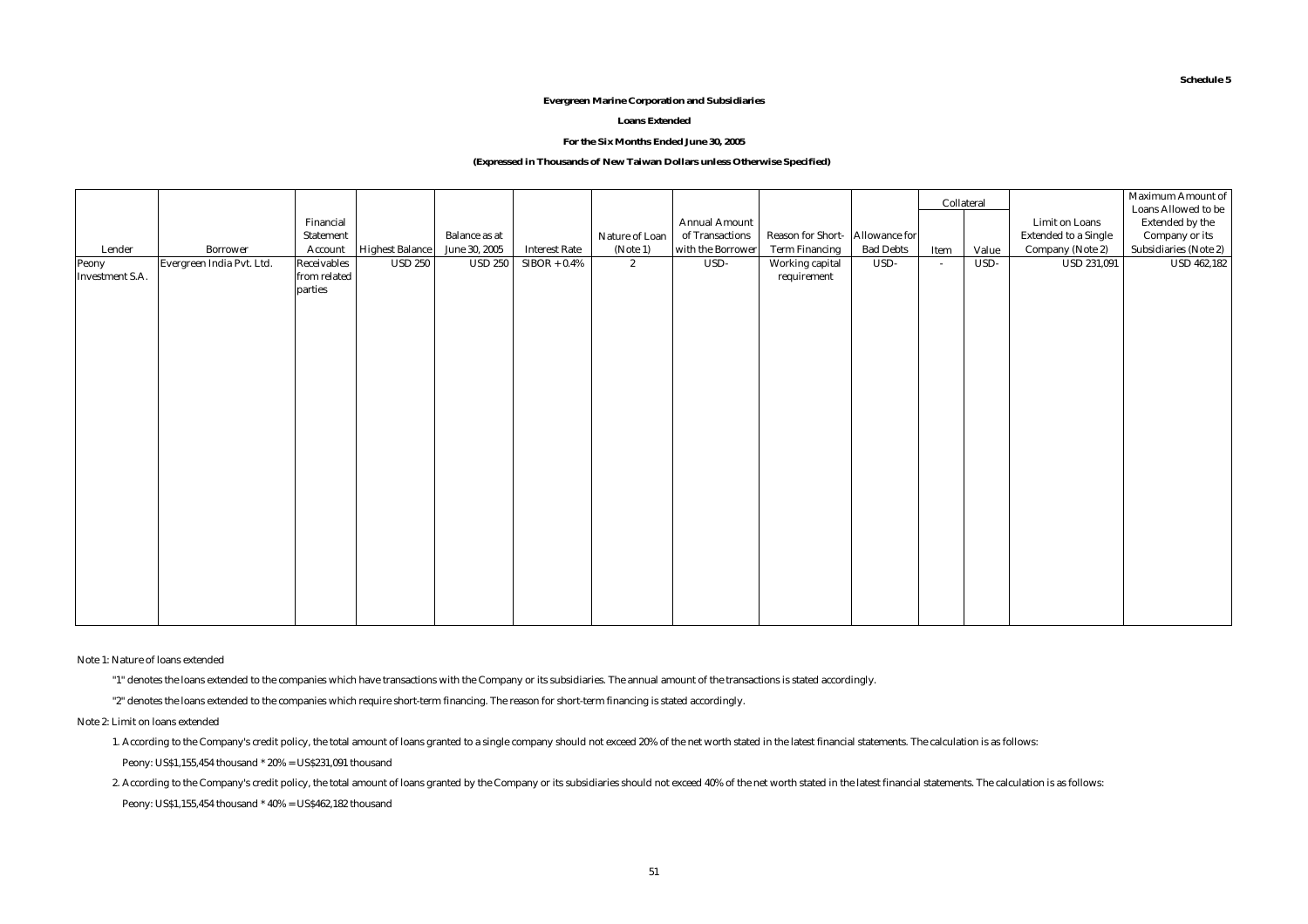**Schedule 5**

**Evergreen Marine Corporation and Subsidiaries**

**Loans Extended**

**For the Six Months Ended June 30, 2005**

**(Expressed in Thousands of New Taiwan Dollars unless Otherwise Specified)**

| Lender | Borrower | Financial Statement Account | Highest Balance | Balance as at June 30, 2005 | Interest Rate | Nature of Loan (Note 1) | Annual Amount of Transactions with the Borrower | Reason for Short-Term Financing | Allowance for Bad Debts | Collateral | | Limit on Loans Extended to a Single Company (Note 2) | Maximum Amount of Loans Allowed to be Extended by the Company or its Subsidiaries (Note 2) |
|---|---|---|---|---|---|---|---|---|---|---|---|---|---|
| | | | | | | | | | | Item | Value | | |
| Peony Investment S.A. | Evergreen India Pvt. Ltd. | Receivables from related parties | USD 250 | USD 250 | SIBOR + 0.4% | 2 | USD- | Working capital requirement | USD- | - | USD- | USD 231,091 | USD 462,182 |

Note 1: Nature of loans extended

"1" denotes the loans extended to the companies which have transactions with the Company or its subsidiaries. The annual amount of the transactions is stated accordingly.

"2" denotes the loans extended to the companies which require short-term financing. The reason for short-term financing is stated accordingly.

Note 2: Limit on loans extended

1. According to the Company's credit policy, the total amount of loans granted to a single company should not exceed 20% of the net worth stated in the latest financial statements. The calculation is as follows:

   Peony: US$1,155,454 thousand * 20% = US$231,091 thousand

2. According to the Company's credit policy, the total amount of loans granted by the Company or its subsidiaries should not exceed 40% of the net worth stated in the latest financial statements. The calculation is as follows:

   Peony: US$1,155,454 thousand * 40% = US$462,182 thousand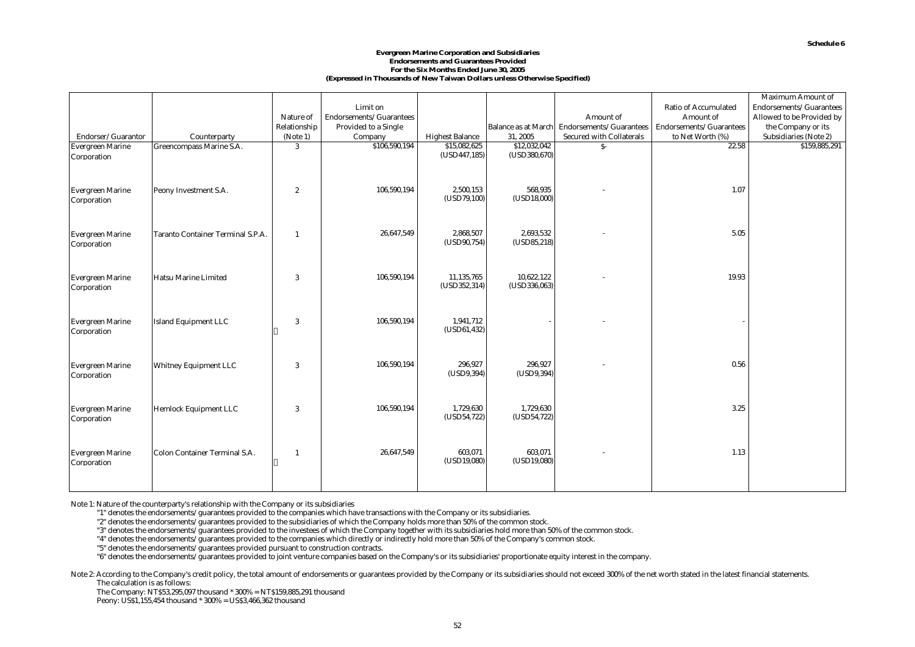**Schedule 6**

**Evergreen Marine Corporation and Subsidiaries**
**Endorsements and Guarantees Provided**
**For the Six Months Ended June 30, 2005**
**(Expressed in Thousands of New Taiwan Dollars unless Otherwise Specified)**

| Endorser/Guarantor | Counterparty | Nature of Relationship (Note 1) | Limit on Endorsements/Guarantees Provided to a Single Company | Highest Balance | Balance as at March 31, 2005 | Amount of Endorsements/Guarantees Secured with Collaterals | Ratio of Accumulated Amount of Endorsements/Guarantees to Net Worth (%) | Maximum Amount of Endorsements/Guarantees Allowed to be Provided by the Company or its Subsidiaries (Note 2) |
|---|---|---|---|---|---|---|---|---|
| Evergreen Marine Corporation | Greencompass Marine S.A. | 3 | $106,590,194 | $15,082,625 (USD447,185) | $12,032,042 (USD380,670) | $- | 22.58 | $159,885,291 |
| Evergreen Marine Corporation | Peony Investment S.A. | 2 | 106,590,194 | 2,500,153 (USD79,100) | 568,935 (USD18,000) | - | 1.07 | |
| Evergreen Marine Corporation | Taranto Container Terminal S.P.A. | 1 | 26,647,549 | 2,868,507 (USD90,754) | 2,693,532 (USD85,218) | - | 5.05 | |
| Evergreen Marine Corporation | Hatsu Marine Limited | 3 | 106,590,194 | 11,135,765 (USD352,314) | 10,622,122 (USD336,063) | - | 19.93 | |
| Evergreen Marine Corporation | Island Equipment LLC | 3 | 106,590,194 | 1,941,712 (USD61,432) | - | - | - | |
| Evergreen Marine Corporation | Whitney Equipment LLC | 3 | 106,590,194 | 296,927 (USD9,394) | 296,927 (USD9,394) | - | 0.56 | |
| Evergreen Marine Corporation | Hemlock Equipment LLC | 3 | 106,590,194 | 1,729,630 (USD54,722) | 1,729,630 (USD54,722) | - | 3.25 | |
| Evergreen Marine Corporation | Colon Container Terminal S.A. | 1 | 26,647,549 | 603,071 (USD19,080) | 603,071 (USD19,080) | - | 1.13 | |

Note 1: Nature of the counterparty's relationship with the Company or its subsidiaries

"1" denotes the endorsements/guarantees provided to the companies which have transactions with the Company or its subsidiaries.

"2" denotes the endorsements/guarantees provided to the subsidiaries of which the Company holds more than 50% of the common stock.

"3" denotes the endorsements/guarantees provided to the investees of which the Company together with its subsidiaries hold more than 50% of the common stock.

"4" denotes the endorsements/guarantees provided to the companies which directly or indirectly hold more than 50% of the Company's common stock.

"5" denotes the endorsements/guarantees provided pursuant to construction contracts.

"6" denotes the endorsements/guarantees provided to joint venture companies based on the Company's or its subsidiaries' proportionate equity interest in the company.

Note 2: According to the Company's credit policy, the total amount of endorsements or guarantees provided by the Company or its subsidiaries should not exceed 300% of the net worth stated in the latest financial statements.
The calculation is as follows:

The Company: NT$53,295,097 thousand * 300% = NT$159,885,291 thousand

Peony: US$1,155,454 thousand * 300% = US$3,466,362 thousand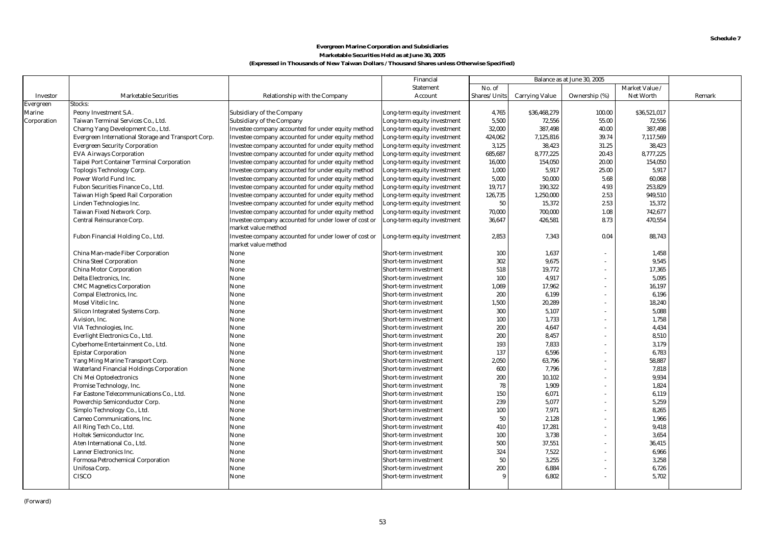**Schedule 7**

**Evergreen Marine Corporation and Subsidiaries**

**Marketable Securities Held as at June 30, 2005**

**(Expressed in Thousands of New Taiwan Dollars / Thousand Shares unless Otherwise Specified)**

| Investor | Marketable Securities | Relationship with the Company | Financial Statement Account | Balance as at June 30, 2005 | | | | Remark |
|---|---|---|---|---|---|---|---|---|
| | | | | No. of Shares/ Units | Carrying Value | Ownership (%) | Market Value / Net Worth | |
| Evergreen Marine Corporation | Stocks: | | | | | | | |
| | Peony Investment S.A. | Subsidiary of the Company | Long-term equity investment | 4,765 | $36,468,279 | 100.00 | $36,521,017 | |
| | Taiwan Terminal Services Co., Ltd. | Subsidiary of the Company | Long-term equity investment | 5,500 | 72,556 | 55.00 | 72,556 | |
| | Charng Yang Development Co., Ltd. | Investee company accounted for under equity method | Long-term equity investment | 32,000 | 387,498 | 40.00 | 387,498 | |
| | Evergreen International Storage and Transport Corp. | Investee company accounted for under equity method | Long-term equity investment | 424,062 | 7,125,816 | 39.74 | 7,117,569 | |
| | Evergreen Security Corporation | Investee company accounted for under equity method | Long-term equity investment | 3,125 | 38,423 | 31.25 | 38,423 | |
| | EVA Airways Corporation | Investee company accounted for under equity method | Long-term equity investment | 685,687 | 8,777,225 | 20.43 | 8,777,225 | |
| | Taipei Port Container Terminal Corporation | Investee company accounted for under equity method | Long-term equity investment | 16,000 | 154,050 | 20.00 | 154,050 | |
| | Toplogis Technology Corp. | Investee company accounted for under equity method | Long-term equity investment | 1,000 | 5,917 | 25.00 | 5,917 | |
| | Power World Fund Inc. | Investee company accounted for under equity method | Long-term equity investment | 5,000 | 50,000 | 5.68 | 60,068 | |
| | Fubon Securities Finance Co., Ltd. | Investee company accounted for under equity method | Long-term equity investment | 19,717 | 190,322 | 4.93 | 253,829 | |
| | Taiwan High Speed Rail Corporation | Investee company accounted for under equity method | Long-term equity investment | 126,735 | 1,250,000 | 2.53 | 949,510 | |
| | Linden Technologies Inc. | Investee company accounted for under equity method | Long-term equity investment | 50 | 15,372 | 2.53 | 15,372 | |
| | Taiwan Fixed Network Corp. | Investee company accounted for under equity method | Long-term equity investment | 70,000 | 700,000 | 1.08 | 742,677 | |
| | Central Reinsurance Corp. | Investee company accounted for under lower of cost or market value method | Long-term equity investment | 36,647 | 426,581 | 8.73 | 470,554 | |
| | Fubon Financial Holding Co., Ltd. | Investee company accounted for under lower of cost or market value method | Long-term equity investment | 2,853 | 7,343 | 0.04 | 88,743 | |
| | China Man-made Fiber Corporation | None | Short-term investment | 100 | 1,637 | - | 1,458 | |
| | China Steel Corporation | None | Short-term investment | 302 | 9,675 | - | 9,545 | |
| | China Motor Corporation | None | Short-term investment | 518 | 19,772 | - | 17,365 | |
| | Delta Electronics, Inc. | None | Short-term investment | 100 | 4,917 | - | 5,095 | |
| | CMC Magnetics Corporation | None | Short-term investment | 1,069 | 17,962 | - | 16,197 | |
| | Compal Electronics, Inc. | None | Short-term investment | 200 | 6,199 | - | 6,196 | |
| | Mosel Vitelic Inc. | None | Short-term investment | 1,500 | 20,289 | - | 18,240 | |
| | Silicon Integrated Systems Corp. | None | Short-term investment | 300 | 5,107 | - | 5,088 | |
| | Avision, Inc. | None | Short-term investment | 100 | 1,733 | - | 1,758 | |
| | VIA Technologies, Inc. | None | Short-term investment | 200 | 4,647 | - | 4,434 | |
| | Everlight Electronics Co., Ltd. | None | Short-term investment | 200 | 8,457 | - | 8,510 | |
| | Cyberhome Entertainment Co., Ltd. | None | Short-term investment | 193 | 7,833 | - | 3,179 | |
| | Epistar Corporation | None | Short-term investment | 137 | 6,596 | - | 6,783 | |
| | Yang Ming Marine Transport Corp. | None | Short-term investment | 2,050 | 63,796 | - | 58,887 | |
| | Waterland Financial Holdings Corporation | None | Short-term investment | 600 | 7,796 | - | 7,818 | |
| | Chi Mei Optoelectronics | None | Short-term investment | 200 | 10,102 | - | 9,934 | |
| | Promise Technology, Inc. | None | Short-term investment | 78 | 1,909 | - | 1,824 | |
| | Far Eastone Telecommunications Co., Ltd. | None | Short-term investment | 150 | 6,071 | - | 6,119 | |
| | Powerchip Semiconductor Corp. | None | Short-term investment | 239 | 5,077 | - | 5,259 | |
| | Simplo Technology Co., Ltd. | None | Short-term investment | 100 | 7,971 | - | 8,265 | |
| | Cameo Communications, Inc. | None | Short-term investment | 50 | 2,128 | - | 1,966 | |
| | All Ring Tech Co., Ltd. | None | Short-term investment | 410 | 17,281 | - | 9,418 | |
| | Holtek Semiconductor Inc. | None | Short-term investment | 100 | 3,738 | - | 3,654 | |
| | Aten International Co., Ltd. | None | Short-term investment | 500 | 37,551 | - | 36,415 | |
| | Lanner Electronics Inc. | None | Short-term investment | 324 | 7,522 | - | 6,966 | |
| | Formosa Petrochemical Corporation | None | Short-term investment | 50 | 3,255 | - | 3,258 | |
| | Unifosa Corp. | None | Short-term investment | 200 | 6,884 | - | 6,726 | |
| | CISCO | None | Short-term investment | 9 | 6,802 | - | 5,702 | |

(Forward)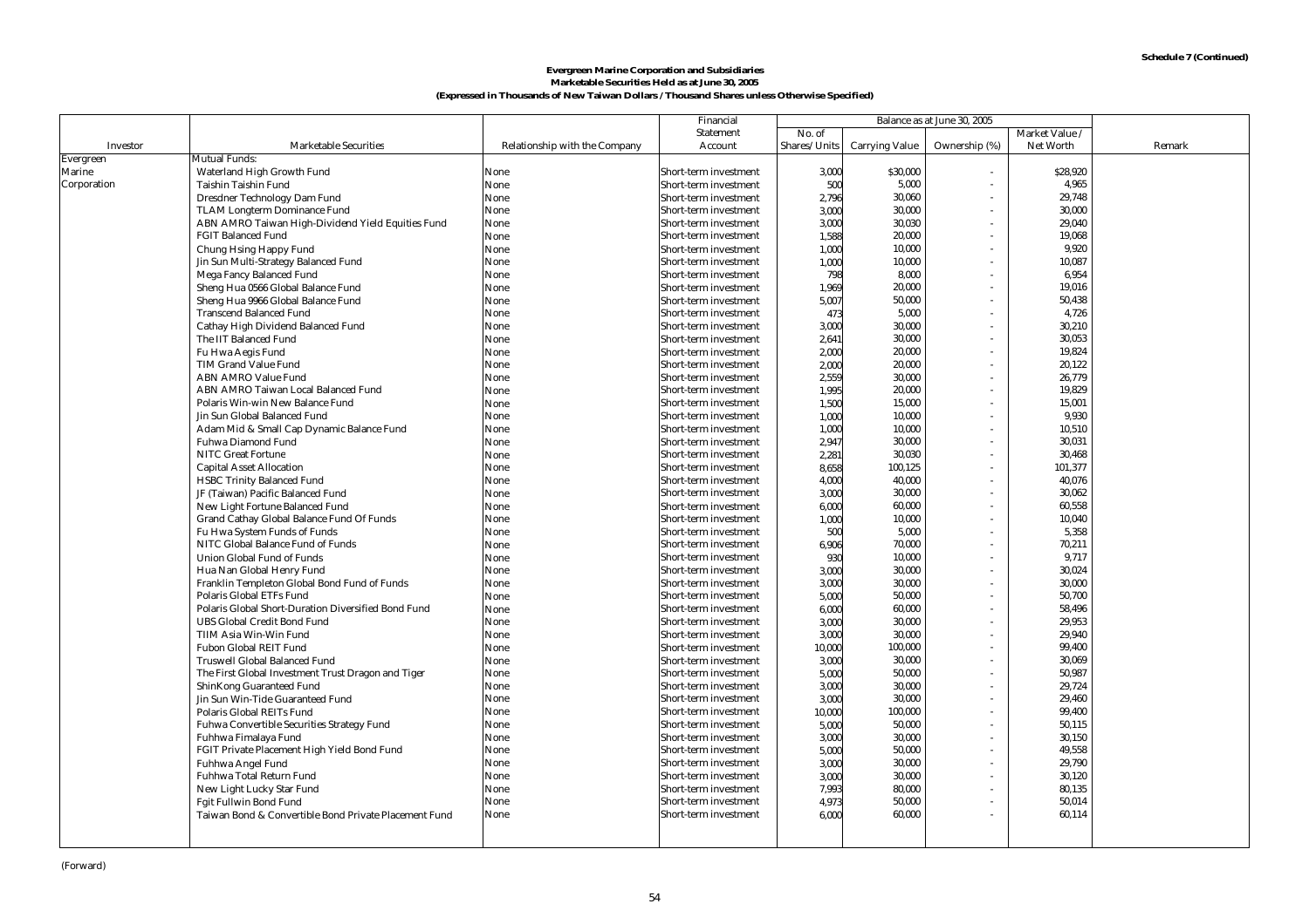Schedule 7 (Continued)

**Evergreen Marine Corporation and Subsidiaries**
**Marketable Securities Held as at June 30, 2005**
**(Expressed in Thousands of New Taiwan Dollars / Thousand Shares unless Otherwise Specified)**

| Investor | Marketable Securities | Relationship with the Company | Financial Statement Account | Balance as at June 30, 2005 | | | | Remark |
|---|---|---|---|---|---|---|---|---|
| | | | | No. of Shares/Units | Carrying Value | Ownership (%) | Market Value / Net Worth | |
| Evergreen Marine Corporation | Mutual Funds: | | | | | | | |
| | Waterland High Growth Fund | None | Short-term investment | 3,000 | $30,000 | - | $28,920 | |
| | Taishin Taishin Fund | None | Short-term investment | 500 | 5,000 | - | 4,965 | |
| | Dresdner Technology Dam Fund | None | Short-term investment | 2,796 | 30,060 | - | 29,748 | |
| | TLAM Longterm Dominance Fund | None | Short-term investment | 3,000 | 30,000 | - | 30,000 | |
| | ABN AMRO Taiwan High-Dividend Yield Equities Fund | None | Short-term investment | 3,000 | 30,030 | - | 29,040 | |
| | FGIT Balanced Fund | None | Short-term investment | 1,588 | 20,000 | - | 19,068 | |
| | Chung Hsing Happy Fund | None | Short-term investment | 1,000 | 10,000 | - | 9,920 | |
| | Jin Sun Multi-Strategy Balanced Fund | None | Short-term investment | 1,000 | 10,000 | - | 10,087 | |
| | Mega Fancy Balanced Fund | None | Short-term investment | 798 | 8,000 | - | 6,954 | |
| | Sheng Hua 0566 Global Balance Fund | None | Short-term investment | 1,969 | 20,000 | - | 19,016 | |
| | Sheng Hua 9966 Global Balance Fund | None | Short-term investment | 5,007 | 50,000 | - | 50,438 | |
| | Transcend Balanced Fund | None | Short-term investment | 473 | 5,000 | - | 4,726 | |
| | Cathay High Dividend Balanced Fund | None | Short-term investment | 3,000 | 30,000 | - | 30,210 | |
| | The IIT Balanced Fund | None | Short-term investment | 2,641 | 30,000 | - | 30,053 | |
| | Fu Hwa Aegis Fund | None | Short-term investment | 2,000 | 20,000 | - | 19,824 | |
| | TIM Grand Value Fund | None | Short-term investment | 2,000 | 20,000 | - | 20,122 | |
| | ABN AMRO Value Fund | None | Short-term investment | 2,559 | 30,000 | - | 26,779 | |
| | ABN AMRO Taiwan Local Balanced Fund | None | Short-term investment | 1,995 | 20,000 | - | 19,829 | |
| | Polaris Win-win New Balance Fund | None | Short-term investment | 1,500 | 15,000 | - | 15,001 | |
| | Jin Sun Global Balanced Fund | None | Short-term investment | 1,000 | 10,000 | - | 9,930 | |
| | Adam Mid & Small Cap Dynamic Balance Fund | None | Short-term investment | 1,000 | 10,000 | - | 10,510 | |
| | Fuhwa Diamond Fund | None | Short-term investment | 2,947 | 30,000 | - | 30,031 | |
| | NITC Great Fortune | None | Short-term investment | 2,281 | 30,030 | - | 30,468 | |
| | Capital Asset Allocation | None | Short-term investment | 8,658 | 100,125 | - | 101,377 | |
| | HSBC Trinity Balanced Fund | None | Short-term investment | 4,000 | 40,000 | - | 40,076 | |
| | JF (Taiwan) Pacific Balanced Fund | None | Short-term investment | 3,000 | 30,000 | - | 30,062 | |
| | New Light Fortune Balanced Fund | None | Short-term investment | 6,000 | 60,000 | - | 60,558 | |
| | Grand Cathay Global Balance Fund Of Funds | None | Short-term investment | 1,000 | 10,000 | - | 10,040 | |
| | Fu Hwa System Funds of Funds | None | Short-term investment | 500 | 5,000 | - | 5,358 | |
| | NITC Global Balance Fund of Funds | None | Short-term investment | 6,906 | 70,000 | - | 70,211 | |
| | Union Global Fund of Funds | None | Short-term investment | 930 | 10,000 | - | 9,717 | |
| | Hua Nan Global Henry Fund | None | Short-term investment | 3,000 | 30,000 | - | 30,024 | |
| | Franklin Templeton Global Bond Fund of Funds | None | Short-term investment | 3,000 | 30,000 | - | 30,000 | |
| | Polaris Global ETFs Fund | None | Short-term investment | 5,000 | 50,000 | - | 50,700 | |
| | Polaris Global Short-Duration Diversified Bond Fund | None | Short-term investment | 6,000 | 60,000 | - | 58,496 | |
| | UBS Global Credit Bond Fund | None | Short-term investment | 3,000 | 30,000 | - | 29,953 | |
| | TIIM Asia Win-Win Fund | None | Short-term investment | 3,000 | 30,000 | - | 29,940 | |
| | Fubon Global REIT Fund | None | Short-term investment | 10,000 | 100,000 | - | 99,400 | |
| | Truswell Global Balanced Fund | None | Short-term investment | 3,000 | 30,000 | - | 30,069 | |
| | The First Global Investment Trust Dragon and Tiger | None | Short-term investment | 5,000 | 50,000 | - | 50,987 | |
| | ShinKong Guaranteed Fund | None | Short-term investment | 3,000 | 30,000 | - | 29,724 | |
| | Jin Sun Win-Tide Guaranteed Fund | None | Short-term investment | 3,000 | 30,000 | - | 29,460 | |
| | Polaris Global REITs Fund | None | Short-term investment | 10,000 | 100,000 | - | 99,400 | |
| | Fuhwa Convertible Securities Strategy Fund | None | Short-term investment | 5,000 | 50,000 | - | 50,115 | |
| | Fuhhwa Fimalaya Fund | None | Short-term investment | 3,000 | 30,000 | - | 30,150 | |
| | FGIT Private Placement High Yield Bond Fund | None | Short-term investment | 5,000 | 50,000 | - | 49,558 | |
| | Fuhhwa Angel Fund | None | Short-term investment | 3,000 | 30,000 | - | 29,790 | |
| | Fuhhwa Total Return Fund | None | Short-term investment | 3,000 | 30,000 | - | 30,120 | |
| | New Light Lucky Star Fund | None | Short-term investment | 7,993 | 80,000 | - | 80,135 | |
| | Fgit Fullwin Bond Fund | None | Short-term investment | 4,973 | 50,000 | - | 50,014 | |
| | Taiwan Bond & Convertible Bond Private Placement Fund | None | Short-term investment | 6,000 | 60,000 | - | 60,114 | |

(Forward)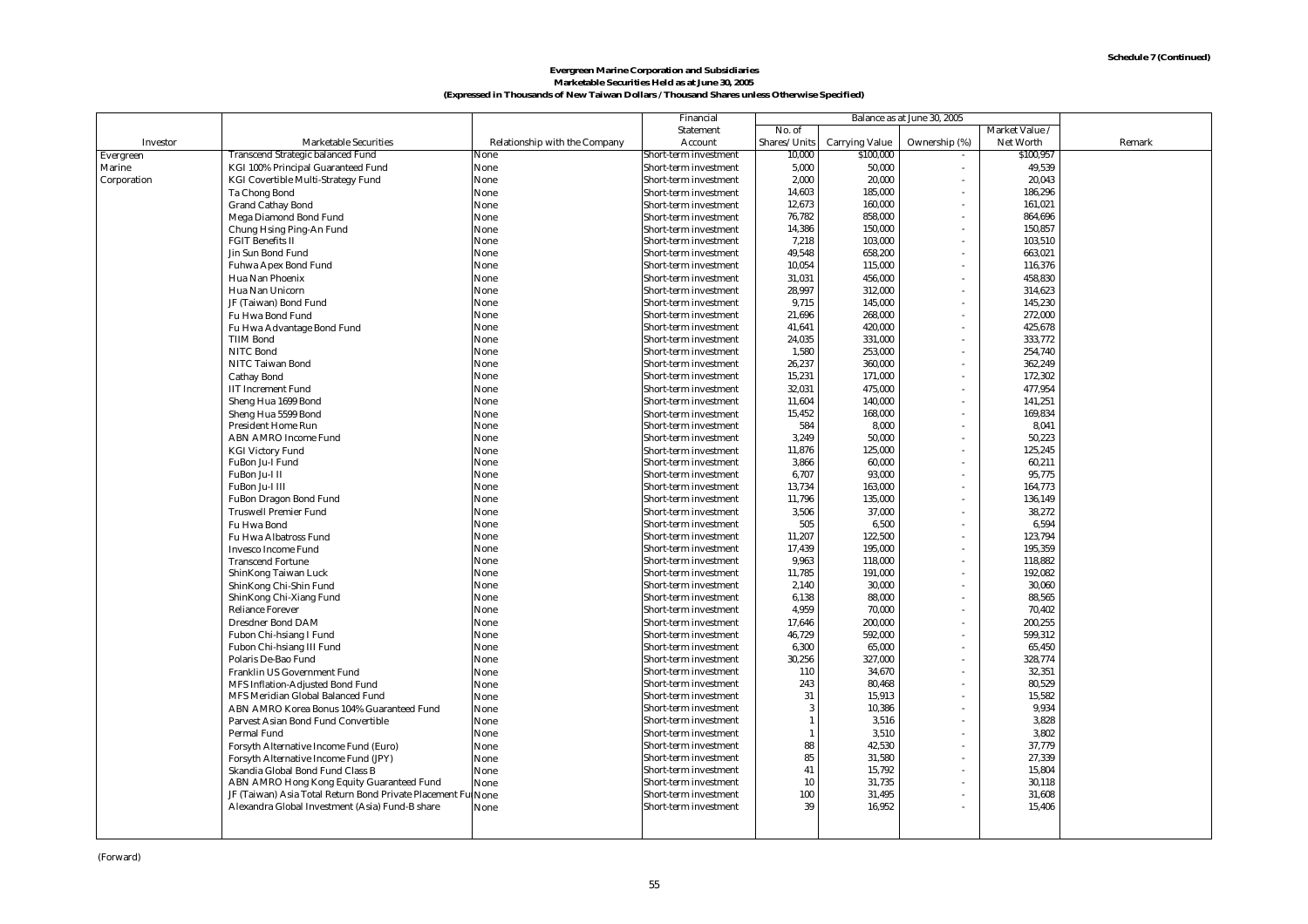**Schedule 7 (Continued)**

**Evergreen Marine Corporation and Subsidiaries**
**Marketable Securities Held as at June 30, 2005**
**(Expressed in Thousands of New Taiwan Dollars / Thousand Shares unless Otherwise Specified)**

| Investor | Marketable Securities | Relationship with the Company | Financial Statement Account | Balance as at June 30, 2005 | | | | Remark |
|---|---|---|---|---|---|---|---|---|
| | | | | No. of Shares/ Units | Carrying Value | Ownership (%) | Market Value / Net Worth | |
| Evergreen Marine Corporation | Transcend Strategic balanced Fund | None | Short-term investment | 10,000 | $100,000 | - | $100,957 | |
| | KGI 100% Principal Guaranteed Fund | None | Short-term investment | 5,000 | 50,000 | - | 49,539 | |
| | KGI Covertible Multi-Strategy Fund | None | Short-term investment | 2,000 | 20,000 | - | 20,043 | |
| | Ta Chong Bond | None | Short-term investment | 14,603 | 185,000 | - | 186,296 | |
| | Grand Cathay Bond | None | Short-term investment | 12,673 | 160,000 | - | 161,021 | |
| | Mega Diamond Bond Fund | None | Short-term investment | 76,782 | 858,000 | - | 864,696 | |
| | Chung Hsing Ping-An Fund | None | Short-term investment | 14,386 | 150,000 | - | 150,857 | |
| | FGIT Benefits II | None | Short-term investment | 7,218 | 103,000 | - | 103,510 | |
| | Jin Sun Bond Fund | None | Short-term investment | 49,548 | 658,200 | - | 663,021 | |
| | Fuhwa Apex Bond Fund | None | Short-term investment | 10,054 | 115,000 | - | 116,376 | |
| | Hua Nan Phoenix | None | Short-term investment | 31,031 | 456,000 | - | 458,830 | |
| | Hua Nan Unicorn | None | Short-term investment | 28,997 | 312,000 | - | 314,623 | |
| | JF (Taiwan) Bond Fund | None | Short-term investment | 9,715 | 145,000 | - | 145,230 | |
| | Fu Hwa Bond Fund | None | Short-term investment | 21,696 | 268,000 | - | 272,000 | |
| | Fu Hwa Advantage Bond Fund | None | Short-term investment | 41,641 | 420,000 | - | 425,678 | |
| | TIIM Bond | None | Short-term investment | 24,035 | 331,000 | - | 333,772 | |
| | NITC Bond | None | Short-term investment | 1,580 | 253,000 | - | 254,740 | |
| | NITC Taiwan Bond | None | Short-term investment | 26,237 | 360,000 | - | 362,249 | |
| | Cathay Bond | None | Short-term investment | 15,231 | 171,000 | - | 172,302 | |
| | IIT Increment Fund | None | Short-term investment | 32,031 | 475,000 | - | 477,954 | |
| | Sheng Hua 1699 Bond | None | Short-term investment | 11,604 | 140,000 | - | 141,251 | |
| | Sheng Hua 5599 Bond | None | Short-term investment | 15,452 | 168,000 | - | 169,834 | |
| | President Home Run | None | Short-term investment | 584 | 8,000 | - | 8,041 | |
| | ABN AMRO Income Fund | None | Short-term investment | 3,249 | 50,000 | - | 50,223 | |
| | KGI Victory Fund | None | Short-term investment | 11,876 | 125,000 | - | 125,245 | |
| | FuBon Ju-I Fund | None | Short-term investment | 3,866 | 60,000 | - | 60,211 | |
| | FuBon Ju-I II | None | Short-term investment | 6,707 | 93,000 | - | 95,775 | |
| | FuBon Ju-I III | None | Short-term investment | 13,734 | 163,000 | - | 164,773 | |
| | FuBon Dragon Bond Fund | None | Short-term investment | 11,796 | 135,000 | - | 136,149 | |
| | Truswell Premier Fund | None | Short-term investment | 3,506 | 37,000 | - | 38,272 | |
| | Fu Hwa Bond | None | Short-term investment | 505 | 6,500 | - | 6,594 | |
| | Fu Hwa Albatross Fund | None | Short-term investment | 11,207 | 122,500 | - | 123,794 | |
| | Invesco Income Fund | None | Short-term investment | 17,439 | 195,000 | - | 195,359 | |
| | Transcend Fortune | None | Short-term investment | 9,963 | 118,000 | - | 118,882 | |
| | ShinKong Taiwan Luck | None | Short-term investment | 11,785 | 191,000 | - | 192,082 | |
| | ShinKong Chi-Shin Fund | None | Short-term investment | 2,140 | 30,000 | - | 30,060 | |
| | ShinKong Chi-Xiang Fund | None | Short-term investment | 6,138 | 88,000 | - | 88,565 | |
| | Reliance Forever | None | Short-term investment | 4,959 | 70,000 | - | 70,402 | |
| | Dresdner Bond DAM | None | Short-term investment | 17,646 | 200,000 | - | 200,255 | |
| | Fubon Chi-hsiang I Fund | None | Short-term investment | 46,729 | 592,000 | - | 599,312 | |
| | Fubon Chi-hsiang III Fund | None | Short-term investment | 6,300 | 65,000 | - | 65,450 | |
| | Polaris De-Bao Fund | None | Short-term investment | 30,256 | 327,000 | - | 328,774 | |
| | Franklin US Government Fund | None | Short-term investment | 110 | 34,670 | - | 32,351 | |
| | MFS Inflation-Adjusted Bond Fund | None | Short-term investment | 243 | 80,468 | - | 80,529 | |
| | MFS Meridian Global Balanced Fund | None | Short-term investment | 31 | 15,913 | - | 15,582 | |
| | ABN AMRO Korea Bonus 104% Guaranteed Fund | None | Short-term investment | 3 | 10,386 | - | 9,934 | |
| | Parvest Asian Bond Fund Convertible | None | Short-term investment | 1 | 3,516 | - | 3,828 | |
| | Permal Fund | None | Short-term investment | 1 | 3,510 | - | 3,802 | |
| | Forsyth Alternative Income Fund (Euro) | None | Short-term investment | 88 | 42,530 | - | 37,779 | |
| | Forsyth Alternative Income Fund (JPY) | None | Short-term investment | 85 | 31,580 | - | 27,339 | |
| | Skandia Global Bond Fund Class B | None | Short-term investment | 41 | 15,792 | - | 15,804 | |
| | ABN AMRO Hong Kong Equity Guaranteed Fund | None | Short-term investment | 10 | 31,735 | - | 30,118 | |
| | JF (Taiwan) Asia Total Return Bond Private Placement Fu | None | Short-term investment | 100 | 31,495 | - | 31,608 | |
| | Alexandra Global Investment (Asia) Fund-B share | None | Short-term investment | 39 | 16,952 | - | 15,406 | |

(Forward)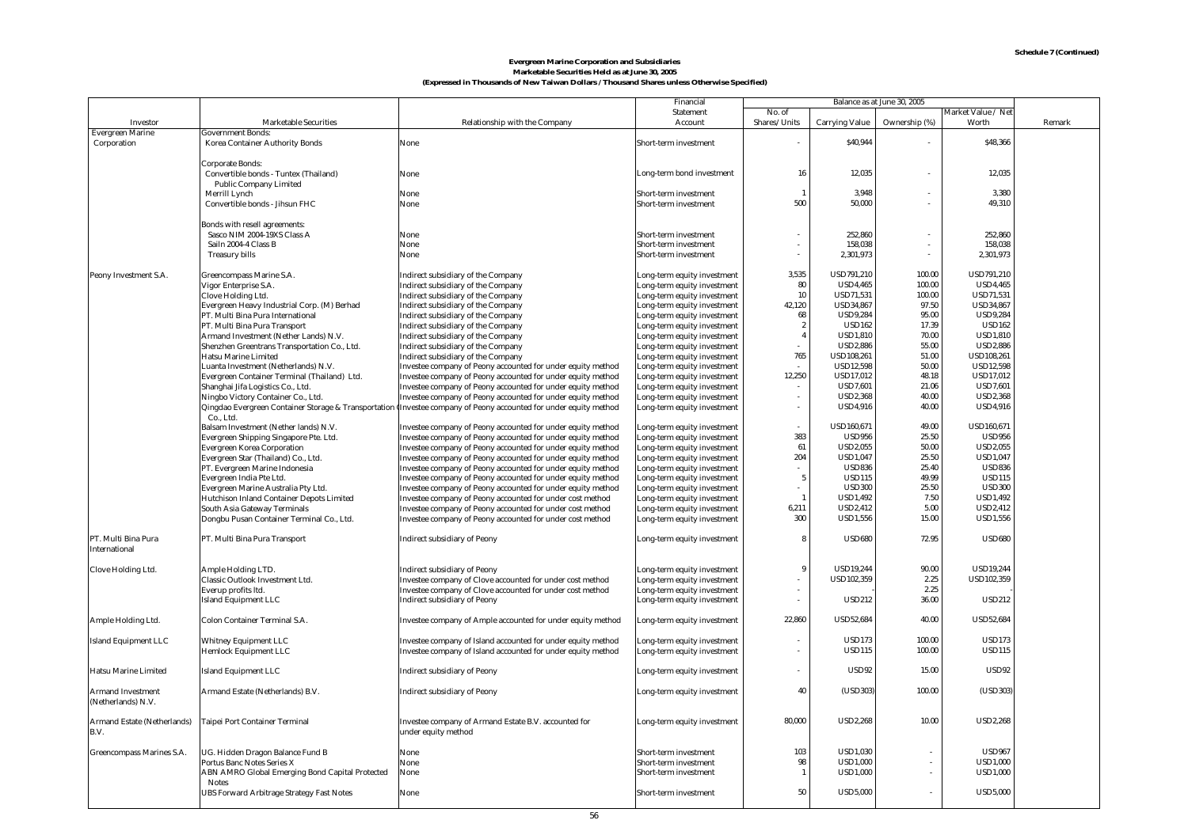Schedule 7 (Continued)

# Evergreen Marine Corporation and Subsidiaries
## Marketable Securities Held as at June 30, 2005
### (Expressed in Thousands of New Taiwan Dollars / Thousand Shares unless Otherwise Specified)

| Investor | Marketable Securities | Relationship with the Company | Financial Statement Account | Balance as at June 30, 2005 | | | | Remark |
|---|---|---|---|---|---|---|---|---|
| | | | | No. of Shares/ Units | Carrying Value | Ownership (%) | Market Value / Net Worth | |
| Evergreen Marine Corporation | Government Bonds: | | | | | | | |
| | Korea Container Authority Bonds | None | Short-term investment | - | $40,944 | - | $48,366 | |
| | Corporate Bonds: | | | | | | | |
| | Convertible bonds - Tuntex (Thailand) Public Company Limited | None | Long-term bond investment | 16 | 12,035 | - | 12,035 | |
| | Merrill Lynch | None | Short-term investment | 1 | 3,948 | - | 3,380 | |
| | Convertible bonds - Jihsun FHC | None | Short-term investment | 500 | 50,000 | - | 49,310 | |
| | Bonds with resell agreements: | | | | | | | |
| | Sasco NIM 2004-19XS Class A | None | Short-term investment | - | 252,860 | - | 252,860 | |
| | Sailn 2004-4 Class B | None | Short-term investment | - | 158,038 | - | 158,038 | |
| | Treasury bills | None | Short-term investment | - | 2,301,973 | - | 2,301,973 | |
| Peony Investment S.A. | Greencompass Marine S.A. | Indirect subsidiary of the Company | Long-term equity investment | 3,535 | USD791,210 | 100.00 | USD791,210 | |
| | Vigor Enterprise S.A. | Indirect subsidiary of the Company | Long-term equity investment | 80 | USD4,465 | 100.00 | USD4,465 | |
| | Clove Holding Ltd. | Indirect subsidiary of the Company | Long-term equity investment | 10 | USD71,531 | 100.00 | USD71,531 | |
| | Evergreen Heavy Industrial Corp. (M) Berhad | Indirect subsidiary of the Company | Long-term equity investment | 42,120 | USD34,867 | 97.50 | USD34,867 | |
| | PT. Multi Bina Pura International | Indirect subsidiary of the Company | Long-term equity investment | 68 | USD9,284 | 95.00 | USD9,284 | |
| | PT. Multi Bina Pura Transport | Indirect subsidiary of the Company | Long-term equity investment | 2 | USD162 | 17.39 | USD162 | |
| | Armand Investment (Nether Lands) N.V. | Indirect subsidiary of the Company | Long-term equity investment | 4 | USD1,810 | 70.00 | USD1,810 | |
| | Shenzhen Greentrans Transportation Co., Ltd. | Indirect subsidiary of the Company | Long-term equity investment | - | USD2,886 | 55.00 | USD2,886 | |
| | Hatsu Marine Limited | Indirect subsidiary of the Company | Long-term equity investment | 765 | USD108,261 | 51.00 | USD108,261 | |
| | Luanta Investment (Netherlands) N.V. | Investee company of Peony accounted for under equity method | Long-term equity investment | - | USD12,598 | 50.00 | USD12,598 | |
| | Evergreen Container Terminal (Thailand) Ltd. | Investee company of Peony accounted for under equity method | Long-term equity investment | 12,250 | USD17,012 | 48.18 | USD17,012 | |
| | Shanghai Jifa Logistics Co., Ltd. | Investee company of Peony accounted for under equity method | Long-term equity investment | - | USD7,601 | 21.06 | USD7,601 | |
| | Ningbo Victory Container Co., Ltd. | Investee company of Peony accounted for under equity method | Long-term equity investment | - | USD2,368 | 40.00 | USD2,368 | |
| | Qingdao Evergreen Container Storage & Transportation Co., Ltd. | Investee company of Peony accounted for under equity method | Long-term equity investment | - | USD4,916 | 40.00 | USD4,916 | |
| | Balsam Investment (Nether lands) N.V. | Investee company of Peony accounted for under equity method | Long-term equity investment | - | USD160,671 | 49.00 | USD160,671 | |
| | Evergreen Shipping Singapore Pte. Ltd. | Investee company of Peony accounted for under equity method | Long-term equity investment | 383 | USD956 | 25.50 | USD956 | |
| | Evergreen Korea Corporation | Investee company of Peony accounted for under equity method | Long-term equity investment | 61 | USD2,055 | 50.00 | USD2,055 | |
| | Evergreen Star (Thailand) Co., Ltd. | Investee company of Peony accounted for under equity method | Long-term equity investment | 204 | USD1,047 | 25.50 | USD1,047 | |
| | PT. Evergreen Marine Indonesia | Investee company of Peony accounted for under equity method | Long-term equity investment | - | USD836 | 25.40 | USD836 | |
| | Evergreen India Pte Ltd. | Investee company of Peony accounted for under equity method | Long-term equity investment | 5 | USD115 | 49.99 | USD115 | |
| | Evergreen Marine Australia Pty Ltd. | Investee company of Peony accounted for under equity method | Long-term equity investment | - | USD300 | 25.50 | USD300 | |
| | Hutchison Inland Container Depots Limited | Investee company of Peony accounted for under cost method | Long-term equity investment | 1 | USD1,492 | 7.50 | USD1,492 | |
| | South Asia Gateway Terminals | Investee company of Peony accounted for under cost method | Long-term equity investment | 6,211 | USD2,412 | 5.00 | USD2,412 | |
| | Dongbu Pusan Container Terminal Co., Ltd. | Investee company of Peony accounted for under cost method | Long-term equity investment | 300 | USD1,556 | 15.00 | USD1,556 | |
| PT. Multi Bina Pura International | PT. Multi Bina Pura Transport | Indirect subsidiary of Peony | Long-term equity investment | 8 | USD680 | 72.95 | USD680 | |
| Clove Holding Ltd. | Ample Holding LTD. | Indirect subsidiary of Peony | Long-term equity investment | 9 | USD19,244 | 90.00 | USD19,244 | |
| | Classic Outlook Investment Ltd. | Investee company of Clove accounted for under cost method | Long-term equity investment | - | USD102,359 | 2.25 | USD102,359 | |
| | Everup profits ltd. | Investee company of Clove accounted for under cost method | Long-term equity investment | - | - | 2.25 | - | |
| | Island Equipment LLC | Indirect subsidiary of Peony | Long-term equity investment | - | USD212 | 36.00 | USD212 | |
| Ample Holding Ltd. | Colon Container Terminal S.A. | Investee company of Ample accounted for under equity method | Long-term equity investment | 22,860 | USD52,684 | 40.00 | USD52,684 | |
| Island Equipment LLC | Whitney Equipment LLC | Investee company of Island accounted for under equity method | Long-term equity investment | - | USD173 | 100.00 | USD173 | |
| | Hemlock Equipment LLC | Investee company of Island accounted for under equity method | Long-term equity investment | - | USD115 | 100.00 | USD115 | |
| Hatsu Marine Limited | Island Equipment LLC | Indirect subsidiary of Peony | Long-term equity investment | - | USD92 | 15.00 | USD92 | |
| Armand Investment (Netherlands) N.V. | Armand Estate (Netherlands) B.V. | Indirect subsidiary of Peony | Long-term equity investment | 40 | (USD303) | 100.00 | (USD303) | |
| Armand Estate (Netherlands) B.V. | Taipei Port Container Terminal | Investee company of Armand Estate B.V. accounted for under equity method | Long-term equity investment | 80,000 | USD2,268 | 10.00 | USD2,268 | |
| Greencompass Marines S.A. | UG. Hidden Dragon Balance Fund B | None | Short-term investment | 103 | USD1,030 | - | USD967 | |
| | Portus Banc Notes Series X | None | Short-term investment | 98 | USD1,000 | - | USD1,000 | |
| | ABN AMRO Global Emerging Bond Capital Protected Notes | None | Short-term investment | 1 | USD1,000 | - | USD1,000 | |
| | UBS Forward Arbitrage Strategy Fast Notes | None | Short-term investment | 50 | USD5,000 | - | USD5,000 | |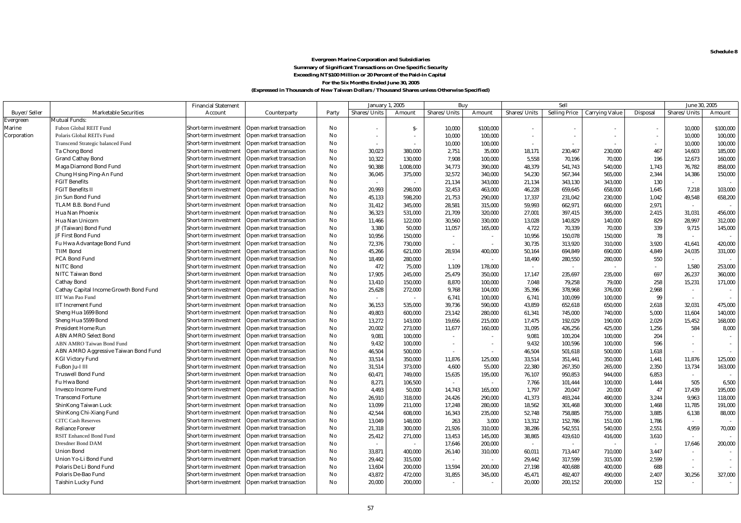Schedule 8

**Evergreen Marine Corporation and Subsidiaries**

**Summary of Significant Transactions on One Specific Security**

**Exceeding NT$100 Million or 20 Percent of the Paid-in Capital**

**For the Six Months Ended June 30, 2005**

**(Expressed in Thousands of New Taiwan Dollars / Thousand Shares unless Otherwise Specified)**

| Buyer/Seller | Marketable Securities | Financial Statement Account | Counterparty | Party | January 1, 2005 | | Buy | | Sell | | | | June 30, 2005 | |
|---|---|---|---|---|---|---|---|---|---|---|---|---|---|---|
| | | | | | Shares/Units | Amount | Shares/Units | Amount | Shares/Units | Selling Price | Carrying Value | Disposal | Shares/Units | Amount |
| Evergreen Marine Corporation | Mutual Funds: | | | | | | | | | | | | | |
| | Fubon Global REIT Fund | Short-term investment | Open market transaction | No | - | $- | 10,000 | $100,000 | - | - | - | - | 10,000 | $100,000 |
| | Polaris Global REITs Fund | Short-term investment | Open market transaction | No | - | - | 10,000 | 100,000 | - | - | - | - | 10,000 | 100,000 |
| | Transcend Strategic balanced Fund | Short-term investment | Open market transaction | No | - | - | 10,000 | 100,000 | - | - | - | - | 10,000 | 100,000 |
| | Ta Chong Bond | Short-term investment | Open market transaction | No | 30,023 | 380,000 | 2,751 | 35,000 | 18,171 | 230,467 | 230,000 | 467 | 14,603 | 185,000 |
| | Grand Cathay Bond | Short-term investment | Open market transaction | No | 10,322 | 130,000 | 7,908 | 100,000 | 5,558 | 70,196 | 70,000 | 196 | 12,673 | 160,000 |
| | Maga Diamond Bond Fund | Short-term investment | Open market transaction | No | 90,388 | 1,008,000 | 34,773 | 390,000 | 48,379 | 541,743 | 540,000 | 1,743 | 76,782 | 858,000 |
| | Chung Hsing Ping-An Fund | Short-term investment | Open market transaction | No | 36,045 | 375,000 | 32,572 | 340,000 | 54,230 | 567,344 | 565,000 | 2,344 | 14,386 | 150,000 |
| | FGIT Benefits | Short-term investment | Open market transaction | No | - | - | 21,134 | 343,000 | 21,134 | 343,130 | 343,000 | 130 | - | - |
| | FGIT Benefits II | Short-term investment | Open market transaction | No | 20,993 | 298,000 | 32,453 | 463,000 | 46,228 | 659,645 | 658,000 | 1,645 | 7,218 | 103,000 |
| | Jin Sun Bond Fund | Short-term investment | Open market transaction | No | 45,133 | 598,200 | 21,753 | 290,000 | 17,337 | 231,042 | 230,000 | 1,042 | 49,548 | 658,200 |
| | TLAM B.B. Bond Fund | Short-term investment | Open market transaction | No | 31,412 | 345,000 | 28,581 | 315,000 | 59,993 | 662,971 | 660,000 | 2,971 | - | - |
| | Hua Nan Phoenix | Short-term investment | Open market transaction | No | 36,323 | 531,000 | 21,709 | 320,000 | 27,001 | 397,415 | 395,000 | 2,415 | 31,031 | 456,000 |
| | Hua Nan Unicorn | Short-term investment | Open market transaction | No | 11,466 | 122,000 | 30,560 | 330,000 | 13,028 | 140,829 | 140,000 | 829 | 28,997 | 312,000 |
| | JF (Taiwan) Bond Fund | Short-term investment | Open market transaction | No | 3,380 | 50,000 | 11,057 | 165,000 | 4,722 | 70,339 | 70,000 | 339 | 9,715 | 145,000 |
| | JF First Bond Fund | Short-term investment | Open market transaction | No | 10,956 | 150,000 | - | - | 10,956 | 150,078 | 150,000 | 78 | - | - |
| | Fu Hwa Advantage Bond Fund | Short-term investment | Open market transaction | No | 72,376 | 730,000 | - | - | 30,735 | 313,920 | 310,000 | 3,920 | 41,641 | 420,000 |
| | TIIM Bond | Short-term investment | Open market transaction | No | 45,266 | 621,000 | 28,934 | 400,000 | 50,164 | 694,849 | 690,000 | 4,849 | 24,035 | 331,000 |
| | PCA Bond Fund | Short-term investment | Open market transaction | No | 18,490 | 280,000 | - | - | 18,490 | 280,550 | 280,000 | 550 | - | - |
| | NITC Bond | Short-term investment | Open market transaction | No | 472 | 75,000 | 1,109 | 178,000 | - | - | - | - | 1,580 | 253,000 |
| | NITC Taiwan Bond | Short-term investment | Open market transaction | No | 17,905 | 245,000 | 25,479 | 350,000 | 17,147 | 235,697 | 235,000 | 697 | 26,237 | 360,000 |
| | Cathay Bond | Short-term investment | Open market transaction | No | 13,410 | 150,000 | 8,870 | 100,000 | 7,048 | 79,258 | 79,000 | 258 | 15,231 | 171,000 |
| | Cathay Capital Income Growth Bond Fund | Short-term investment | Open market transaction | No | 25,628 | 272,000 | 9,768 | 104,000 | 35,396 | 378,968 | 376,000 | 2,968 | - | - |
| | IIT Wan Pao Fund | Short-term investment | Open market transaction | No | - | - | 6,741 | 100,000 | 6,741 | 100,099 | 100,000 | 99 | - | - |
| | IIT Increment Fund | Short-term investment | Open market transaction | No | 36,153 | 535,000 | 39,736 | 590,000 | 43,859 | 652,618 | 650,000 | 2,618 | 32,031 | 475,000 |
| | Sheng Hua 1699 Bond | Short-term investment | Open market transaction | No | 49,803 | 600,000 | 23,142 | 280,000 | 61,341 | 745,000 | 740,000 | 5,000 | 11,604 | 140,000 |
| | Sheng Hua 5599 Bond | Short-term investment | Open market transaction | No | 13,272 | 143,000 | 19,656 | 215,000 | 17,475 | 192,029 | 190,000 | 2,029 | 15,452 | 168,000 |
| | President Home Run | Short-term investment | Open market transaction | No | 20,002 | 273,000 | 11,677 | 160,000 | 31,095 | 426,256 | 425,000 | 1,256 | 584 | 8,000 |
| | ABN AMRO Select Bond | Short-term investment | Open market transaction | No | 9,081 | 100,000 | - | - | 9,081 | 100,204 | 100,000 | 204 | - | - |
| | ABN AMRO Taiwan Bond Fund | Short-term investment | Open market transaction | No | 9,432 | 100,000 | - | - | 9,432 | 100,596 | 100,000 | 596 | - | - |
| | ABN AMRO Aggressive Taiwan Bond Fund | Short-term investment | Open market transaction | No | 46,504 | 500,000 | - | - | 46,504 | 501,618 | 500,000 | 1,618 | - | - |
| | KGI Victory Fund | Short-term investment | Open market transaction | No | 33,514 | 350,000 | 11,876 | 125,000 | 33,514 | 351,441 | 350,000 | 1,441 | 11,876 | 125,000 |
| | FuBon Ju-I III | Short-term investment | Open market transaction | No | 31,514 | 373,000 | 4,600 | 55,000 | 22,380 | 267,350 | 265,000 | 2,350 | 13,734 | 163,000 |
| | Truswell Bond Fund | Short-term investment | Open market transaction | No | 60,471 | 749,000 | 15,635 | 195,000 | 76,107 | 950,853 | 944,000 | 6,853 | - | - |
| | Fu Hwa Bond | Short-term investment | Open market transaction | No | 8,271 | 106,500 | - | - | 7,766 | 101,444 | 100,000 | 1,444 | 505 | 6,500 |
| | Invesco Income Fund | Short-term investment | Open market transaction | No | 4,493 | 50,000 | 14,743 | 165,000 | 1,797 | 20,047 | 20,000 | 47 | 17,439 | 195,000 |
| | Transcend Fortune | Short-term investment | Open market transaction | No | 26,910 | 318,000 | 24,426 | 290,000 | 41,373 | 493,244 | 490,000 | 3,244 | 9,963 | 118,000 |
| | ShinKong Taiwan Luck | Short-term investment | Open market transaction | No | 13,099 | 211,000 | 17,248 | 280,000 | 18,562 | 301,468 | 300,000 | 1,468 | 11,785 | 191,000 |
| | ShinKong Chi-Xiang Fund | Short-term investment | Open market transaction | No | 42,544 | 608,000 | 16,343 | 235,000 | 52,748 | 758,885 | 755,000 | 3,885 | 6,138 | 88,000 |
| | CITC Cash Reserves | Short-term investment | Open market transaction | No | 13,049 | 148,000 | 263 | 3,000 | 13,312 | 152,786 | 151,000 | 1,786 | - | - |
| | Reliance Forever | Short-term investment | Open market transaction | No | 21,318 | 300,000 | 21,926 | 310,000 | 38,286 | 542,551 | 540,000 | 2,551 | 4,959 | 70,000 |
| | RSIT Enhanced Bond Fund | Short-term investment | Open market transaction | No | 25,412 | 271,000 | 13,453 | 145,000 | 38,865 | 419,610 | 416,000 | 3,610 | - | - |
| | Dresdner Bond DAM | Short-term investment | Open market transaction | No | - | - | 17,646 | 200,000 | - | - | - | - | 17,646 | 200,000 |
| | Union Bond | Short-term investment | Open market transaction | No | 33,871 | 400,000 | 26,140 | 310,000 | 60,011 | 713,447 | 710,000 | 3,447 | - | - |
| | Union Yo-Li Bond Fund | Short-term investment | Open market transaction | No | 29,442 | 315,000 | - | - | 29,442 | 317,599 | 315,000 | 2,599 | - | - |
| | Polaris De Li Bond Fund | Short-term investment | Open market transaction | No | 13,604 | 200,000 | 13,594 | 200,000 | 27,198 | 400,688 | 400,000 | 688 | - | - |
| | Polaris De-Bao Fund | Short-term investment | Open market transaction | No | 43,872 | 472,000 | 31,855 | 345,000 | 45,471 | 492,407 | 490,000 | 2,407 | 30,256 | 327,000 |
| | Taishin Lucky Fund | Short-term investment | Open market transaction | No | 20,000 | 200,000 | - | - | 20,000 | 200,152 | 200,000 | 152 | - | - |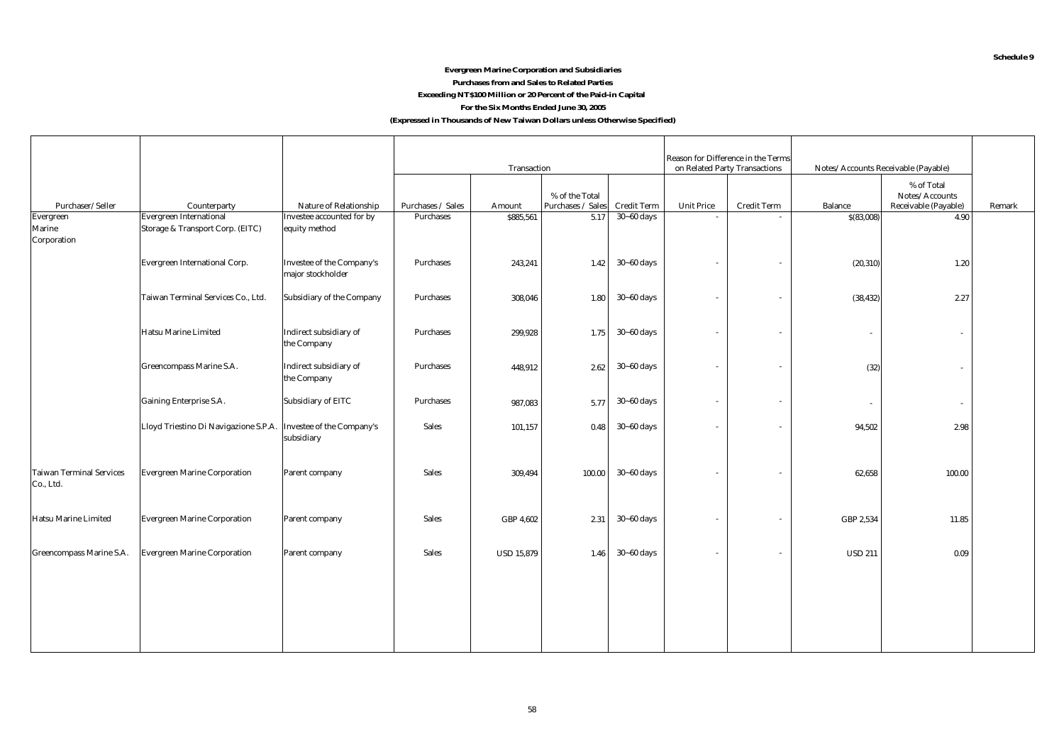Schedule 9

**Evergreen Marine Corporation and Subsidiaries**

**Purchases from and Sales to Related Parties**

**Exceeding NT$100 Million or 20 Percent of the Paid-in Capital**

**For the Six Months Ended June 30, 2005**

**(Expressed in Thousands of New Taiwan Dollars unless Otherwise Specified)**

| | | | Transaction | | | | Reason for Difference in the Terms on Related Party Transactions | | Notes/Accounts Receivable (Payable) | | |
|---|---|---|---|---|---|---|---|---|---|---|---|
| Purchaser/Seller | Counterparty | Nature of Relationship | Purchases / Sales | Amount | % of the Total Purchases / Sales | Credit Term | Unit Price | Credit Term | Balance | % of Total Notes/Accounts Receivable (Payable) | Remark |
| Evergreen Marine Corporation | Evergreen International Storage & Transport Corp. (EITC) | Investee accounted for by equity method | Purchases | $885,561 | 5.17 | 30~60 days | - | - | $(83,008) | 4.90 | |
| | Evergreen International Corp. | Investee of the Company's major stockholder | Purchases | 243,241 | 1.42 | 30~60 days | - | - | (20,310) | 1.20 | |
| | Taiwan Terminal Services Co., Ltd. | Subsidiary of the Company | Purchases | 308,046 | 1.80 | 30~60 days | - | - | (38,432) | 2.27 | |
| | Hatsu Marine Limited | Indirect subsidiary of the Company | Purchases | 299,928 | 1.75 | 30~60 days | - | - | - | - | |
| | Greencompass Marine S.A. | Indirect subsidiary of the Company | Purchases | 448,912 | 2.62 | 30~60 days | - | - | (32) | - | |
| | Gaining Enterprise S.A. | Subsidiary of EITC | Purchases | 987,083 | 5.77 | 30~60 days | - | - | - | - | |
| | Lloyd Triestino Di Navigazione S.P.A. | Investee of the Company's subsidiary | Sales | 101,157 | 0.48 | 30~60 days | - | - | 94,502 | 2.98 | |
| Taiwan Terminal Services Co., Ltd. | Evergreen Marine Corporation | Parent company | Sales | 309,494 | 100.00 | 30~60 days | - | - | 62,658 | 100.00 | |
| Hatsu Marine Limited | Evergreen Marine Corporation | Parent company | Sales | GBP 4,602 | 2.31 | 30~60 days | - | - | GBP 2,534 | 11.85 | |
| Greencompass Marine S.A. | Evergreen Marine Corporation | Parent company | Sales | USD 15,879 | 1.46 | 30~60 days | - | - | USD 211 | 0.09 | |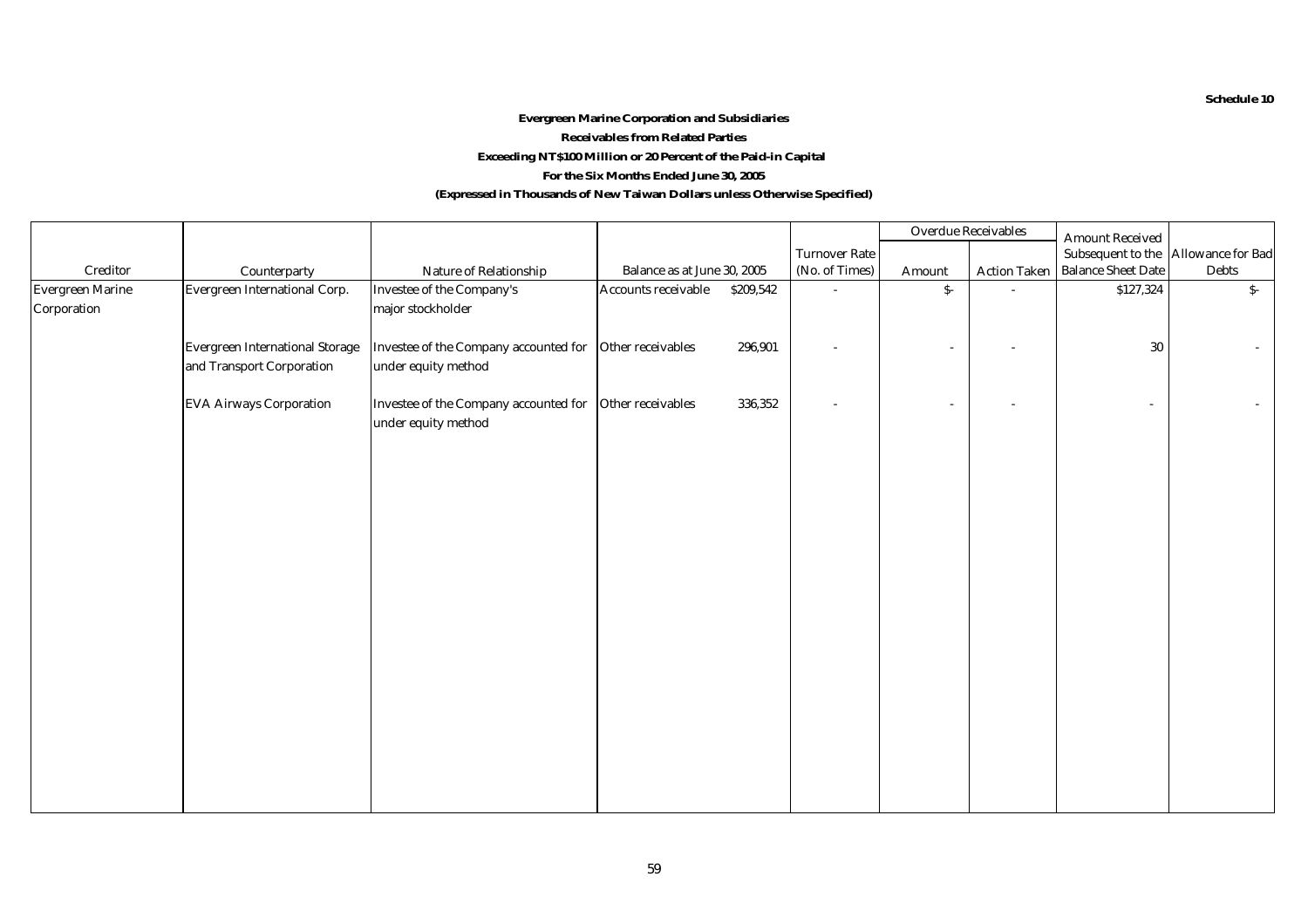Schedule 10

**Evergreen Marine Corporation and Subsidiaries**

**Receivables from Related Parties**

**Exceeding NT$100 Million or 20 Percent of the Paid-in Capital**

**For the Six Months Ended June 30, 2005**

**(Expressed in Thousands of New Taiwan Dollars unless Otherwise Specified)**

| Creditor | Counterparty | Nature of Relationship | Balance as at June 30, 2005 | | Turnover Rate (No. of Times) | Overdue Receivables | | Amount Received Subsequent to the Balance Sheet Date | Allowance for Bad Debts |
|---|---|---|---|---|---|---|---|---|---|
| | | | | | | Amount | Action Taken | | |
| Evergreen Marine Corporation | Evergreen International Corp. | Investee of the Company's major stockholder | Accounts receivable | $209,542 | - | $- | - | $127,324 | $- |
| | Evergreen International Storage and Transport Corporation | Investee of the Company accounted for under equity method | Other receivables | 296,901 | - | - | - | 30 | - |
| | EVA Airways Corporation | Investee of the Company accounted for under equity method | Other receivables | 336,352 | - | - | - | - | - |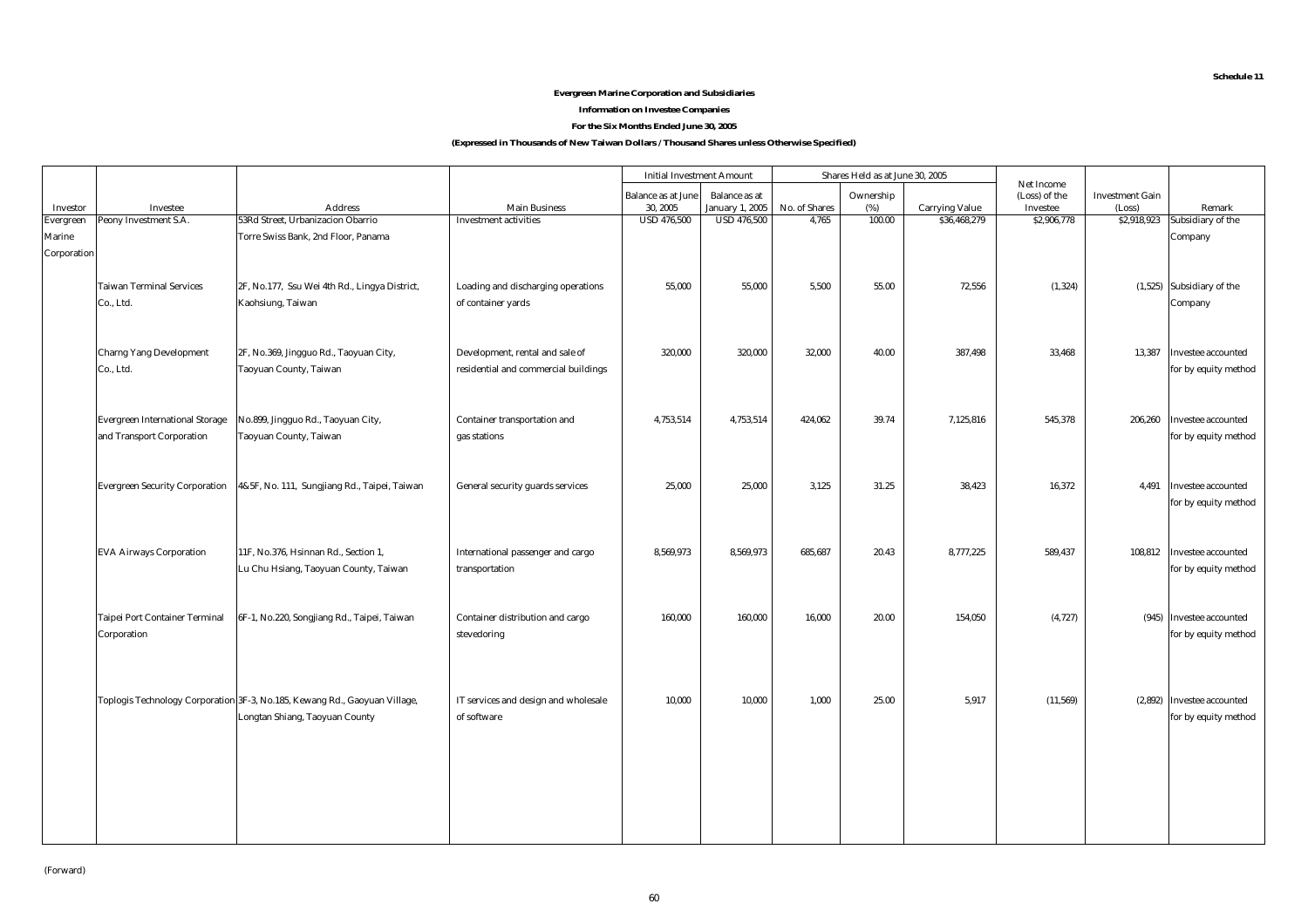**Schedule 11**

**Evergreen Marine Corporation and Subsidiaries**

**Information on Investee Companies**

**For the Six Months Ended June 30, 2005**

**(Expressed in Thousands of New Taiwan Dollars / Thousand Shares unless Otherwise Specified)**

| | | | | Initial Investment Amount | | Shares Held as at June 30, 2005 | | | | | |
|---|---|---|---|---|---|---|---|---|---|---|---|
| Investor | Investee | Address | Main Business | Balance as at June 30, 2005 | Balance as at January 1, 2005 | No. of Shares | Ownership (%) | Carrying Value | Net Income (Loss) of the Investee | Investment Gain (Loss) | Remark |
| Evergreen Marine Corporation | Peony Investment S.A. | 53Rd Street, Urbanizacion Obarrio Torre Swiss Bank, 2nd Floor, Panama | Investment activities | USD 476,500 | USD 476,500 | 4,765 | 100.00 | $36,468,279 | $2,906,778 | $2,918,923 | Subsidiary of the Company |
| | Taiwan Terminal Services Co., Ltd. | 2F, No.177, Ssu Wei 4th Rd., Lingya District, Kaohsiung, Taiwan | Loading and discharging operations of container yards | 55,000 | 55,000 | 5,500 | 55.00 | 72,556 | (1,324) | (1,525) | Subsidiary of the Company |
| | Charng Yang Development Co., Ltd. | 2F, No.369, Jingguo Rd., Taoyuan City, Taoyuan County, Taiwan | Development, rental and sale of residential and commercial buildings | 320,000 | 320,000 | 32,000 | 40.00 | 387,498 | 33,468 | 13,387 | Investee accounted for by equity method |
| | Evergreen International Storage and Transport Corporation | No.899, Jingguo Rd., Taoyuan City, Taoyuan County, Taiwan | Container transportation and gas stations | 4,753,514 | 4,753,514 | 424,062 | 39.74 | 7,125,816 | 545,378 | 206,260 | Investee accounted for by equity method |
| | Evergreen Security Corporation | 4&5F, No. 111, Sungjiang Rd., Taipei, Taiwan | General security guards services | 25,000 | 25,000 | 3,125 | 31.25 | 38,423 | 16,372 | 4,491 | Investee accounted for by equity method |
| | EVA Airways Corporation | 11F, No.376, Hsinnan Rd., Section 1, Lu Chu Hsiang, Taoyuan County, Taiwan | International passenger and cargo transportation | 8,569,973 | 8,569,973 | 685,687 | 20.43 | 8,777,225 | 589,437 | 108,812 | Investee accounted for by equity method |
| | Taipei Port Container Terminal Corporation | 6F-1, No.220, Songjiang Rd., Taipei, Taiwan | Container distribution and cargo stevedoring | 160,000 | 160,000 | 16,000 | 20.00 | 154,050 | (4,727) | (945) | Investee accounted for by equity method |
| | Toplogis Technology Corporation | 3F-3, No.185, Kewang Rd., Gaoyuan Village, Longtan Shiang, Taoyuan County | IT services and design and wholesale of software | 10,000 | 10,000 | 1,000 | 25.00 | 5,917 | (11,569) | (2,892) | Investee accounted for by equity method |

(Forward)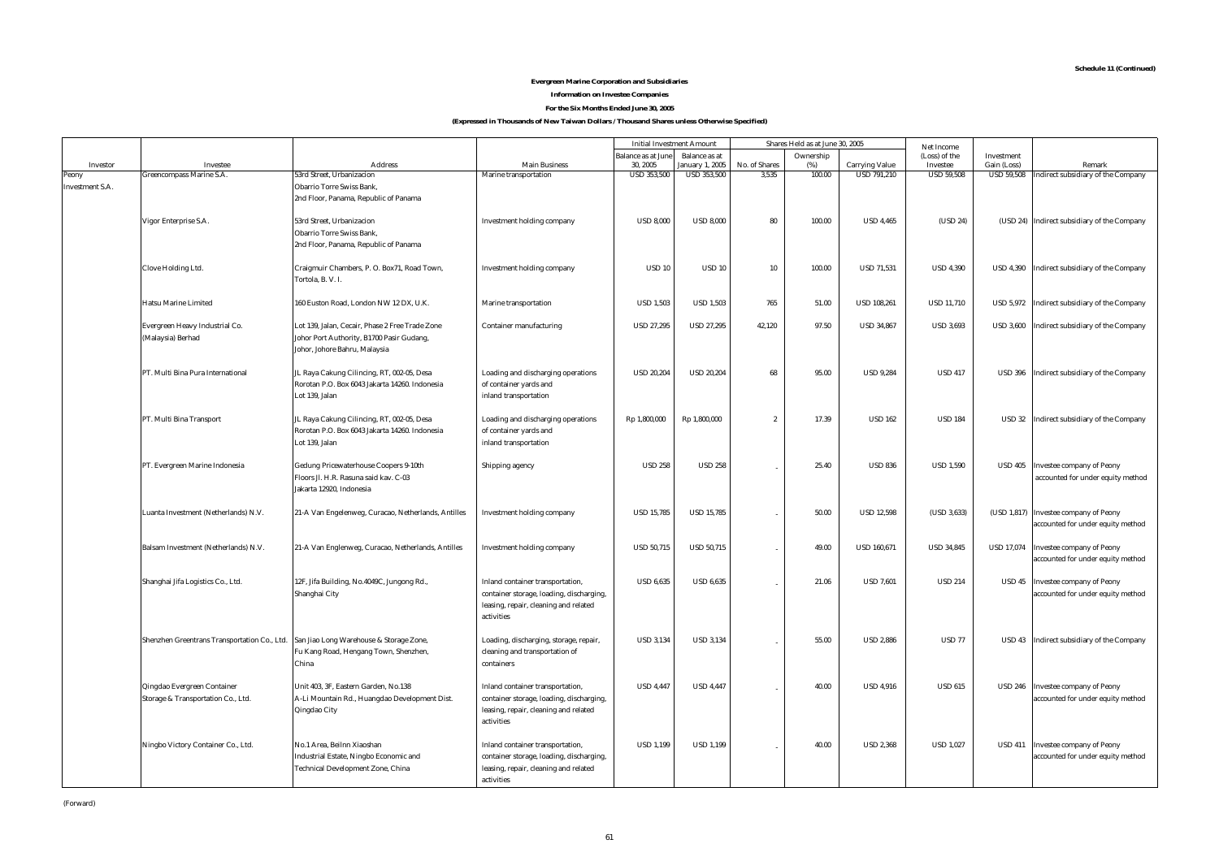**Schedule 11 (Continued)**

**Evergreen Marine Corporation and Subsidiaries**

**Information on Investee Companies**

**For the Six Months Ended June 30, 2005**

**(Expressed in Thousands of New Taiwan Dollars / Thousand Shares unless Otherwise Specified)**

| Investor | Investee | Address | Main Business | Initial Investment Amount | | Shares Held as at June 30, 2005 | | | Net Income (Loss) of the Investee | Investment Gain (Loss) | Remark |
|---|---|---|---|---|---|---|---|---|---|---|---|
| | | | | Balance as at June 30, 2005 | Balance as at January 1, 2005 | No. of Shares | Ownership (%) | Carrying Value | | | |
| Peony Investment S.A. | Greencompass Marine S.A. | 53rd Street, Urbanizacion Obarrio Torre Swiss Bank, 2nd Floor, Panama, Republic of Panama | Marine transportation | USD 353,500 | USD 353,500 | 3,535 | 100.00 | USD 791,210 | USD 59,508 | USD 59,508 | Indirect subsidiary of the Company |
| | Vigor Enterprise S.A. | 53rd Street, Urbanizacion Obarrio Torre Swiss Bank, 2nd Floor, Panama, Republic of Panama | Investment holding company | USD 8,000 | USD 8,000 | 80 | 100.00 | USD 4,465 | (USD 24) | (USD 24) | Indirect subsidiary of the Company |
| | Clove Holding Ltd. | Craigmuir Chambers, P. O. Box71, Road Town, Tortola, B. V. I. | Investment holding company | USD 10 | USD 10 | 10 | 100.00 | USD 71,531 | USD 4,390 | USD 4,390 | Indirect subsidiary of the Company |
| | Hatsu Marine Limited | 160 Euston Road, London NW 12 DX, U.K. | Marine transportation | USD 1,503 | USD 1,503 | 765 | 51.00 | USD 108,261 | USD 11,710 | USD 5,972 | Indirect subsidiary of the Company |
| | Evergreen Heavy Industrial Co. (Malaysia) Berhad | Lot 139, Jalan, Cecair, Phase 2 Free Trade Zone Johor Port Authority, 81700 Pasir Gudang, Johor, Johore Bahru, Malaysia | Container manufacturing | USD 27,295 | USD 27,295 | 42,120 | 97.50 | USD 34,867 | USD 3,693 | USD 3,600 | Indirect subsidiary of the Company |
| | PT. Multi Bina Pura International | JL Raya Cakung Cilincing, RT, 002-05, Desa Rorotan P.O. Box 6043 Jakarta 14260. Indonesia Lot 139, Jalan | Loading and discharging operations of container yards and inland transportation | USD 20,204 | USD 20,204 | 68 | 95.00 | USD 9,284 | USD 417 | USD 396 | Indirect subsidiary of the Company |
| | PT. Multi Bina Transport | JL Raya Cakung Cilincing, RT, 002-05, Desa Rorotan P.O. Box 6043 Jakarta 14260. Indonesia Lot 139, Jalan | Loading and discharging operations of container yards and inland transportation | Rp 1,800,000 | Rp 1,800,000 | 2 | 17.39 | USD 162 | USD 184 | USD 32 | Indirect subsidiary of the Company |
| | PT. Evergreen Marine Indonesia | Gedung Pricewaterhouse Coopers 9-10th Floors Jl. H.R. Rasuna said kav. C-03 Jakarta 12920, Indonesia | Shipping agency | USD 258 | USD 258 | - | 25.40 | USD 836 | USD 1,590 | USD 405 | Investee company of Peony accounted for under equity method |
| | Luanta Investment (Netherlands) N.V. | 21-A Van Engelenweg, Curacao, Netherlands, Antilles | Investment holding company | USD 15,785 | USD 15,785 | - | 50.00 | USD 12,598 | (USD 3,633) | (USD 1,817) | Investee company of Peony accounted for under equity method |
| | Balsam Investment (Netherlands) N.V. | 21-A Van Englenweg, Curacao, Netherlands, Antilles | Investment holding company | USD 50,715 | USD 50,715 | - | 49.00 | USD 160,671 | USD 34,845 | USD 17,074 | Investee company of Peony accounted for under equity method |
| | Shanghai Jifa Logistics Co., Ltd. | 12F, Jifa Building, No.4049C, Jungong Rd., Shanghai City | Inland container transportation, container storage, loading, discharging, leasing, repair, cleaning and related activities | USD 6,635 | USD 6,635 | - | 21.06 | USD 7,601 | USD 214 | USD 45 | Investee company of Peony accounted for under equity method |
| | Shenzhen Greentrans Transportation Co., Ltd. | San Jiao Long Warehouse & Storage Zone, Fu Kang Road, Hengang Town, Shenzhen, China | Loading, discharging, storage, repair, cleaning and transportation of containers | USD 3,134 | USD 3,134 | - | 55.00 | USD 2,886 | USD 77 | USD 43 | Indirect subsidiary of the Company |
| | Qingdao Evergreen Container Storage & Transportation Co., Ltd. | Unit 403, 3F, Eastern Garden, No.138 A-Li Mountain Rd., Huangdao Development Dist. Qingdao City | Inland container transportation, container storage, loading, discharging, leasing, repair, cleaning and related activities | USD 4,447 | USD 4,447 | - | 40.00 | USD 4,916 | USD 615 | USD 246 | Investee company of Peony accounted for under equity method |
| | Ningbo Victory Container Co., Ltd. | No.1 Area, BeiInn Xiaoshan Industrial Estate, Ningbo Economic and Technical Development Zone, China | Inland container transportation, container storage, loading, discharging, leasing, repair, cleaning and related activities | USD 1,199 | USD 1,199 | - | 40.00 | USD 2,368 | USD 1,027 | USD 411 | Investee company of Peony accounted for under equity method |

(Forward)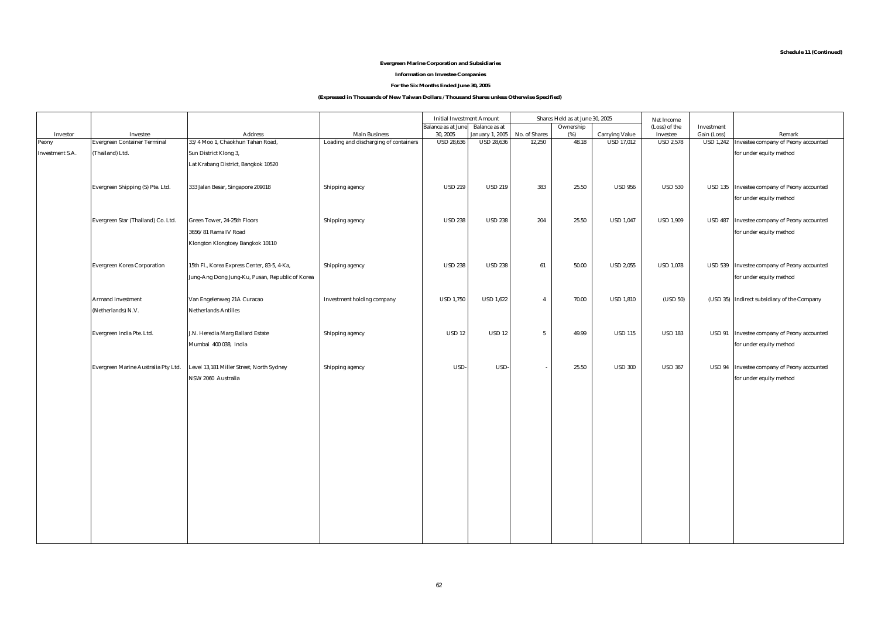**Schedule 11 (Continued)**

**Evergreen Marine Corporation and Subsidiaries**

**Information on Investee Companies**

**For the Six Months Ended June 30, 2005**

**(Expressed in Thousands of New Taiwan Dollars / Thousand Shares unless Otherwise Specified)**

| Investor | Investee | Address | Main Business | Initial Investment Amount | | Shares Held as at June 30, 2005 | | | Net Income (Loss) of the Investee | Investment Gain (Loss) | Remark |
|---|---|---|---|---|---|---|---|---|---|---|---|
| | | | | Balance as at June 30, 2005 | Balance as at January 1, 2005 | No. of Shares | Ownership (%) | Carrying Value | | | |
| Peony Investment S.A. | Evergreen Container Terminal (Thailand) Ltd. | 33/4 Moo 1, Chaokhun Tahan Road, Sun District Klong 3, Lat Krabang District, Bangkok 10520 | Loading and discharging of containers | USD 28,636 | USD 28,636 | 12,250 | 48.18 | USD 17,012 | USD 2,578 | USD 1,242 | Investee company of Peony accounted for under equity method |
| | Evergreen Shipping (S) Pte. Ltd. | 333 Jalan Besar, Singapore 209018 | Shipping agency | USD 219 | USD 219 | 383 | 25.50 | USD 956 | USD 530 | USD 135 | Investee company of Peony accounted for under equity method |
| | Evergreen Star (Thailand) Co. Ltd. | Green Tower, 24-25th Floors 3656/81 Rama IV Road Klongton Klongtoey Bangkok 10110 | Shipping agency | USD 238 | USD 238 | 204 | 25.50 | USD 1,047 | USD 1,909 | USD 487 | Investee company of Peony accounted for under equity method |
| | Evergreen Korea Corporation | 15th Fl., Korea Express Center, 83-5, 4-Ka, Jung-Ang Dong Jung-Ku, Pusan, Republic of Korea | Shipping agency | USD 238 | USD 238 | 61 | 50.00 | USD 2,055 | USD 1,078 | USD 539 | Investee company of Peony accounted for under equity method |
| | Armand Investment (Netherlands) N.V. | Van Engelenweg 21A Curacao Netherlands Antilles | Investment holding company | USD 1,750 | USD 1,622 | 4 | 70.00 | USD 1,810 | (USD 50) | (USD 35) | Indirect subsidiary of the Company |
| | Evergreen India Pte. Ltd. | J.N. Heredia Marg Ballard Estate Mumbai 400 038, India | Shipping agency | USD 12 | USD 12 | 5 | 49.99 | USD 115 | USD 183 | USD 91 | Investee company of Peony accounted for under equity method |
| | Evergreen Marine Australia Pty Ltd. | Level 13,181 Miller Street, North Sydney NSW 2060 Australia | Shipping agency | USD- | USD- | - | 25.50 | USD 300 | USD 367 | USD 94 | Investee company of Peony accounted for under equity method |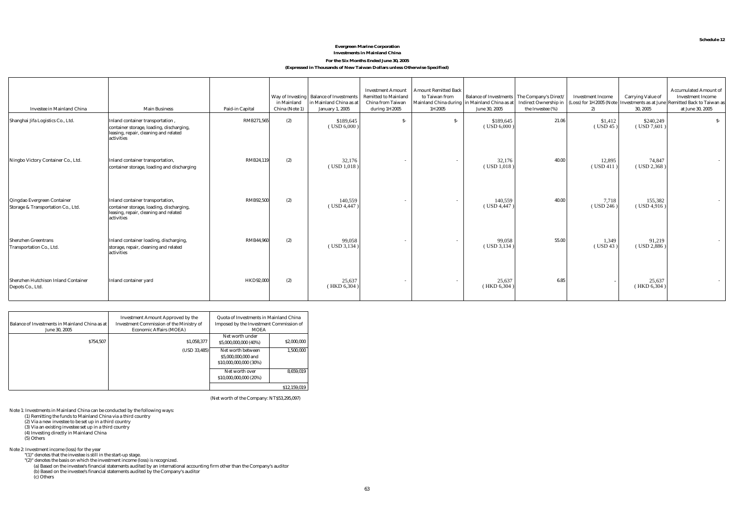Schedule 12

**Evergreen Marine Corporation**

**Investments in Mainland China**

**For the Six Months Ended June 30, 2005**

**(Expressed in Thousands of New Taiwan Dollars unless Otherwise Specified)**

| Investee in Mainland China | Main Business | Paid-in Capital | Way of Investing in Mainland China (Note 1) | Balance of Investments in Mainland China as at January 1, 2005 | Investment Amount Remitted to Mainland China from Taiwan during 1H2005 | Amount Remitted Back to Taiwan from Mainland China during 1H2005 | Balance of Investments in Mainland China as at June 30, 2005 | The Company's Direct/ Indirect Ownership in the Investee (%) | Investment Income (Loss) for 1H2005 (Note 2) | Carrying Value of Investments as at June 30, 2005 | Accumulated Amount of Investment Income Remitted Back to Taiwan as at June 30, 2005 |
|---|---|---|---|---|---|---|---|---|---|---|---|
| Shanghai Jifa Logistics Co., Ltd. | Inland container transportation, container storage, loading, discharging, leasing, repair, cleaning and related activities | RMB271,565 | (2) | $189,645 ( USD 6,000 ) | $- | $- | $189,645 ( USD 6,000 ) | 21.06 | $1,412 ( USD 45 ) | $240,249 ( USD 7,601 ) | $- |
| Ningbo Victory Container Co., Ltd. | Inland container transportation, container storage, loading and discharging | RMB24,119 | (2) | 32,176 ( USD 1,018 ) | - | - | 32,176 ( USD 1,018 ) | 40.00 | 12,895 ( USD 411 ) | 74,847 ( USD 2,368 ) | - |
| Qingdao Evergreen Container Storage & Transportation Co., Ltd. | Inland container transportation, container storage, loading, discharging, leasing, repair, cleaning and related activities | RMB92,500 | (2) | 140,559 ( USD 4,447 ) | - | - | 140,559 ( USD 4,447 ) | 40.00 | 7,718 ( USD 246 ) | 155,382 ( USD 4,916 ) | - |
| Shenzhen Greentrans Transportation Co., Ltd. | Inland container loading, discharging, storage, repair, cleaning and related activities | RMB44,960 | (2) | 99,058 ( USD 3,134 ) | - | - | 99,058 ( USD 3,134 ) | 55.00 | 1,349 ( USD 43 ) | 91,219 ( USD 2,886 ) | - |
| Shenzhen Hutchison Inland Container Depots Co., Ltd. | Inland container yard | HKD92,000 | (2) | 25,637 ( HKD 6,304 ) | - | - | 25,637 ( HKD 6,304 ) | 6.85 | - | 25,637 ( HKD 6,304 ) | - |

| Balance of Investments in Mainland China as at June 30, 2005 | Investment Amount Approved by the Investment Commission of the Ministry of Economic Affairs (MOEA) | Quota of Investments in Mainland China Imposed by the Investment Commission of MOEA | |
|---|---|---|---|
| $754,507 | $1,058,377 | Net worth under $5,000,000,000 (40%) | $2,000,000 |
| | (USD 33,485) | Net worth between $5,000,000,000 and $10,000,000,000 (30%) | 1,500,000 |
| | | Net worth over $10,000,000,000 (20%) | 8,659,019 |
| | | | $12,159,019 |

(Net worth of the Company: NT$53,295,097)

Note 1: Investments in Mainland China can be conducted by the following ways:
- (1) Remitting the funds to Mainland China via a third country
- (2) Via a new investee to be set up in a third country
- (3) Via an existing investee set up in a third country
- (4) Investing directly in Mainland China
- (5) Others

Note 2: Investment income (loss) for the year
- "(1)" denotes that the investee is still in the start-up stage.
- "(2)" denotes the basis on which the investment income (loss) is recognized.
  - (a) Based on the investee's financial statements audited by an international accounting firm other than the Company's auditor
  - (b) Based on the investee's financial statements audited by the Company's auditor
  - (c) Others